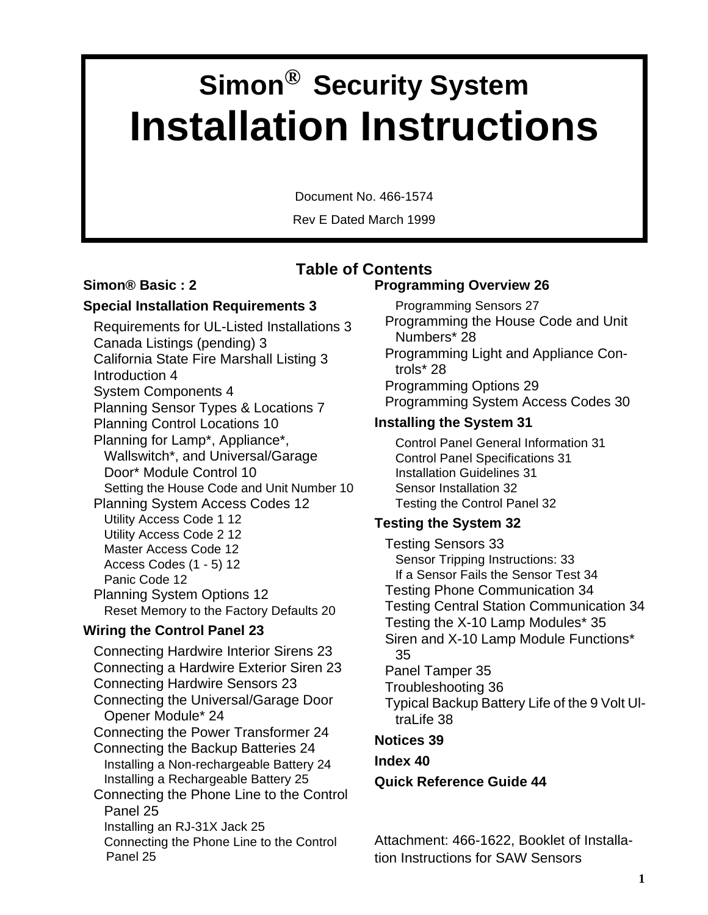# Simon® Security System
# Installation Instructions

Document No. 466-1574

Rev E Dated March 1999

## Table of Contents

**Simon® Basic : 2**

**Special Installation Requirements 3**

- Requirements for UL-Listed Installations 3
- Canada Listings (pending) 3
- California State Fire Marshall Listing 3
- Introduction 4
- System Components 4
- Planning Sensor Types & Locations 7
- Planning Control Locations 10
- Planning for Lamp*, Appliance*, Wallswitch*, and Universal/Garage Door* Module Control 10
  - Setting the House Code and Unit Number 10
- Planning System Access Codes 12
  - Utility Access Code 1 12
  - Utility Access Code 2 12
  - Master Access Code 12
  - Access Codes (1 - 5) 12
  - Panic Code 12
- Planning System Options 12
  - Reset Memory to the Factory Defaults 20

**Wiring the Control Panel 23**

- Connecting Hardwire Interior Sirens 23
- Connecting a Hardwire Exterior Siren 23
- Connecting Hardwire Sensors 23
- Connecting the Universal/Garage Door Opener Module* 24
- Connecting the Power Transformer 24
- Connecting the Backup Batteries 24
  - Installing a Non-rechargeable Battery 24
  - Installing a Rechargeable Battery 25
- Connecting the Phone Line to the Control Panel 25
  - Installing an RJ-31X Jack 25
  - Connecting the Phone Line to the Control Panel 25

**Programming Overview 26**

- Programming Sensors 27
- Programming the House Code and Unit Numbers* 28
- Programming Light and Appliance Controls* 28
- Programming Options 29
- Programming System Access Codes 30

**Installing the System 31**

- Control Panel General Information 31
- Control Panel Specifications 31
- Installation Guidelines 31
- Sensor Installation 32
- Testing the Control Panel 32

**Testing the System 32**

- Testing Sensors 33
  - Sensor Tripping Instructions: 33
  - If a Sensor Fails the Sensor Test 34
- Testing Phone Communication 34
- Testing Central Station Communication 34
- Testing the X-10 Lamp Modules* 35
- Siren and X-10 Lamp Module Functions* 35
- Panel Tamper 35
- Troubleshooting 36
- Typical Backup Battery Life of the 9 Volt UltraLife 38

**Notices 39**

**Index 40**

**Quick Reference Guide 44**

Attachment: 466-1622, Booklet of Installation Instructions for SAW Sensors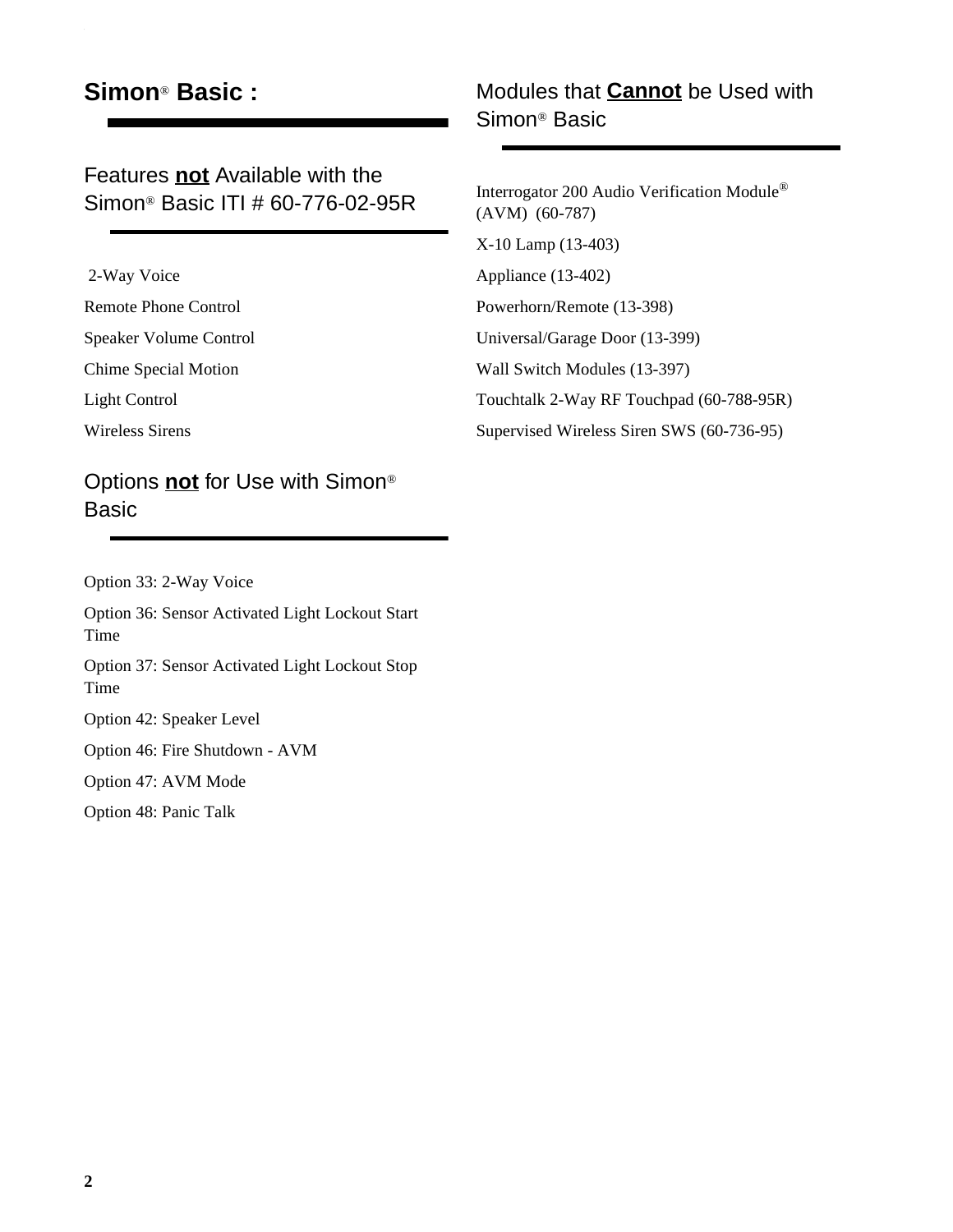# Simon® Basic :

## Features **not** Available with the Simon® Basic ITI # 60-776-02-95R

2-Way Voice

Remote Phone Control

Speaker Volume Control

Chime Special Motion

Light Control

Wireless Sirens

## Options **not** for Use with Simon® Basic

Option 33: 2-Way Voice

Option 36: Sensor Activated Light Lockout Start Time

Option 37: Sensor Activated Light Lockout Stop Time

Option 42: Speaker Level

Option 46: Fire Shutdown - AVM

Option 47: AVM Mode

Option 48: Panic Talk

## Modules that **Cannot** be Used with Simon® Basic

Interrogator 200 Audio Verification Module® (AVM) (60-787)

X-10 Lamp (13-403)

Appliance (13-402)

Powerhorn/Remote (13-398)

Universal/Garage Door (13-399)

Wall Switch Modules (13-397)

Touchtalk 2-Way RF Touchpad (60-788-95R)

Supervised Wireless Siren SWS (60-736-95)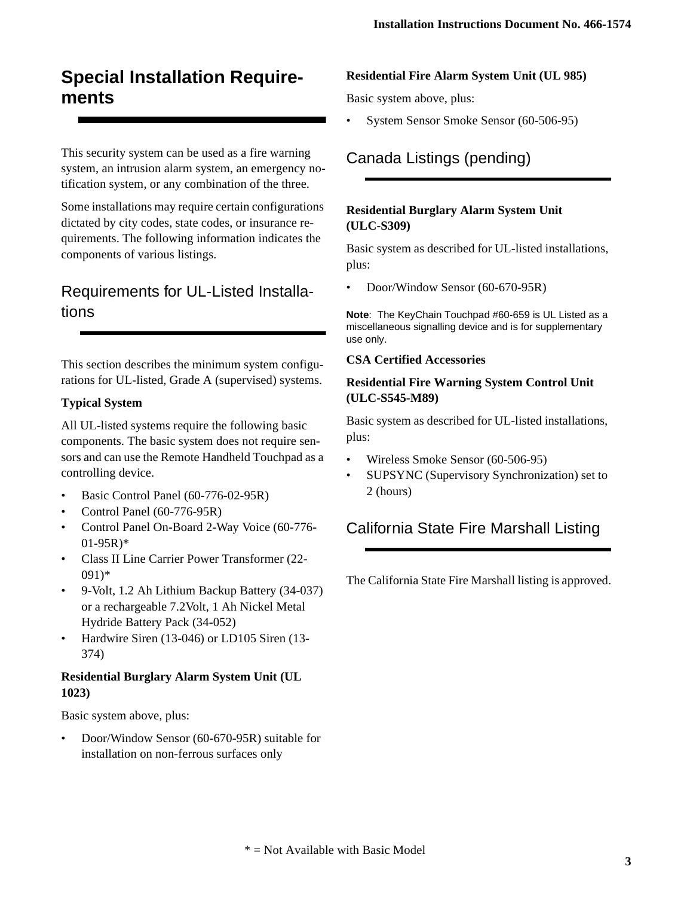# Special Installation Requirements

This security system can be used as a fire warning system, an intrusion alarm system, an emergency notification system, or any combination of the three.

Some installations may require certain configurations dictated by city codes, state codes, or insurance requirements. The following information indicates the components of various listings.

## Requirements for UL-Listed Installations

This section describes the minimum system configurations for UL-listed, Grade A (supervised) systems.

**Typical System**

All UL-listed systems require the following basic components. The basic system does not require sensors and can use the Remote Handheld Touchpad as a controlling device.

- Basic Control Panel (60-776-02-95R)
- Control Panel (60-776-95R)
- Control Panel On-Board 2-Way Voice (60-776-01-95R)*
- Class II Line Carrier Power Transformer (22-091)*
- 9-Volt, 1.2 Ah Lithium Backup Battery (34-037) or a rechargeable 7.2Volt, 1 Ah Nickel Metal Hydride Battery Pack (34-052)
- Hardwire Siren (13-046) or LD105 Siren (13-374)

**Residential Burglary Alarm System Unit (UL 1023)**

Basic system above, plus:

- Door/Window Sensor (60-670-95R) suitable for installation on non-ferrous surfaces only

**Residential Fire Alarm System Unit (UL 985)**

Basic system above, plus:

- System Sensor Smoke Sensor (60-506-95)

## Canada Listings (pending)

**Residential Burglary Alarm System Unit (ULC-S309)**

Basic system as described for UL-listed installations, plus:

- Door/Window Sensor (60-670-95R)

**Note**: The KeyChain Touchpad #60-659 is UL Listed as a miscellaneous signalling device and is for supplementary use only.

**CSA Certified Accessories**

**Residential Fire Warning System Control Unit (ULC-S545-M89)**

Basic system as described for UL-listed installations, plus:

- Wireless Smoke Sensor (60-506-95)
- SUPSYNC (Supervisory Synchronization) set to 2 (hours)

## California State Fire Marshall Listing

The California State Fire Marshall listing is approved.

* = Not Available with Basic Model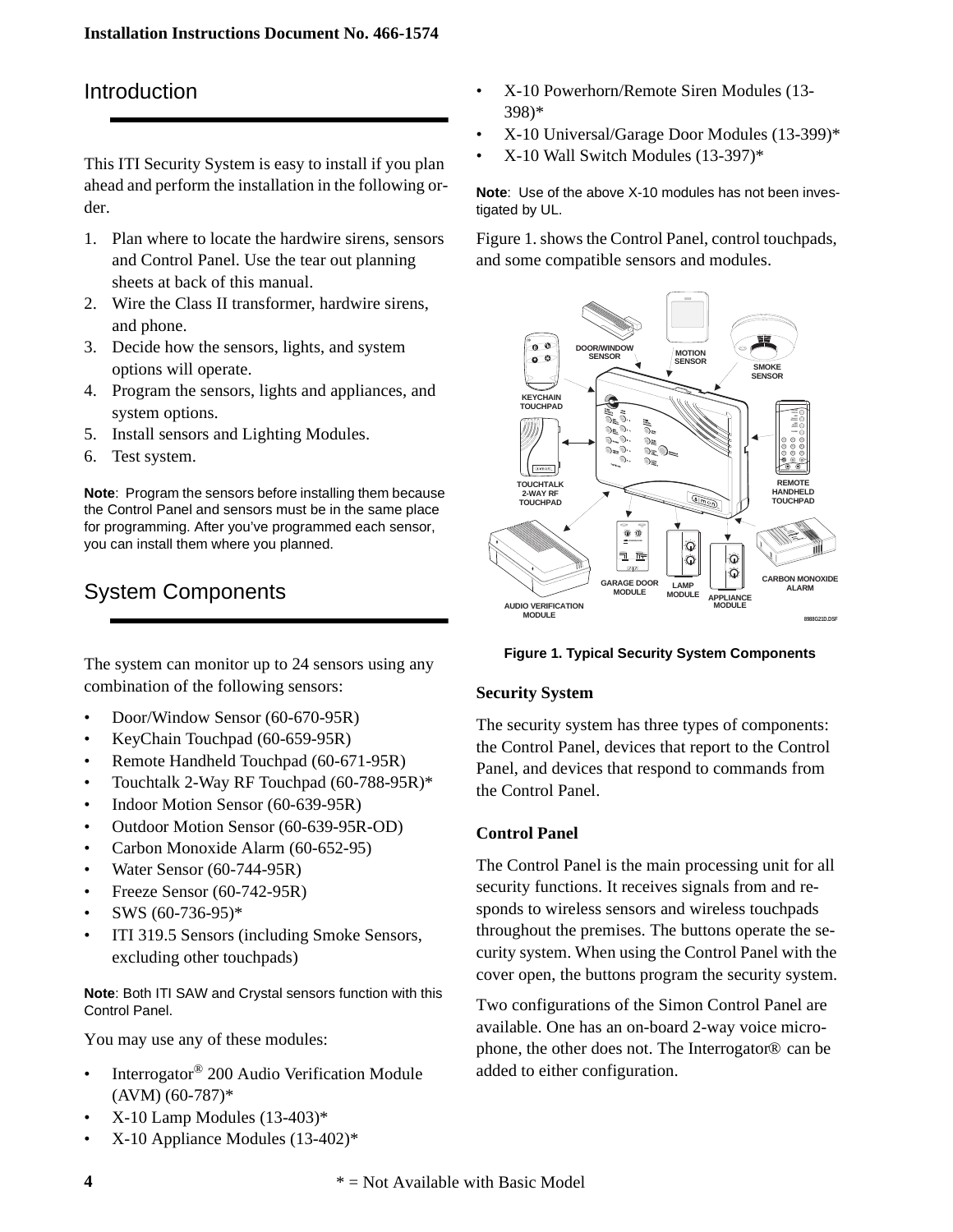## Introduction

This ITI Security System is easy to install if you plan ahead and perform the installation in the following order.

1. Plan where to locate the hardwire sirens, sensors and Control Panel. Use the tear out planning sheets at back of this manual.
2. Wire the Class II transformer, hardwire sirens, and phone.
3. Decide how the sensors, lights, and system options will operate.
4. Program the sensors, lights and appliances, and system options.
5. Install sensors and Lighting Modules.
6. Test system.

**Note**: Program the sensors before installing them because the Control Panel and sensors must be in the same place for programming. After you've programmed each sensor, you can install them where you planned.

## System Components

The system can monitor up to 24 sensors using any combination of the following sensors:

- Door/Window Sensor (60-670-95R)
- KeyChain Touchpad (60-659-95R)
- Remote Handheld Touchpad (60-671-95R)
- Touchtalk 2-Way RF Touchpad (60-788-95R)*
- Indoor Motion Sensor (60-639-95R)
- Outdoor Motion Sensor (60-639-95R-OD)
- Carbon Monoxide Alarm (60-652-95)
- Water Sensor (60-744-95R)
- Freeze Sensor (60-742-95R)
- SWS (60-736-95)*
- ITI 319.5 Sensors (including Smoke Sensors, excluding other touchpads)

**Note**: Both ITI SAW and Crystal sensors function with this Control Panel.

You may use any of these modules:

- Interrogator® 200 Audio Verification Module (AVM) (60-787)*
- X-10 Lamp Modules (13-403)*
- X-10 Appliance Modules (13-402)*
- X-10 Powerhorn/Remote Siren Modules (13-398)*
- X-10 Universal/Garage Door Modules (13-399)*
- X-10 Wall Switch Modules (13-397)*

**Note**: Use of the above X-10 modules has not been investigated by UL.

Figure 1. shows the Control Panel, control touchpads, and some compatible sensors and modules.

Figure 1. Typical Security System Components

### Security System

The security system has three types of components: the Control Panel, devices that report to the Control Panel, and devices that respond to commands from the Control Panel.

### Control Panel

The Control Panel is the main processing unit for all security functions. It receives signals from and responds to wireless sensors and wireless touchpads throughout the premises. The buttons operate the security system. When using the Control Panel with the cover open, the buttons program the security system.

Two configurations of the Simon Control Panel are available. One has an on-board 2-way voice microphone, the other does not. The Interrogator® can be added to either configuration.

* = Not Available with Basic Model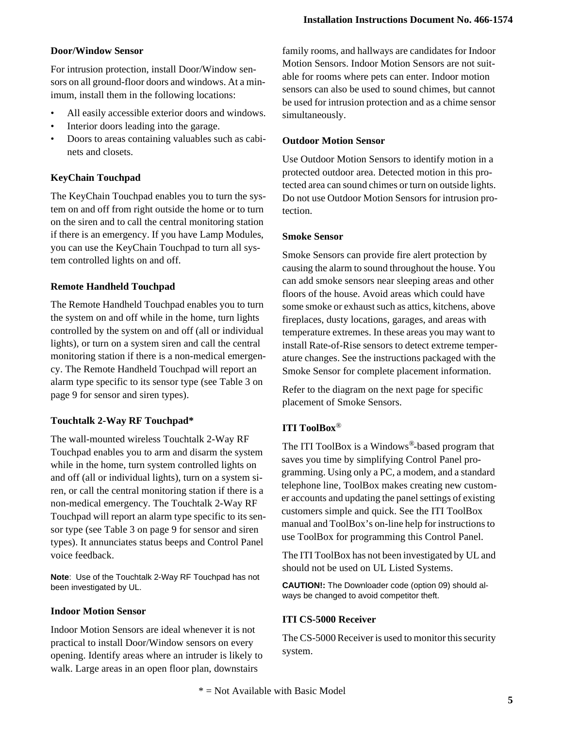### Door/Window Sensor

For intrusion protection, install Door/Window sensors on all ground-floor doors and windows. At a minimum, install them in the following locations:

- All easily accessible exterior doors and windows.
- Interior doors leading into the garage.
- Doors to areas containing valuables such as cabinets and closets.

### KeyChain Touchpad

The KeyChain Touchpad enables you to turn the system on and off from right outside the home or to turn on the siren and to call the central monitoring station if there is an emergency. If you have Lamp Modules, you can use the KeyChain Touchpad to turn all system controlled lights on and off.

### Remote Handheld Touchpad

The Remote Handheld Touchpad enables you to turn the system on and off while in the home, turn lights controlled by the system on and off (all or individual lights), or turn on a system siren and call the central monitoring station if there is a non-medical emergency. The Remote Handheld Touchpad will report an alarm type specific to its sensor type (see Table 3 on page 9 for sensor and siren types).

### Touchtalk 2-Way RF Touchpad*

The wall-mounted wireless Touchtalk 2-Way RF Touchpad enables you to arm and disarm the system while in the home, turn system controlled lights on and off (all or individual lights), turn on a system siren, or call the central monitoring station if there is a non-medical emergency. The Touchtalk 2-Way RF Touchpad will report an alarm type specific to its sensor type (see Table 3 on page 9 for sensor and siren types). It annunciates status beeps and Control Panel voice feedback.

**Note**: Use of the Touchtalk 2-Way RF Touchpad has not been investigated by UL.

### Indoor Motion Sensor

Indoor Motion Sensors are ideal whenever it is not practical to install Door/Window sensors on every opening. Identify areas where an intruder is likely to walk. Large areas in an open floor plan, downstairs family rooms, and hallways are candidates for Indoor Motion Sensors. Indoor Motion Sensors are not suitable for rooms where pets can enter. Indoor motion sensors can also be used to sound chimes, but cannot be used for intrusion protection and as a chime sensor simultaneously.

### Outdoor Motion Sensor

Use Outdoor Motion Sensors to identify motion in a protected outdoor area. Detected motion in this protected area can sound chimes or turn on outside lights. Do not use Outdoor Motion Sensors for intrusion protection.

### Smoke Sensor

Smoke Sensors can provide fire alert protection by causing the alarm to sound throughout the house. You can add smoke sensors near sleeping areas and other floors of the house. Avoid areas which could have some smoke or exhaust such as attics, kitchens, above fireplaces, dusty locations, garages, and areas with temperature extremes. In these areas you may want to install Rate-of-Rise sensors to detect extreme temperature changes. See the instructions packaged with the Smoke Sensor for complete placement information.

Refer to the diagram on the next page for specific placement of Smoke Sensors.

### ITI ToolBox®

The ITI ToolBox is a Windows®-based program that saves you time by simplifying Control Panel programming. Using only a PC, a modem, and a standard telephone line, ToolBox makes creating new customer accounts and updating the panel settings of existing customers simple and quick. See the ITI ToolBox manual and ToolBox's on-line help for instructions to use ToolBox for programming this Control Panel.

The ITI ToolBox has not been investigated by UL and should not be used on UL Listed Systems.

**CAUTION!:** The Downloader code (option 09) should always be changed to avoid competitor theft.

### ITI CS-5000 Receiver

The CS-5000 Receiver is used to monitor this security system.

* = Not Available with Basic Model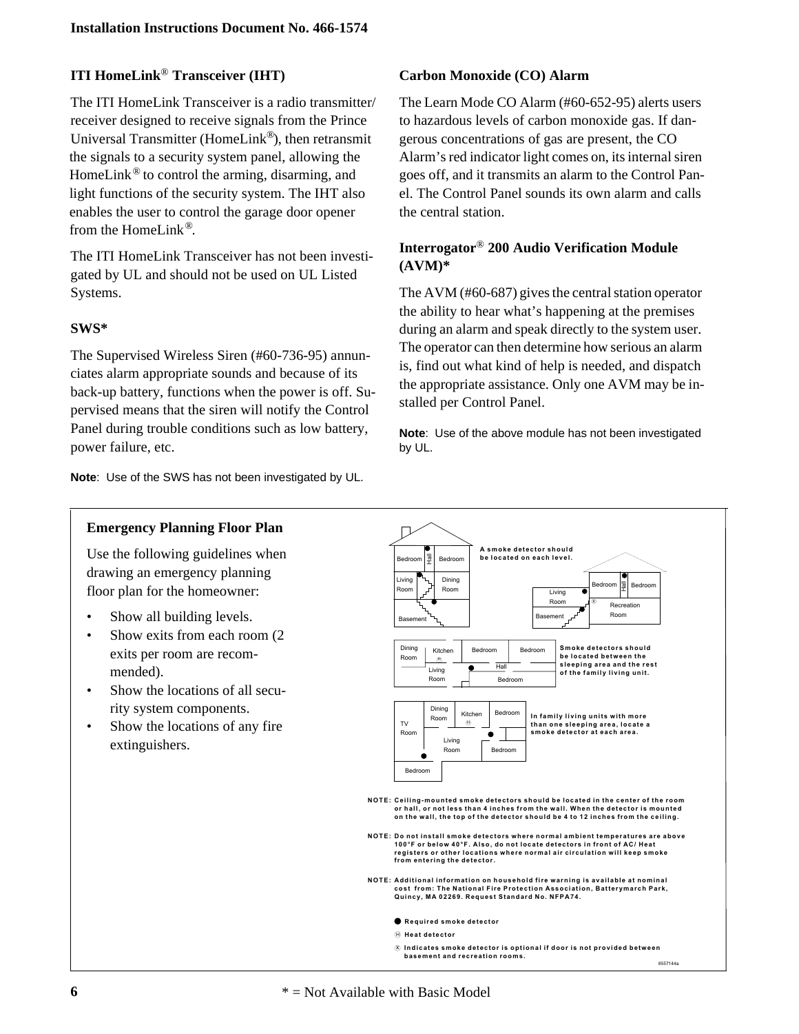## ITI HomeLink® Transceiver (IHT)

The ITI HomeLink Transceiver is a radio transmitter/ receiver designed to receive signals from the Prince Universal Transmitter (HomeLink®), then retransmit the signals to a security system panel, allowing the HomeLink® to control the arming, disarming, and light functions of the security system. The IHT also enables the user to control the garage door opener from the HomeLink®.

The ITI HomeLink Transceiver has not been investigated by UL and should not be used on UL Listed Systems.

## SWS*

The Supervised Wireless Siren (#60-736-95) annunciates alarm appropriate sounds and because of its back-up battery, functions when the power is off. Supervised means that the siren will notify the Control Panel during trouble conditions such as low battery, power failure, etc.

**Note**: Use of the SWS has not been investigated by UL.

## Carbon Monoxide (CO) Alarm

The Learn Mode CO Alarm (#60-652-95) alerts users to hazardous levels of carbon monoxide gas. If dangerous concentrations of gas are present, the CO Alarm's red indicator light comes on, its internal siren goes off, and it transmits an alarm to the Control Panel. The Control Panel sounds its own alarm and calls the central station.

## Interrogator® 200 Audio Verification Module (AVM)*

The AVM (#60-687) gives the central station operator the ability to hear what's happening at the premises during an alarm and speak directly to the system user. The operator can then determine how serious an alarm is, find out what kind of help is needed, and dispatch the appropriate assistance. Only one AVM may be installed per Control Panel.

**Note**: Use of the above module has not been investigated by UL.

## Emergency Planning Floor Plan

Use the following guidelines when drawing an emergency planning floor plan for the homeowner:

- Show all building levels.
- Show exits from each room (2 exits per room are recommended).
- Show the locations of all security system components.
- Show the locations of any fire extinguishers.

Bedroom Hall Bedroom Living Room Dining Room Basement

A smoke detector should be located on each level.

Bedroom Hall Bedroom Living Room Recreation Room Basement

Dining Room Kitchen Living Room Bedroom Hall Bedroom Bedroom

Smoke detectors should be located between the sleeping area and the rest of the family living unit.

TV Room Dining Room Kitchen Bedroom Living Room Bedroom Bedroom

In family living units with more than one sleeping area, locate a smoke detector at each area.

NOTE: Ceiling-mounted smoke detectors should be located in the center of the room or hall, or not less than 4 inches from the wall. When the detector is mounted on the wall, the top of the detector should be 4 to 12 inches from the ceiling.

NOTE: Do not install smoke detectors where normal ambient temperatures are above 100°F or below 40°F. Also, do not locate detectors in front of AC/ Heat registers or other locations where normal air circulation will keep smoke from entering the detector.

NOTE: Additional information on household fire warning is available at nominal cost from: The National Fire Protection Association, Batterymarch Park, Quincy, MA 02269. Request Standard No. NFPA74.

● Required smoke detector

Ⓗ Heat detector

Ⓧ Indicates smoke detector is optional if door is not provided between basement and recreation rooms.

8557144a

\* = Not Available with Basic Model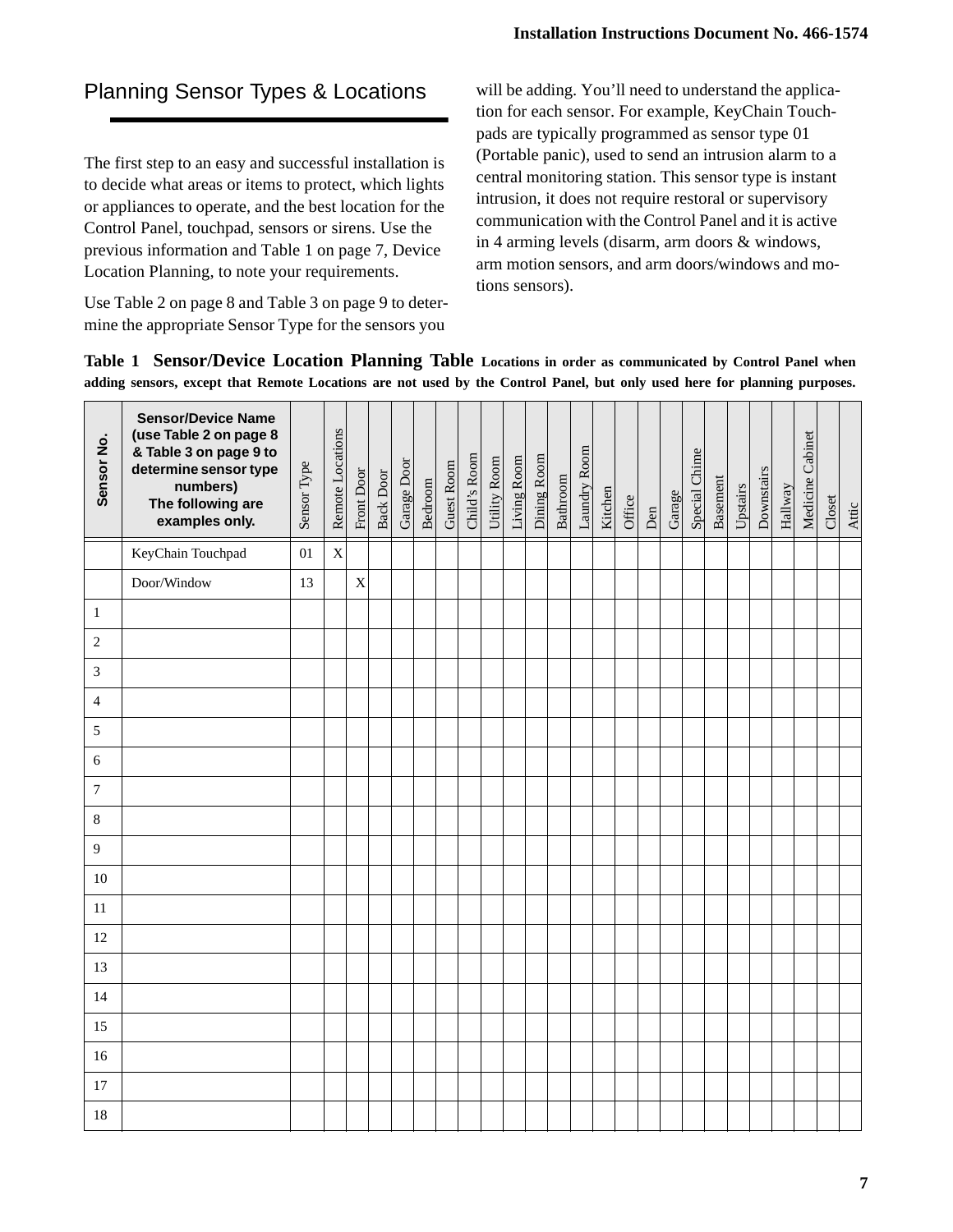## Planning Sensor Types & Locations

The first step to an easy and successful installation is to decide what areas or items to protect, which lights or appliances to operate, and the best location for the Control Panel, touchpad, sensors or sirens. Use the previous information and Table 1 on page 7, Device Location Planning, to note your requirements.

Use Table 2 on page 8 and Table 3 on page 9 to determine the appropriate Sensor Type for the sensors you will be adding. You'll need to understand the application for each sensor. For example, KeyChain Touchpads are typically programmed as sensor type 01 (Portable panic), used to send an intrusion alarm to a central monitoring station. This sensor type is instant intrusion, it does not require restoral or supervisory communication with the Control Panel and it is active in 4 arming levels (disarm, arm doors & windows, arm motion sensors, and arm doors/windows and motions sensors).

**Table 1 Sensor/Device Location Planning Table** **Locations in order as communicated by Control Panel when adding sensors, except that Remote Locations are not used by the Control Panel, but only used here for planning purposes.**

| Sensor No. | Sensor/Device Name (use Table 2 on page 8 & Table 3 on page 9 to determine sensor type numbers) The following are examples only. | Sensor Type | Remote Locations | Front Door | Back Door | Garage Door | Bedroom | Guest Room | Child's Room | Utility Room | Living Room | Dining Room | Bathroom | Laundry Room | Kitchen | Office | Den | Garage | Special Chime | Basement | Upstairs | Downstairs | Hallway | Medicine Cabinet | Closet | Attic |
|---|---|---|---|---|---|---|---|---|---|---|---|---|---|---|---|---|---|---|---|---|---|---|---|---|---|---|
| | KeyChain Touchpad | 01 | X | | | | | | | | | | | | | | | | | | | | | | | |
| | Door/Window | 13 | | X | | | | | | | | | | | | | | | | | | | | | | |
| 1 | | | | | | | | | | | | | | | | | | | | | | | | | | |
| 2 | | | | | | | | | | | | | | | | | | | | | | | | | | |
| 3 | | | | | | | | | | | | | | | | | | | | | | | | | | |
| 4 | | | | | | | | | | | | | | | | | | | | | | | | | | |
| 5 | | | | | | | | | | | | | | | | | | | | | | | | | | |
| 6 | | | | | | | | | | | | | | | | | | | | | | | | | | |
| 7 | | | | | | | | | | | | | | | | | | | | | | | | | | |
| 8 | | | | | | | | | | | | | | | | | | | | | | | | | | |
| 9 | | | | | | | | | | | | | | | | | | | | | | | | | | |
| 10 | | | | | | | | | | | | | | | | | | | | | | | | | | |
| 11 | | | | | | | | | | | | | | | | | | | | | | | | | | |
| 12 | | | | | | | | | | | | | | | | | | | | | | | | | | |
| 13 | | | | | | | | | | | | | | | | | | | | | | | | | | |
| 14 | | | | | | | | | | | | | | | | | | | | | | | | | | |
| 15 | | | | | | | | | | | | | | | | | | | | | | | | | | |
| 16 | | | | | | | | | | | | | | | | | | | | | | | | | | |
| 17 | | | | | | | | | | | | | | | | | | | | | | | | | | |
| 18 | | | | | | | | | | | | | | | | | | | | | | | | | | |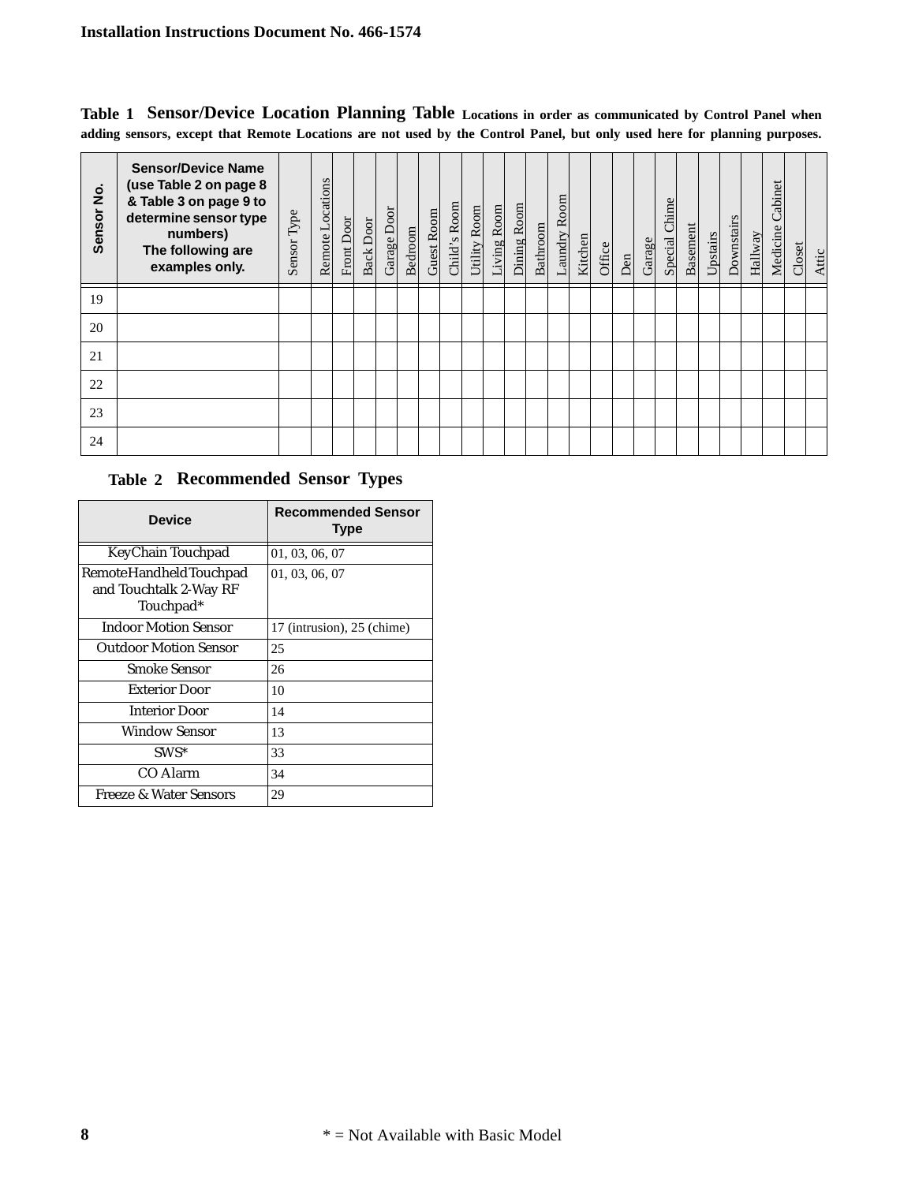**Table 1 Sensor/Device Location Planning Table** Locations in order as communicated by Control Panel when adding sensors, except that Remote Locations are not used by the Control Panel, but only used here for planning purposes.

| Sensor No. | Sensor/Device Name (use Table 2 on page 8 & Table 3 on page 9 to determine sensor type numbers) The following are examples only. | Sensor Type | Remote Locations | Front Door | Back Door | Garage Door | Bedroom | Guest Room | Child's Room | Utility Room | Living Room | Dining Room | Bathroom | Laundry Room | Kitchen | Office | Den | Garage | Special Chime | Basement | Upstairs | Downstairs | Hallway | Medicine Cabinet | Closet | Attic |
|---|---|---|---|---|---|---|---|---|---|---|---|---|---|---|---|---|---|---|---|---|---|---|---|---|---|---|
| 19 | | | | | | | | | | | | | | | | | | | | | | | | | | |
| 20 | | | | | | | | | | | | | | | | | | | | | | | | | | |
| 21 | | | | | | | | | | | | | | | | | | | | | | | | | | |
| 22 | | | | | | | | | | | | | | | | | | | | | | | | | | |
| 23 | | | | | | | | | | | | | | | | | | | | | | | | | | |
| 24 | | | | | | | | | | | | | | | | | | | | | | | | | | |

**Table 2 Recommended Sensor Types**

| Device | Recommended Sensor Type |
|---|---|
| KeyChain Touchpad | 01, 03, 06, 07 |
| Remote Handheld Touchpad and Touchtalk 2-Way RF Touchpad* | 01, 03, 06, 07 |
| Indoor Motion Sensor | 17 (intrusion), 25 (chime) |
| Outdoor Motion Sensor | 25 |
| Smoke Sensor | 26 |
| Exterior Door | 10 |
| Interior Door | 14 |
| Window Sensor | 13 |
| SWS* | 33 |
| CO Alarm | 34 |
| Freeze & Water Sensors | 29 |

* = Not Available with Basic Model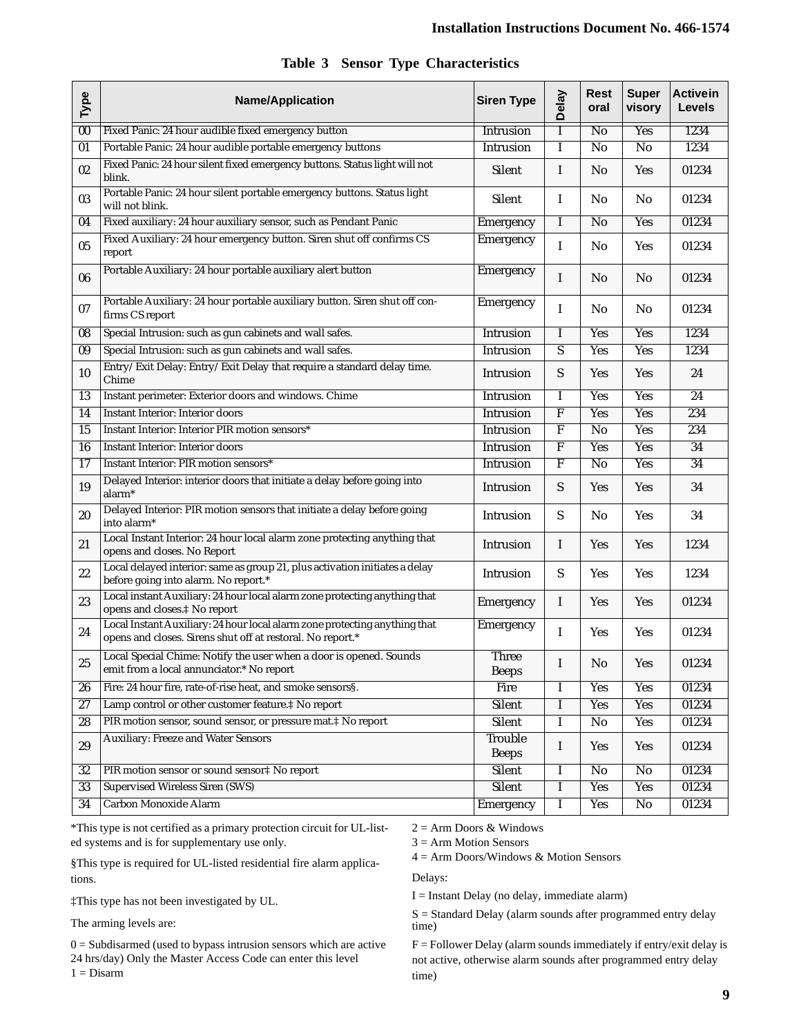**Table 3 Sensor Type Characteristics**

| Type | Name/Application | Siren Type | Delay | Restoral | Supervisory | Active in Levels |
|---|---|---|---|---|---|---|
| 00 | Fixed Panic: 24 hour audible fixed emergency button | Intrusion | I | No | Yes | 1234 |
| 01 | Portable Panic: 24 hour audible portable emergency buttons | Intrusion | I | No | No | 1234 |
| 02 | Fixed Panic: 24 hour silent fixed emergency buttons. Status light will not blink. | Silent | I | No | Yes | 01234 |
| 03 | Portable Panic: 24 hour silent portable emergency buttons. Status light will not blink. | Silent | I | No | No | 01234 |
| 04 | Fixed auxiliary: 24 hour auxiliary sensor, such as Pendant Panic | Emergency | I | No | Yes | 01234 |
| 05 | Fixed Auxiliary: 24 hour emergency button. Siren shut off confirms CS report | Emergency | I | No | Yes | 01234 |
| 06 | Portable Auxiliary: 24 hour portable auxiliary alert button | Emergency | I | No | No | 01234 |
| 07 | Portable Auxiliary: 24 hour portable auxiliary button. Siren shut off confirms CS report | Emergency | I | No | No | 01234 |
| 08 | Special Intrusion: such as gun cabinets and wall safes. | Intrusion | I | Yes | Yes | 1234 |
| 09 | Special Intrusion: such as gun cabinets and wall safes. | Intrusion | S | Yes | Yes | 1234 |
| 10 | Entry/Exit Delay: Entry/Exit Delay that require a standard delay time. Chime | Intrusion | S | Yes | Yes | 24 |
| 13 | Instant perimeter: Exterior doors and windows. Chime | Intrusion | I | Yes | Yes | 24 |
| 14 | Instant Interior: Interior doors | Intrusion | F | Yes | Yes | 234 |
| 15 | Instant Interior: Interior PIR motion sensors* | Intrusion | F | No | Yes | 234 |
| 16 | Instant Interior: Interior doors | Intrusion | F | Yes | Yes | 34 |
| 17 | Instant Interior: PIR motion sensors* | Intrusion | F | No | Yes | 34 |
| 19 | Delayed Interior: interior doors that initiate a delay before going into alarm* | Intrusion | S | Yes | Yes | 34 |
| 20 | Delayed Interior: PIR motion sensors that initiate a delay before going into alarm* | Intrusion | S | No | Yes | 34 |
| 21 | Local Instant Interior: 24 hour local alarm zone protecting anything that opens and closes. No Report | Intrusion | I | Yes | Yes | 1234 |
| 22 | Local delayed interior: same as group 21, plus activation initiates a delay before going into alarm. No report.* | Intrusion | S | Yes | Yes | 1234 |
| 23 | Local instant Auxiliary: 24 hour local alarm zone protecting anything that opens and closes.‡ No report | Emergency | I | Yes | Yes | 01234 |
| 24 | Local Instant Auxiliary: 24 hour local alarm zone protecting anything that opens and closes. Sirens shut off at restoral. No report.* | Emergency | I | Yes | Yes | 01234 |
| 25 | Local Special Chime: Notify the user when a door is opened. Sounds emit from a local annunciator.* No report | Three Beeps | I | No | Yes | 01234 |
| 26 | Fire: 24 hour fire, rate-of-rise heat, and smoke sensors§. | Fire | I | Yes | Yes | 01234 |
| 27 | Lamp control or other customer feature.‡ No report | Silent | I | Yes | Yes | 01234 |
| 28 | PIR motion sensor, sound sensor, or pressure mat.‡ No report | Silent | I | No | Yes | 01234 |
| 29 | Auxiliary: Freeze and Water Sensors | Trouble Beeps | I | Yes | Yes | 01234 |
| 32 | PIR motion sensor or sound sensor‡ No report | Silent | I | No | No | 01234 |
| 33 | Supervised Wireless Siren (SWS) | Silent | I | Yes | Yes | 01234 |
| 34 | Carbon Monoxide Alarm | Emergency | I | Yes | No | 01234 |

*This type is not certified as a primary protection circuit for UL-listed systems and is for supplementary use only.

§This type is required for UL-listed residential fire alarm applications.

‡This type has not been investigated by UL.

The arming levels are:

0 = Subdisarmed (used to bypass intrusion sensors which are active 24 hrs/day) Only the Master Access Code can enter this level
1 = Disarm
2 = Arm Doors & Windows
3 = Arm Motion Sensors
4 = Arm Doors/Windows & Motion Sensors

Delays:

I = Instant Delay (no delay, immediate alarm)

S = Standard Delay (alarm sounds after programmed entry delay time)

F = Follower Delay (alarm sounds immediately if entry/exit delay is not active, otherwise alarm sounds after programmed entry delay time)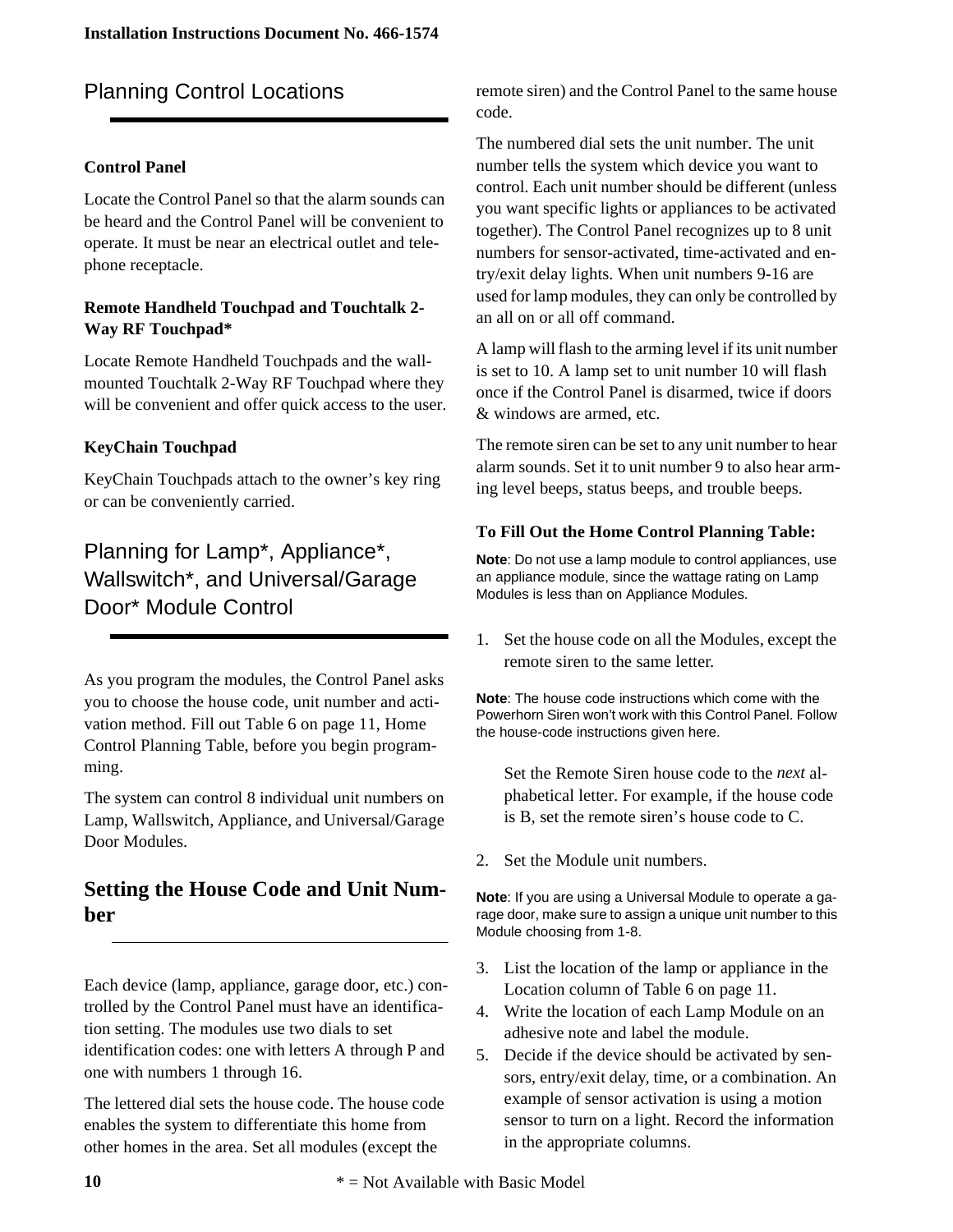## Planning Control Locations

### Control Panel

Locate the Control Panel so that the alarm sounds can be heard and the Control Panel will be convenient to operate. It must be near an electrical outlet and telephone receptacle.

### Remote Handheld Touchpad and Touchtalk 2-Way RF Touchpad*

Locate Remote Handheld Touchpads and the wall-mounted Touchtalk 2-Way RF Touchpad where they will be convenient and offer quick access to the user.

### KeyChain Touchpad

KeyChain Touchpads attach to the owner's key ring or can be conveniently carried.

## Planning for Lamp*, Appliance*, Wallswitch*, and Universal/Garage Door* Module Control

As you program the modules, the Control Panel asks you to choose the house code, unit number and activation method. Fill out Table 6 on page 11, Home Control Planning Table, before you begin programming.

The system can control 8 individual unit numbers on Lamp, Wallswitch, Appliance, and Universal/Garage Door Modules.

## Setting the House Code and Unit Number

Each device (lamp, appliance, garage door, etc.) controlled by the Control Panel must have an identification setting. The modules use two dials to set identification codes: one with letters A through P and one with numbers 1 through 16.

The lettered dial sets the house code. The house code enables the system to differentiate this home from other homes in the area. Set all modules (except the remote siren) and the Control Panel to the same house code.

The numbered dial sets the unit number. The unit number tells the system which device you want to control. Each unit number should be different (unless you want specific lights or appliances to be activated together). The Control Panel recognizes up to 8 unit numbers for sensor-activated, time-activated and entry/exit delay lights. When unit numbers 9-16 are used for lamp modules, they can only be controlled by an all on or all off command.

A lamp will flash to the arming level if its unit number is set to 10. A lamp set to unit number 10 will flash once if the Control Panel is disarmed, twice if doors & windows are armed, etc.

The remote siren can be set to any unit number to hear alarm sounds. Set it to unit number 9 to also hear arming level beeps, status beeps, and trouble beeps.

### To Fill Out the Home Control Planning Table:

**Note**: Do not use a lamp module to control appliances, use an appliance module, since the wattage rating on Lamp Modules is less than on Appliance Modules.

1. Set the house code on all the Modules, except the remote siren to the same letter.

**Note**: The house code instructions which come with the Powerhorn Siren won't work with this Control Panel. Follow the house-code instructions given here.

   Set the Remote Siren house code to the *next* alphabetical letter. For example, if the house code is B, set the remote siren's house code to C.

2. Set the Module unit numbers.

**Note**: If you are using a Universal Module to operate a garage door, make sure to assign a unique unit number to this Module choosing from 1-8.

3. List the location of the lamp or appliance in the Location column of Table 6 on page 11.
4. Write the location of each Lamp Module on an adhesive note and label the module.
5. Decide if the device should be activated by sensors, entry/exit delay, time, or a combination. An example of sensor activation is using a motion sensor to turn on a light. Record the information in the appropriate columns.

* = Not Available with Basic Model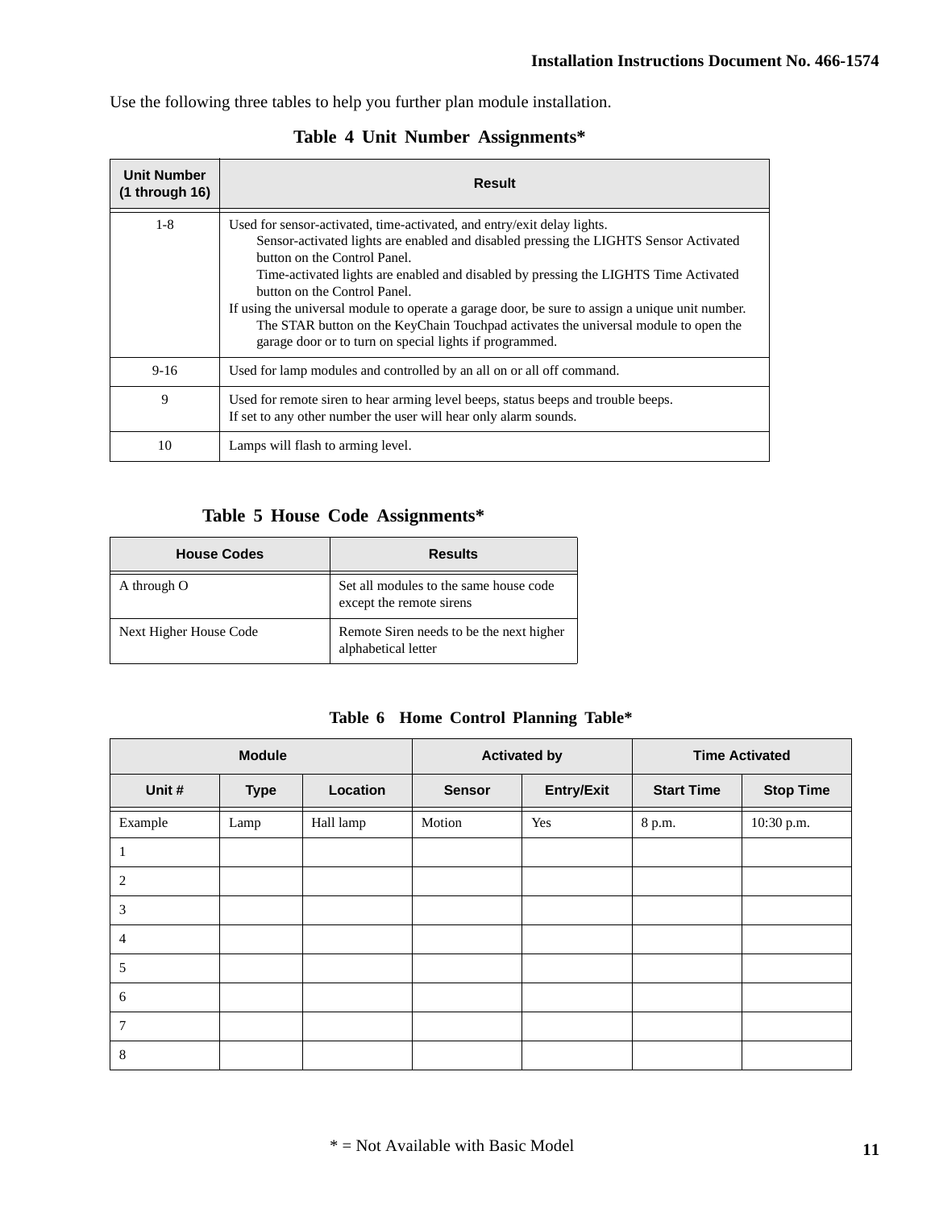Use the following three tables to help you further plan module installation.

**Table 4 Unit Number Assignments***

| Unit Number (1 through 16) | Result |
|---|---|
| 1-8 | Used for sensor-activated, time-activated, and entry/exit delay lights.<br>Sensor-activated lights are enabled and disabled pressing the LIGHTS Sensor Activated button on the Control Panel.<br>Time-activated lights are enabled and disabled by pressing the LIGHTS Time Activated button on the Control Panel.<br>If using the universal module to operate a garage door, be sure to assign a unique unit number.<br>The STAR button on the KeyChain Touchpad activates the universal module to open the garage door or to turn on special lights if programmed. |
| 9-16 | Used for lamp modules and controlled by an all on or all off command. |
| 9 | Used for remote siren to hear arming level beeps, status beeps and trouble beeps.<br>If set to any other number the user will hear only alarm sounds. |
| 10 | Lamps will flash to arming level. |

**Table 5 House Code Assignments***

| House Codes | Results |
|---|---|
| A through O | Set all modules to the same house code except the remote sirens |
| Next Higher House Code | Remote Siren needs to be the next higher alphabetical letter |

**Table 6 Home Control Planning Table***

| Module | | | Activated by | | Time Activated | |
|---|---|---|---|---|---|---|
| Unit # | Type | Location | Sensor | Entry/Exit | Start Time | Stop Time |
| Example | Lamp | Hall lamp | Motion | Yes | 8 p.m. | 10:30 p.m. |
| 1 | | | | | | |
| 2 | | | | | | |
| 3 | | | | | | |
| 4 | | | | | | |
| 5 | | | | | | |
| 6 | | | | | | |
| 7 | | | | | | |
| 8 | | | | | | |

* = Not Available with Basic Model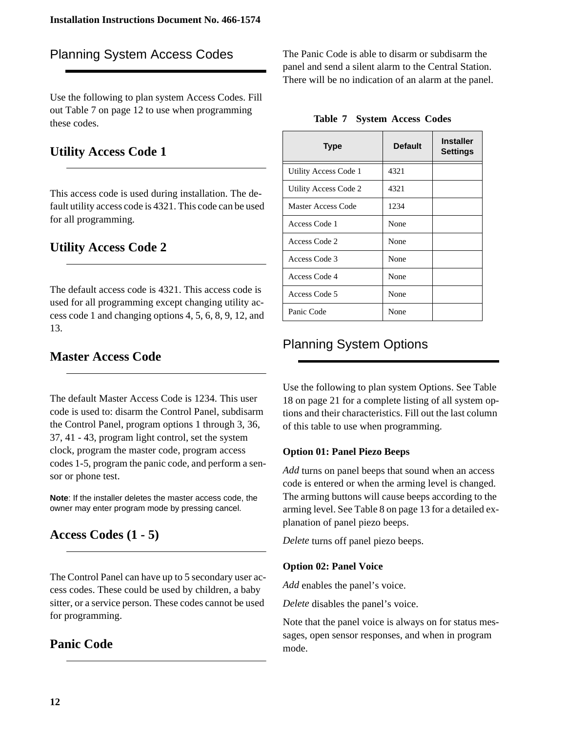## Planning System Access Codes

Use the following to plan system Access Codes. Fill out Table 7 on page 12 to use when programming these codes.

### Utility Access Code 1

This access code is used during installation. The default utility access code is 4321. This code can be used for all programming.

### Utility Access Code 2

The default access code is 4321. This access code is used for all programming except changing utility access code 1 and changing options 4, 5, 6, 8, 9, 12, and 13.

### Master Access Code

The default Master Access Code is 1234. This user code is used to: disarm the Control Panel, subdisarm the Control Panel, program options 1 through 3, 36, 37, 41 - 43, program light control, set the system clock, program the master code, program access codes 1-5, program the panic code, and perform a sensor or phone test.

**Note**: If the installer deletes the master access code, the owner may enter program mode by pressing cancel.

### Access Codes (1 - 5)

The Control Panel can have up to 5 secondary user access codes. These could be used by children, a baby sitter, or a service person. These codes cannot be used for programming.

### Panic Code

The Panic Code is able to disarm or subdisarm the panel and send a silent alarm to the Central Station. There will be no indication of an alarm at the panel.

**Table 7 System Access Codes**

| Type | Default | Installer Settings |
|---|---|---|
| Utility Access Code 1 | 4321 | |
| Utility Access Code 2 | 4321 | |
| Master Access Code | 1234 | |
| Access Code 1 | None | |
| Access Code 2 | None | |
| Access Code 3 | None | |
| Access Code 4 | None | |
| Access Code 5 | None | |
| Panic Code | None | |

## Planning System Options

Use the following to plan system Options. See Table 18 on page 21 for a complete listing of all system options and their characteristics. Fill out the last column of this table to use when programming.

#### Option 01: Panel Piezo Beeps

*Add* turns on panel beeps that sound when an access code is entered or when the arming level is changed. The arming buttons will cause beeps according to the arming level. See Table 8 on page 13 for a detailed explanation of panel piezo beeps.

*Delete* turns off panel piezo beeps.

#### Option 02: Panel Voice

*Add* enables the panel's voice.

*Delete* disables the panel's voice.

Note that the panel voice is always on for status messages, open sensor responses, and when in program mode.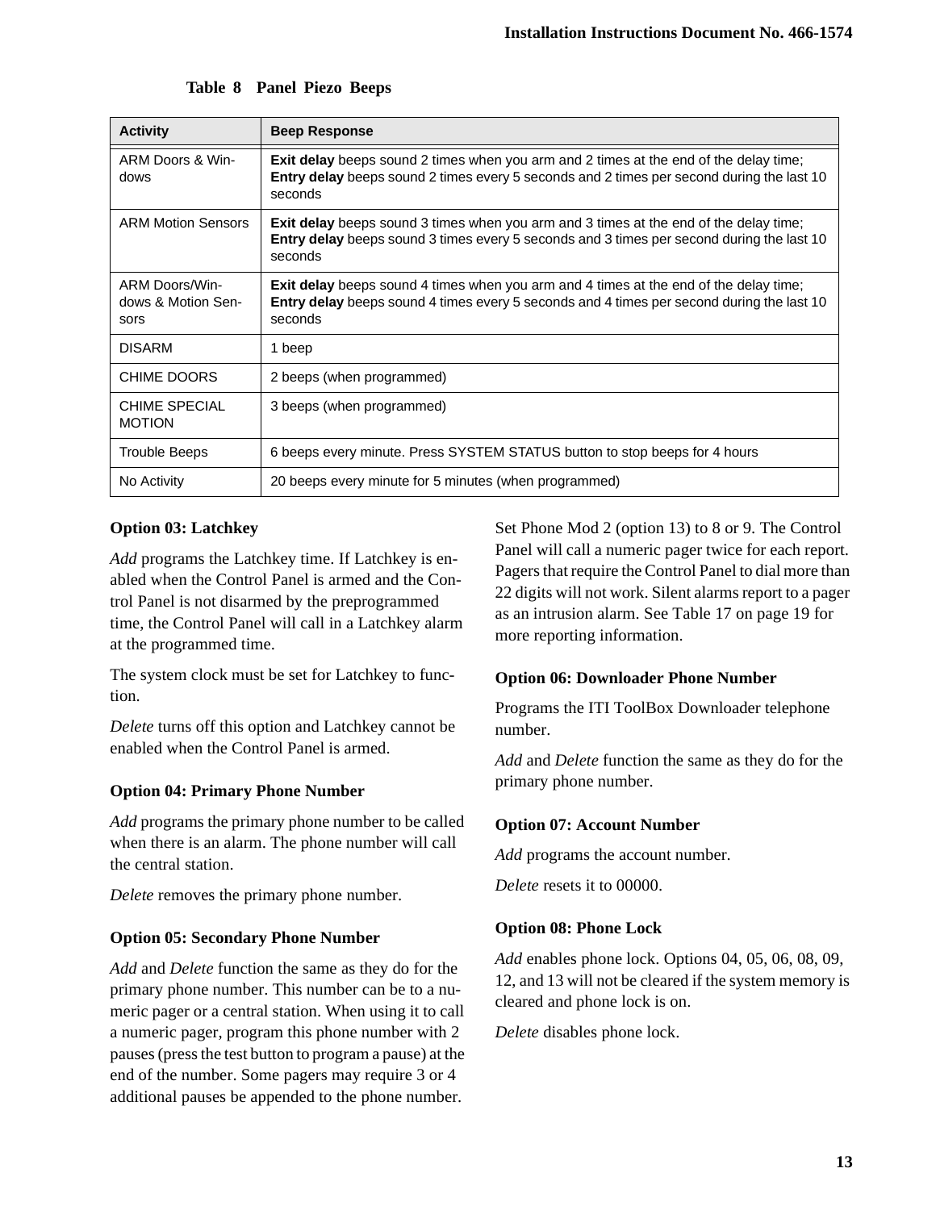**Table 8 Panel Piezo Beeps**

| Activity | Beep Response |
|---|---|
| ARM Doors & Windows | **Exit delay** beeps sound 2 times when you arm and 2 times at the end of the delay time; **Entry delay** beeps sound 2 times every 5 seconds and 2 times per second during the last 10 seconds |
| ARM Motion Sensors | **Exit delay** beeps sound 3 times when you arm and 3 times at the end of the delay time; **Entry delay** beeps sound 3 times every 5 seconds and 3 times per second during the last 10 seconds |
| ARM Doors/Windows & Motion Sensors | **Exit delay** beeps sound 4 times when you arm and 4 times at the end of the delay time; **Entry delay** beeps sound 4 times every 5 seconds and 4 times per second during the last 10 seconds |
| DISARM | 1 beep |
| CHIME DOORS | 2 beeps (when programmed) |
| CHIME SPECIAL MOTION | 3 beeps (when programmed) |
| Trouble Beeps | 6 beeps every minute. Press SYSTEM STATUS button to stop beeps for 4 hours |
| No Activity | 20 beeps every minute for 5 minutes (when programmed) |

### Option 03: Latchkey

*Add* programs the Latchkey time. If Latchkey is enabled when the Control Panel is armed and the Control Panel is not disarmed by the preprogrammed time, the Control Panel will call in a Latchkey alarm at the programmed time.

The system clock must be set for Latchkey to function.

*Delete* turns off this option and Latchkey cannot be enabled when the Control Panel is armed.

### Option 04: Primary Phone Number

*Add* programs the primary phone number to be called when there is an alarm. The phone number will call the central station.

*Delete* removes the primary phone number.

### Option 05: Secondary Phone Number

*Add* and *Delete* function the same as they do for the primary phone number. This number can be to a numeric pager or a central station. When using it to call a numeric pager, program this phone number with 2 pauses (press the test button to program a pause) at the end of the number. Some pagers may require 3 or 4 additional pauses be appended to the phone number.

Set Phone Mod 2 (option 13) to 8 or 9. The Control Panel will call a numeric pager twice for each report. Pagers that require the Control Panel to dial more than 22 digits will not work. Silent alarms report to a pager as an intrusion alarm. See Table 17 on page 19 for more reporting information.

### Option 06: Downloader Phone Number

Programs the ITI ToolBox Downloader telephone number.

*Add* and *Delete* function the same as they do for the primary phone number.

### Option 07: Account Number

*Add* programs the account number.

*Delete* resets it to 00000.

### Option 08: Phone Lock

*Add* enables phone lock. Options 04, 05, 06, 08, 09, 12, and 13 will not be cleared if the system memory is cleared and phone lock is on.

*Delete* disables phone lock.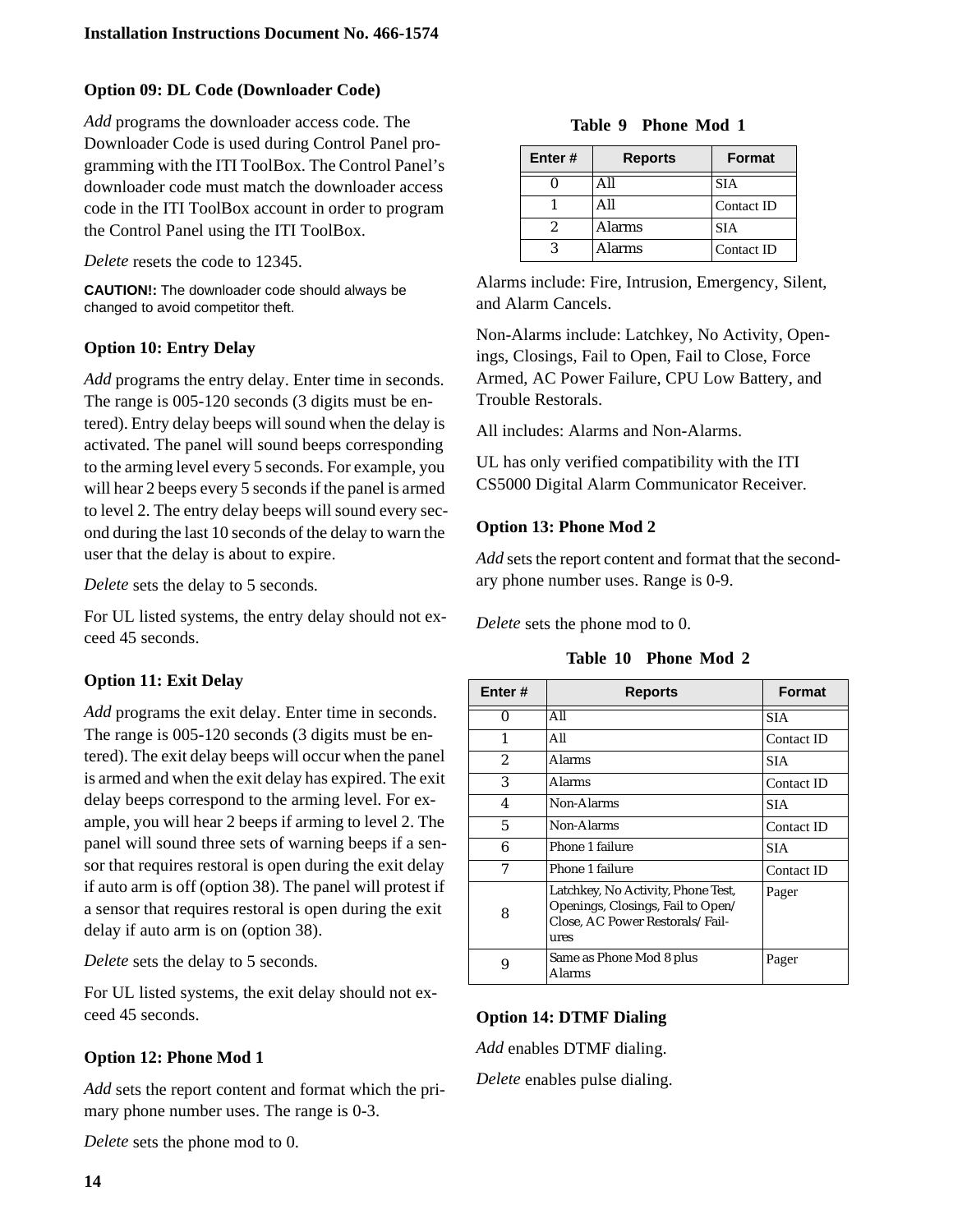### Option 09: DL Code (Downloader Code)

*Add* programs the downloader access code. The Downloader Code is used during Control Panel programming with the ITI ToolBox. The Control Panel's downloader code must match the downloader access code in the ITI ToolBox account in order to program the Control Panel using the ITI ToolBox.

*Delete* resets the code to 12345.

**CAUTION!:** The downloader code should always be changed to avoid competitor theft.

### Option 10: Entry Delay

*Add* programs the entry delay. Enter time in seconds. The range is 005-120 seconds (3 digits must be entered). Entry delay beeps will sound when the delay is activated. The panel will sound beeps corresponding to the arming level every 5 seconds. For example, you will hear 2 beeps every 5 seconds if the panel is armed to level 2. The entry delay beeps will sound every second during the last 10 seconds of the delay to warn the user that the delay is about to expire.

*Delete* sets the delay to 5 seconds.

For UL listed systems, the entry delay should not exceed 45 seconds.

### Option 11: Exit Delay

*Add* programs the exit delay. Enter time in seconds. The range is 005-120 seconds (3 digits must be entered). The exit delay beeps will occur when the panel is armed and when the exit delay has expired. The exit delay beeps correspond to the arming level. For example, you will hear 2 beeps if arming to level 2. The panel will sound three sets of warning beeps if a sensor that requires restoral is open during the exit delay if auto arm is off (option 38). The panel will protest if a sensor that requires restoral is open during the exit delay if auto arm is on (option 38).

*Delete* sets the delay to 5 seconds.

For UL listed systems, the exit delay should not exceed 45 seconds.

### Option 12: Phone Mod 1

*Add* sets the report content and format which the primary phone number uses. The range is 0-3.

*Delete* sets the phone mod to 0.

**Table 9 Phone Mod 1**

| Enter # | Reports | Format |
|---|---|---|
| 0 | All | SIA |
| 1 | All | Contact ID |
| 2 | Alarms | SIA |
| 3 | Alarms | Contact ID |

Alarms include: Fire, Intrusion, Emergency, Silent, and Alarm Cancels.

Non-Alarms include: Latchkey, No Activity, Openings, Closings, Fail to Open, Fail to Close, Force Armed, AC Power Failure, CPU Low Battery, and Trouble Restorals.

All includes: Alarms and Non-Alarms.

UL has only verified compatibility with the ITI CS5000 Digital Alarm Communicator Receiver.

### Option 13: Phone Mod 2

*Add* sets the report content and format that the secondary phone number uses. Range is 0-9.

*Delete* sets the phone mod to 0.

**Table 10 Phone Mod 2**

| Enter # | Reports | Format |
|---|---|---|
| 0 | All | SIA |
| 1 | All | Contact ID |
| 2 | Alarms | SIA |
| 3 | Alarms | Contact ID |
| 4 | Non-Alarms | SIA |
| 5 | Non-Alarms | Contact ID |
| 6 | Phone 1 failure | SIA |
| 7 | Phone 1 failure | Contact ID |
| 8 | Latchkey, No Activity, Phone Test, Openings, Closings, Fail to Open/ Close, AC Power Restorals/ Failures | Pager |
| 9 | Same as Phone Mod 8 plus Alarms | Pager |

### Option 14: DTMF Dialing

*Add* enables DTMF dialing.

*Delete* enables pulse dialing.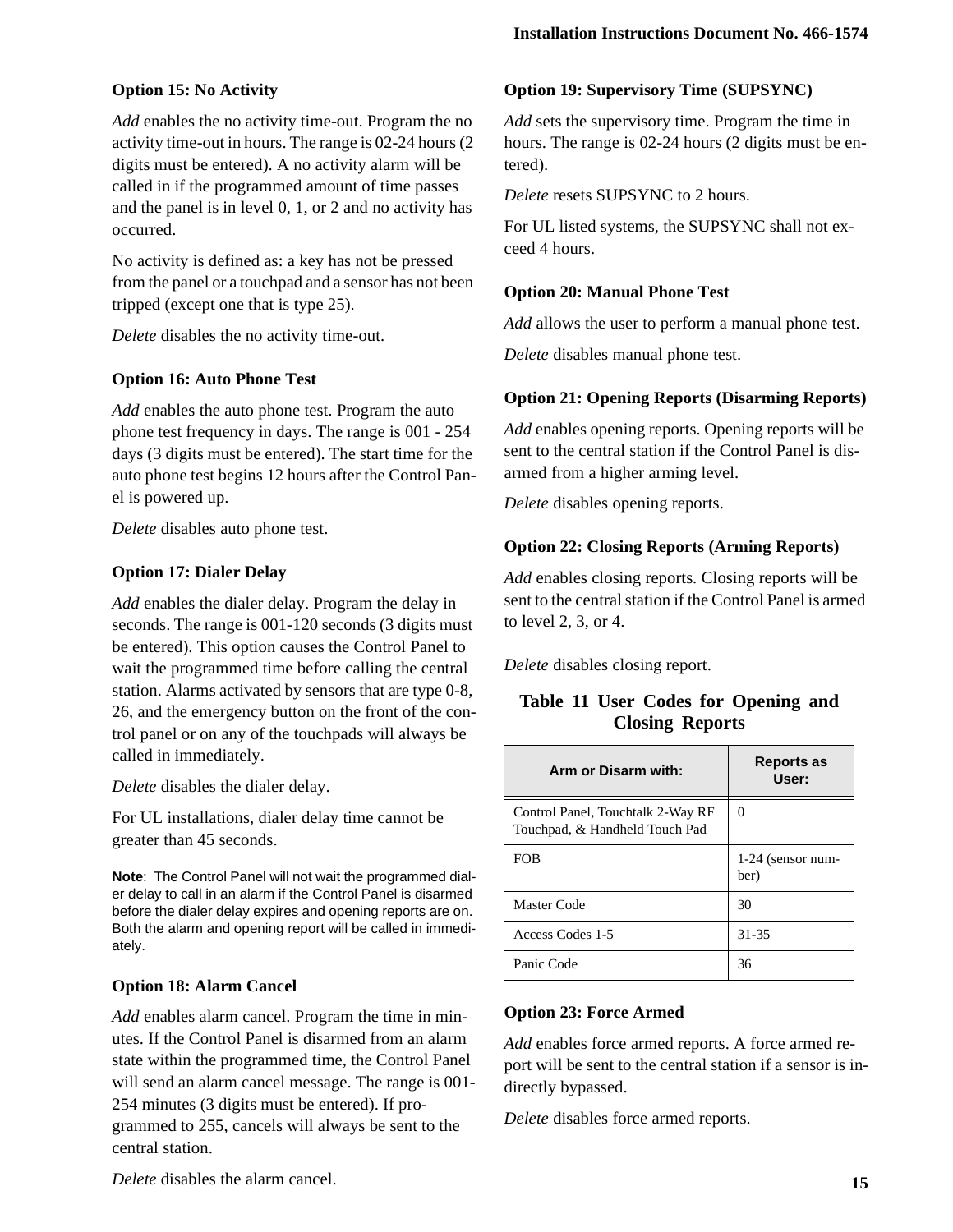### Option 15: No Activity

*Add* enables the no activity time-out. Program the no activity time-out in hours. The range is 02-24 hours (2 digits must be entered). A no activity alarm will be called in if the programmed amount of time passes and the panel is in level 0, 1, or 2 and no activity has occurred.

No activity is defined as: a key has not be pressed from the panel or a touchpad and a sensor has not been tripped (except one that is type 25).

*Delete* disables the no activity time-out.

### Option 16: Auto Phone Test

*Add* enables the auto phone test. Program the auto phone test frequency in days. The range is 001 - 254 days (3 digits must be entered). The start time for the auto phone test begins 12 hours after the Control Panel is powered up.

*Delete* disables auto phone test.

### Option 17: Dialer Delay

*Add* enables the dialer delay. Program the delay in seconds. The range is 001-120 seconds (3 digits must be entered). This option causes the Control Panel to wait the programmed time before calling the central station. Alarms activated by sensors that are type 0-8, 26, and the emergency button on the front of the control panel or on any of the touchpads will always be called in immediately.

*Delete* disables the dialer delay.

For UL installations, dialer delay time cannot be greater than 45 seconds.

**Note**: The Control Panel will not wait the programmed dialer delay to call in an alarm if the Control Panel is disarmed before the dialer delay expires and opening reports are on. Both the alarm and opening report will be called in immediately.

### Option 18: Alarm Cancel

*Add* enables alarm cancel. Program the time in minutes. If the Control Panel is disarmed from an alarm state within the programmed time, the Control Panel will send an alarm cancel message. The range is 001-254 minutes (3 digits must be entered). If programmed to 255, cancels will always be sent to the central station.

*Delete* disables the alarm cancel.

### Option 19: Supervisory Time (SUPSYNC)

*Add* sets the supervisory time. Program the time in hours. The range is 02-24 hours (2 digits must be entered).

*Delete* resets SUPSYNC to 2 hours.

For UL listed systems, the SUPSYNC shall not exceed 4 hours.

### Option 20: Manual Phone Test

*Add* allows the user to perform a manual phone test.

*Delete* disables manual phone test.

### Option 21: Opening Reports (Disarming Reports)

*Add* enables opening reports. Opening reports will be sent to the central station if the Control Panel is disarmed from a higher arming level.

*Delete* disables opening reports.

### Option 22: Closing Reports (Arming Reports)

*Add* enables closing reports. Closing reports will be sent to the central station if the Control Panel is armed to level 2, 3, or 4.

*Delete* disables closing report.

**Table 11 User Codes for Opening and Closing Reports**

| Arm or Disarm with: | Reports as User: |
|---|---|
| Control Panel, Touchtalk 2-Way RF Touchpad, & Handheld Touch Pad | 0 |
| FOB | 1-24 (sensor number) |
| Master Code | 30 |
| Access Codes 1-5 | 31-35 |
| Panic Code | 36 |

### Option 23: Force Armed

*Add* enables force armed reports. A force armed report will be sent to the central station if a sensor is indirectly bypassed.

*Delete* disables force armed reports.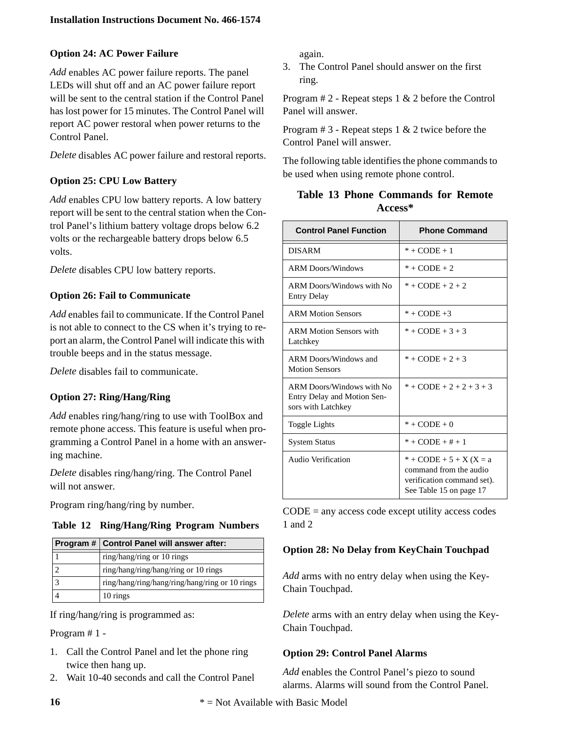### Option 24: AC Power Failure

*Add* enables AC power failure reports. The panel LEDs will shut off and an AC power failure report will be sent to the central station if the Control Panel has lost power for 15 minutes. The Control Panel will report AC power restoral when power returns to the Control Panel.

*Delete* disables AC power failure and restoral reports.

### Option 25: CPU Low Battery

*Add* enables CPU low battery reports. A low battery report will be sent to the central station when the Control Panel's lithium battery voltage drops below 6.2 volts or the rechargeable battery drops below 6.5 volts.

*Delete* disables CPU low battery reports.

### Option 26: Fail to Communicate

*Add* enables fail to communicate. If the Control Panel is not able to connect to the CS when it's trying to report an alarm, the Control Panel will indicate this with trouble beeps and in the status message.

*Delete* disables fail to communicate.

### Option 27: Ring/Hang/Ring

*Add* enables ring/hang/ring to use with ToolBox and remote phone access. This feature is useful when programming a Control Panel in a home with an answering machine.

*Delete* disables ring/hang/ring. The Control Panel will not answer.

Program ring/hang/ring by number.

**Table 12 Ring/Hang/Ring Program Numbers**

| Program # | Control Panel will answer after: |
|---|---|
| 1 | ring/hang/ring or 10 rings |
| 2 | ring/hang/ring/hang/ring or 10 rings |
| 3 | ring/hang/ring/hang/ring/hang/ring or 10 rings |
| 4 | 10 rings |

If ring/hang/ring is programmed as:

Program # 1 -

1. Call the Control Panel and let the phone ring twice then hang up.
2. Wait 10-40 seconds and call the Control Panel again.
3. The Control Panel should answer on the first ring.

Program # 2 - Repeat steps 1 & 2 before the Control Panel will answer.

Program # 3 - Repeat steps 1 & 2 twice before the Control Panel will answer.

The following table identifies the phone commands to be used when using remote phone control.

**Table 13 Phone Commands for Remote Access***

| Control Panel Function | Phone Command |
|---|---|
| DISARM | * + CODE + 1 |
| ARM Doors/Windows | * + CODE + 2 |
| ARM Doors/Windows with No Entry Delay | * + CODE + 2 + 2 |
| ARM Motion Sensors | * + CODE +3 |
| ARM Motion Sensors with Latchkey | * + CODE + 3 + 3 |
| ARM Doors/Windows and Motion Sensors | * + CODE + 2 + 3 |
| ARM Doors/Windows with No Entry Delay and Motion Sensors with Latchkey | * + CODE + 2 + 2 + 3 + 3 |
| Toggle Lights | * + CODE + 0 |
| System Status | * + CODE + # + 1 |
| Audio Verification | * + CODE + 5 + X (X = a command from the audio verification command set). See Table 15 on page 17 |

CODE = any access code except utility access codes 1 and 2

### Option 28: No Delay from KeyChain Touchpad

*Add* arms with no entry delay when using the KeyChain Touchpad.

*Delete* arms with an entry delay when using the KeyChain Touchpad.

### Option 29: Control Panel Alarms

*Add* enables the Control Panel's piezo to sound alarms. Alarms will sound from the Control Panel.

* = Not Available with Basic Model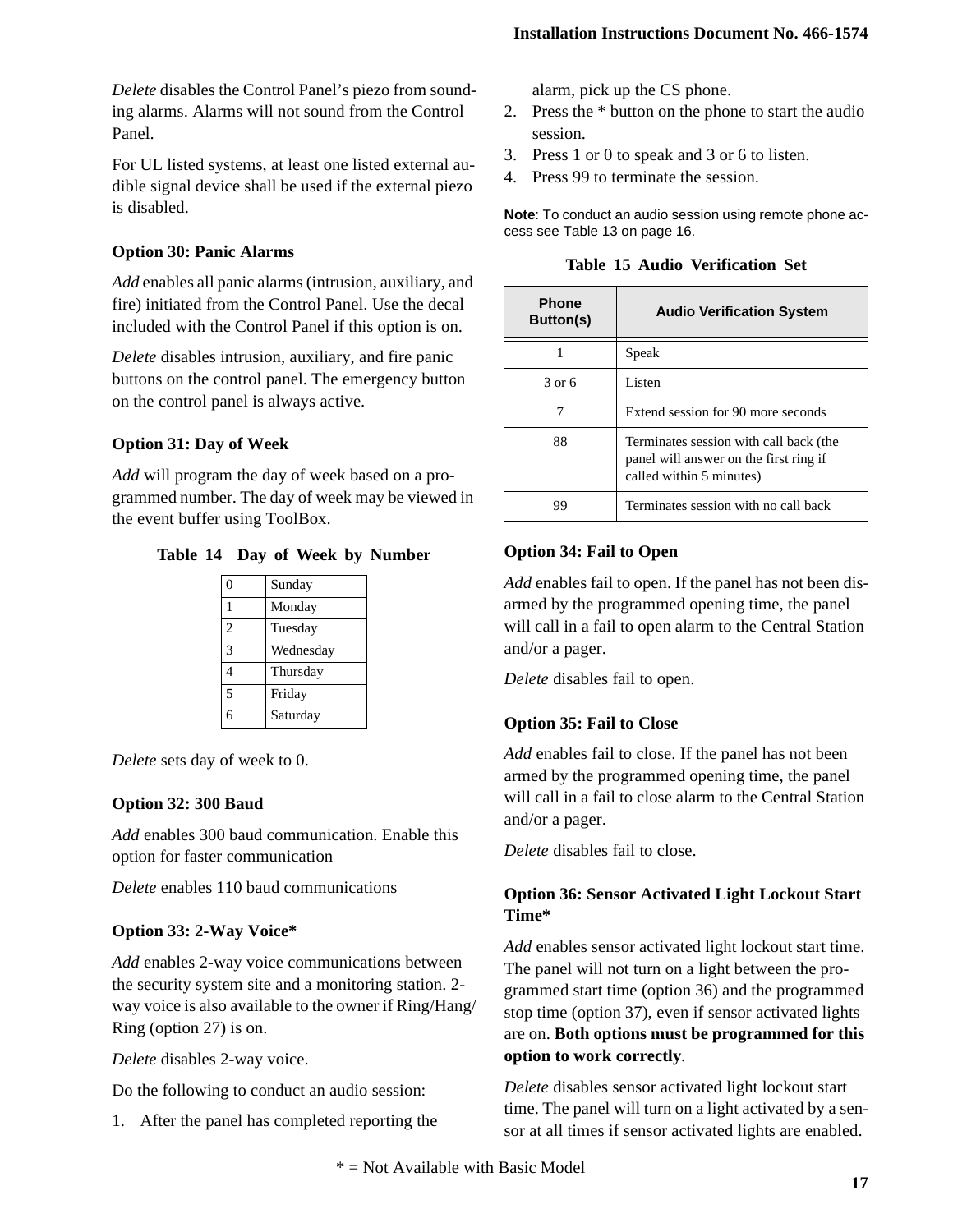*Delete* disables the Control Panel's piezo from sounding alarms. Alarms will not sound from the Control Panel.

For UL listed systems, at least one listed external audible signal device shall be used if the external piezo is disabled.

### Option 30: Panic Alarms

*Add* enables all panic alarms (intrusion, auxiliary, and fire) initiated from the Control Panel. Use the decal included with the Control Panel if this option is on.

*Delete* disables intrusion, auxiliary, and fire panic buttons on the control panel. The emergency button on the control panel is always active.

### Option 31: Day of Week

*Add* will program the day of week based on a programmed number. The day of week may be viewed in the event buffer using ToolBox.

**Table 14 Day of Week by Number**

| | |
|---|---|
| 0 | Sunday |
| 1 | Monday |
| 2 | Tuesday |
| 3 | Wednesday |
| 4 | Thursday |
| 5 | Friday |
| 6 | Saturday |

*Delete* sets day of week to 0.

### Option 32: 300 Baud

*Add* enables 300 baud communication. Enable this option for faster communication

*Delete* enables 110 baud communications

### Option 33: 2-Way Voice*

*Add* enables 2-way voice communications between the security system site and a monitoring station. 2-way voice is also available to the owner if Ring/Hang/Ring (option 27) is on.

*Delete* disables 2-way voice.

Do the following to conduct an audio session:

1. After the panel has completed reporting the alarm, pick up the CS phone.
2. Press the * button on the phone to start the audio session.
3. Press 1 or 0 to speak and 3 or 6 to listen.
4. Press 99 to terminate the session.

**Note**: To conduct an audio session using remote phone access see Table 13 on page 16.

**Table 15 Audio Verification Set**

| Phone Button(s) | Audio Verification System |
|---|---|
| 1 | Speak |
| 3 or 6 | Listen |
| 7 | Extend session for 90 more seconds |
| 88 | Terminates session with call back (the panel will answer on the first ring if called within 5 minutes) |
| 99 | Terminates session with no call back |

### Option 34: Fail to Open

*Add* enables fail to open. If the panel has not been disarmed by the programmed opening time, the panel will call in a fail to open alarm to the Central Station and/or a pager.

*Delete* disables fail to open.

### Option 35: Fail to Close

*Add* enables fail to close. If the panel has not been armed by the programmed opening time, the panel will call in a fail to close alarm to the Central Station and/or a pager.

*Delete* disables fail to close.

### Option 36: Sensor Activated Light Lockout Start Time*

*Add* enables sensor activated light lockout start time. The panel will not turn on a light between the programmed start time (option 36) and the programmed stop time (option 37), even if sensor activated lights are on. **Both options must be programmed for this option to work correctly**.

*Delete* disables sensor activated light lockout start time. The panel will turn on a light activated by a sensor at all times if sensor activated lights are enabled.

* = Not Available with Basic Model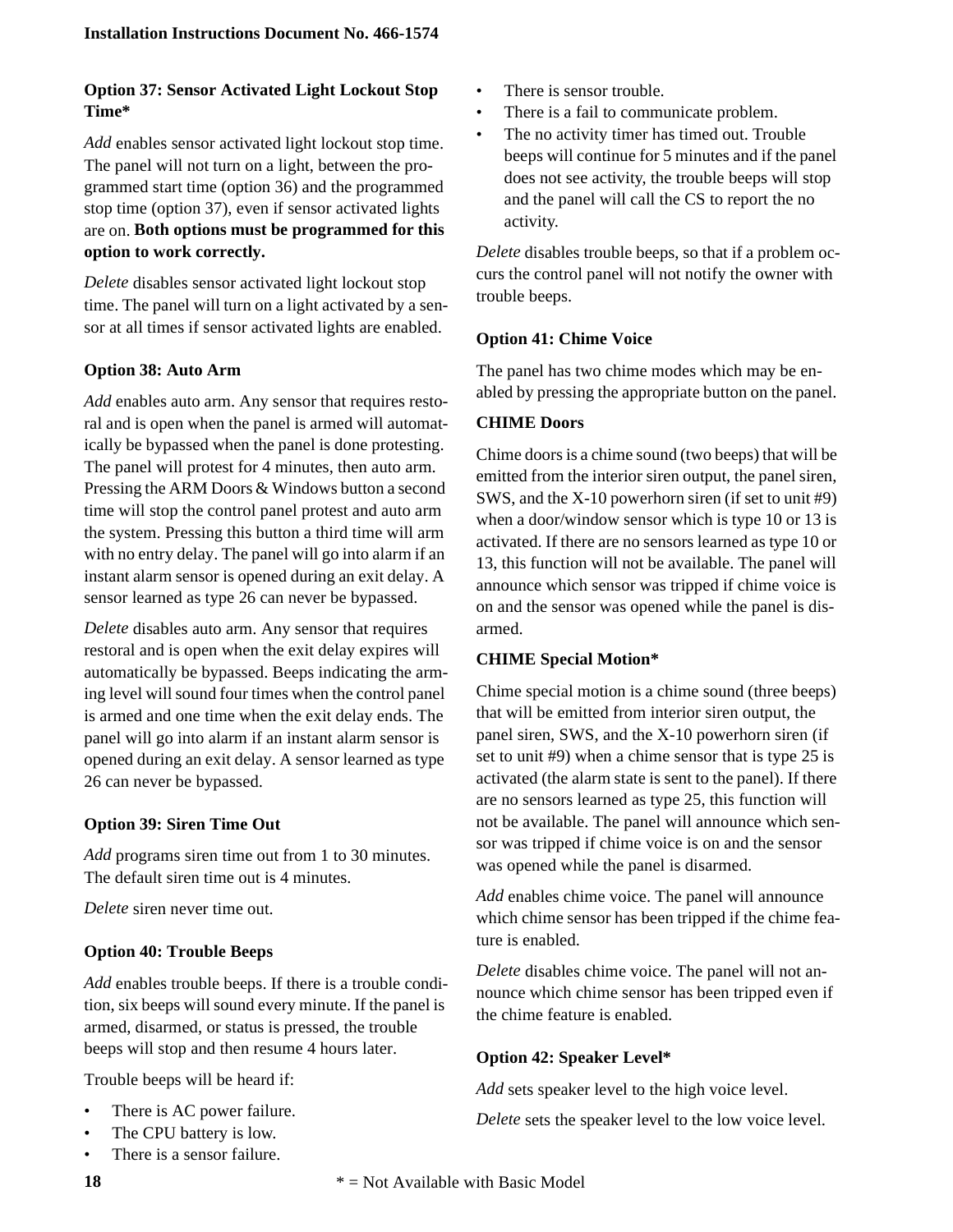### Option 37: Sensor Activated Light Lockout Stop Time*

*Add* enables sensor activated light lockout stop time. The panel will not turn on a light, between the programmed start time (option 36) and the programmed stop time (option 37), even if sensor activated lights are on. **Both options must be programmed for this option to work correctly.**

*Delete* disables sensor activated light lockout stop time. The panel will turn on a light activated by a sensor at all times if sensor activated lights are enabled.

### Option 38: Auto Arm

*Add* enables auto arm. Any sensor that requires restoral and is open when the panel is armed will automatically be bypassed when the panel is done protesting. The panel will protest for 4 minutes, then auto arm. Pressing the ARM Doors & Windows button a second time will stop the control panel protest and auto arm the system. Pressing this button a third time will arm with no entry delay. The panel will go into alarm if an instant alarm sensor is opened during an exit delay. A sensor learned as type 26 can never be bypassed.

*Delete* disables auto arm. Any sensor that requires restoral and is open when the exit delay expires will automatically be bypassed. Beeps indicating the arming level will sound four times when the control panel is armed and one time when the exit delay ends. The panel will go into alarm if an instant alarm sensor is opened during an exit delay. A sensor learned as type 26 can never be bypassed.

### Option 39: Siren Time Out

*Add* programs siren time out from 1 to 30 minutes. The default siren time out is 4 minutes.

*Delete* siren never time out.

### Option 40: Trouble Beeps

*Add* enables trouble beeps. If there is a trouble condition, six beeps will sound every minute. If the panel is armed, disarmed, or status is pressed, the trouble beeps will stop and then resume 4 hours later.

Trouble beeps will be heard if:

- There is AC power failure.
- The CPU battery is low.
- There is a sensor failure.
- There is sensor trouble.
- There is a fail to communicate problem.
- The no activity timer has timed out. Trouble beeps will continue for 5 minutes and if the panel does not see activity, the trouble beeps will stop and the panel will call the CS to report the no activity.

*Delete* disables trouble beeps, so that if a problem occurs the control panel will not notify the owner with trouble beeps.

### Option 41: Chime Voice

The panel has two chime modes which may be enabled by pressing the appropriate button on the panel.

**CHIME Doors**

Chime doors is a chime sound (two beeps) that will be emitted from the interior siren output, the panel siren, SWS, and the X-10 powerhorn siren (if set to unit #9) when a door/window sensor which is type 10 or 13 is activated. If there are no sensors learned as type 10 or 13, this function will not be available. The panel will announce which sensor was tripped if chime voice is on and the sensor was opened while the panel is disarmed.

**CHIME Special Motion***

Chime special motion is a chime sound (three beeps) that will be emitted from interior siren output, the panel siren, SWS, and the X-10 powerhorn siren (if set to unit #9) when a chime sensor that is type 25 is activated (the alarm state is sent to the panel). If there are no sensors learned as type 25, this function will not be available. The panel will announce which sensor was tripped if chime voice is on and the sensor was opened while the panel is disarmed.

*Add* enables chime voice. The panel will announce which chime sensor has been tripped if the chime feature is enabled.

*Delete* disables chime voice. The panel will not announce which chime sensor has been tripped even if the chime feature is enabled.

### Option 42: Speaker Level*

*Add* sets speaker level to the high voice level.

*Delete* sets the speaker level to the low voice level.

* = Not Available with Basic Model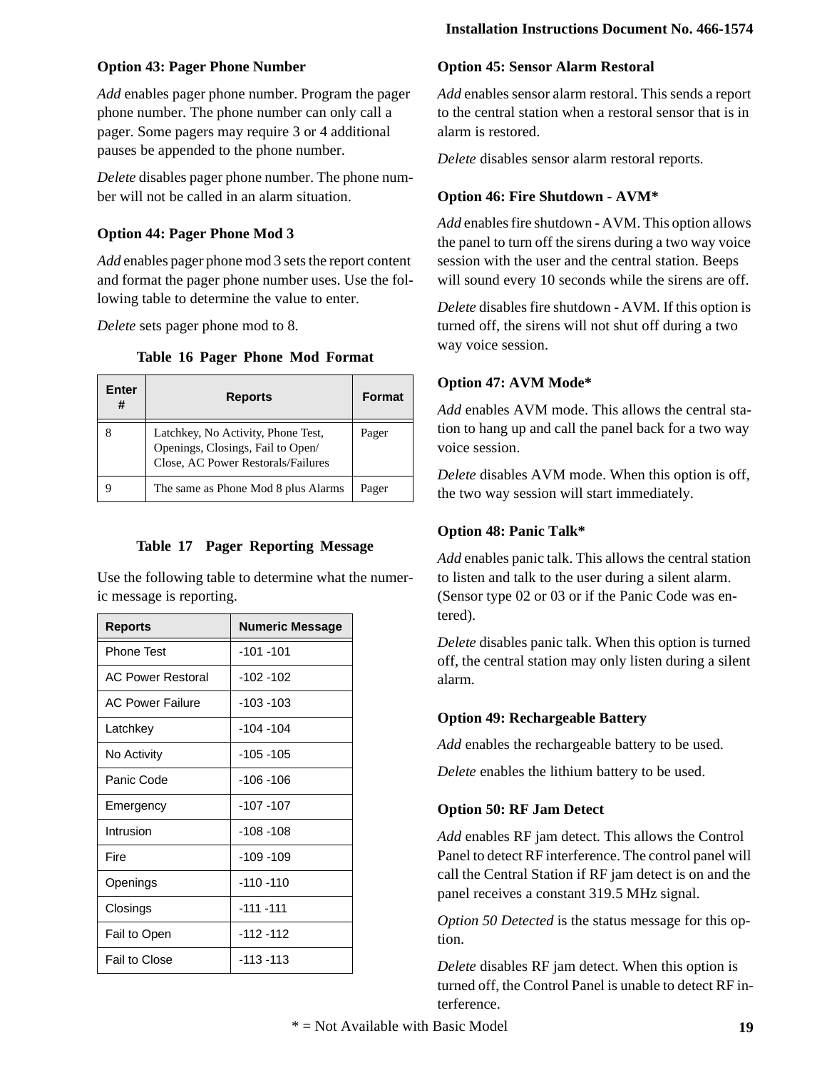### Option 43: Pager Phone Number

*Add* enables pager phone number. Program the pager phone number. The phone number can only call a pager. Some pagers may require 3 or 4 additional pauses be appended to the phone number.

*Delete* disables pager phone number. The phone number will not be called in an alarm situation.

### Option 44: Pager Phone Mod 3

*Add* enables pager phone mod 3 sets the report content and format the pager phone number uses. Use the following table to determine the value to enter.

*Delete* sets pager phone mod to 8.

**Table 16 Pager Phone Mod Format**

| Enter # | Reports | Format |
|---|---|---|
| 8 | Latchkey, No Activity, Phone Test, Openings, Closings, Fail to Open/ Close, AC Power Restorals/Failures | Pager |
| 9 | The same as Phone Mod 8 plus Alarms | Pager |

**Table 17 Pager Reporting Message**

Use the following table to determine what the numeric message is reporting.

| Reports | Numeric Message |
|---|---|
| Phone Test | -101 -101 |
| AC Power Restoral | -102 -102 |
| AC Power Failure | -103 -103 |
| Latchkey | -104 -104 |
| No Activity | -105 -105 |
| Panic Code | -106 -106 |
| Emergency | -107 -107 |
| Intrusion | -108 -108 |
| Fire | -109 -109 |
| Openings | -110 -110 |
| Closings | -111 -111 |
| Fail to Open | -112 -112 |
| Fail to Close | -113 -113 |

### Option 45: Sensor Alarm Restoral

*Add* enables sensor alarm restoral. This sends a report to the central station when a restoral sensor that is in alarm is restored.

*Delete* disables sensor alarm restoral reports.

### Option 46: Fire Shutdown - AVM*

*Add* enables fire shutdown - AVM. This option allows the panel to turn off the sirens during a two way voice session with the user and the central station. Beeps will sound every 10 seconds while the sirens are off.

*Delete* disables fire shutdown - AVM. If this option is turned off, the sirens will not shut off during a two way voice session.

### Option 47: AVM Mode*

*Add* enables AVM mode. This allows the central station to hang up and call the panel back for a two way voice session.

*Delete* disables AVM mode. When this option is off, the two way session will start immediately.

### Option 48: Panic Talk*

*Add* enables panic talk. This allows the central station to listen and talk to the user during a silent alarm. (Sensor type 02 or 03 or if the Panic Code was entered).

*Delete* disables panic talk. When this option is turned off, the central station may only listen during a silent alarm.

### Option 49: Rechargeable Battery

*Add* enables the rechargeable battery to be used.

*Delete* enables the lithium battery to be used.

### Option 50: RF Jam Detect

*Add* enables RF jam detect. This allows the Control Panel to detect RF interference. The control panel will call the Central Station if RF jam detect is on and the panel receives a constant 319.5 MHz signal.

*Option 50 Detected* is the status message for this option.

*Delete* disables RF jam detect. When this option is turned off, the Control Panel is unable to detect RF interference.

* = Not Available with Basic Model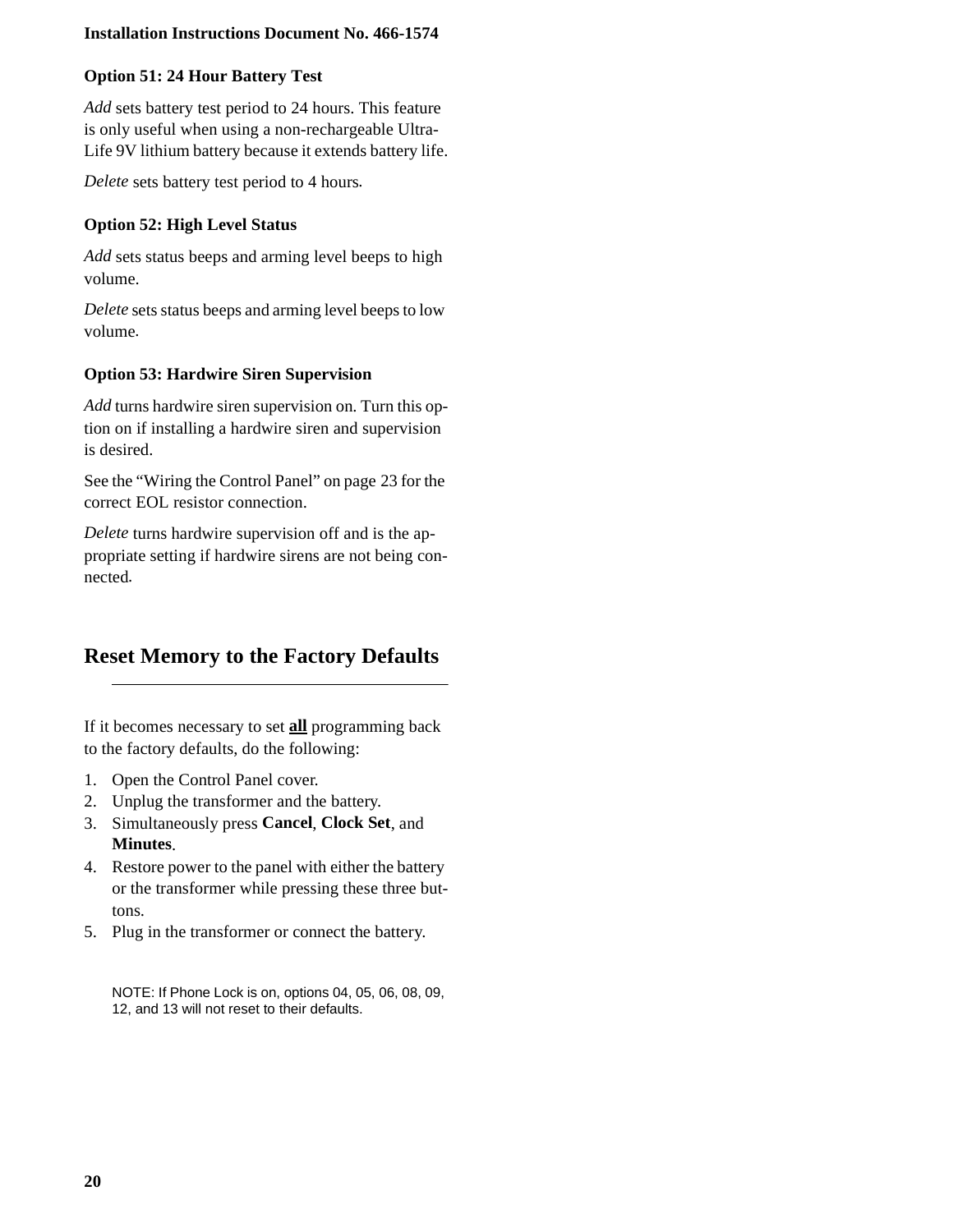### Option 51: 24 Hour Battery Test

*Add* sets battery test period to 24 hours. This feature is only useful when using a non-rechargeable Ultra-Life 9V lithium battery because it extends battery life.

*Delete* sets battery test period to 4 hours.

### Option 52: High Level Status

*Add* sets status beeps and arming level beeps to high volume.

*Delete* sets status beeps and arming level beeps to low volume.

### Option 53: Hardwire Siren Supervision

*Add* turns hardwire siren supervision on. Turn this option on if installing a hardwire siren and supervision is desired.

See the "Wiring the Control Panel" on page 23 for the correct EOL resistor connection.

*Delete* turns hardwire supervision off and is the appropriate setting if hardwire sirens are not being connected.

## Reset Memory to the Factory Defaults

If it becomes necessary to set **all** programming back to the factory defaults, do the following:

1. Open the Control Panel cover.
2. Unplug the transformer and the battery.
3. Simultaneously press **Cancel**, **Clock Set**, and **Minutes**.
4. Restore power to the panel with either the battery or the transformer while pressing these three buttons.
5. Plug in the transformer or connect the battery.

NOTE: If Phone Lock is on, options 04, 05, 06, 08, 09, 12, and 13 will not reset to their defaults.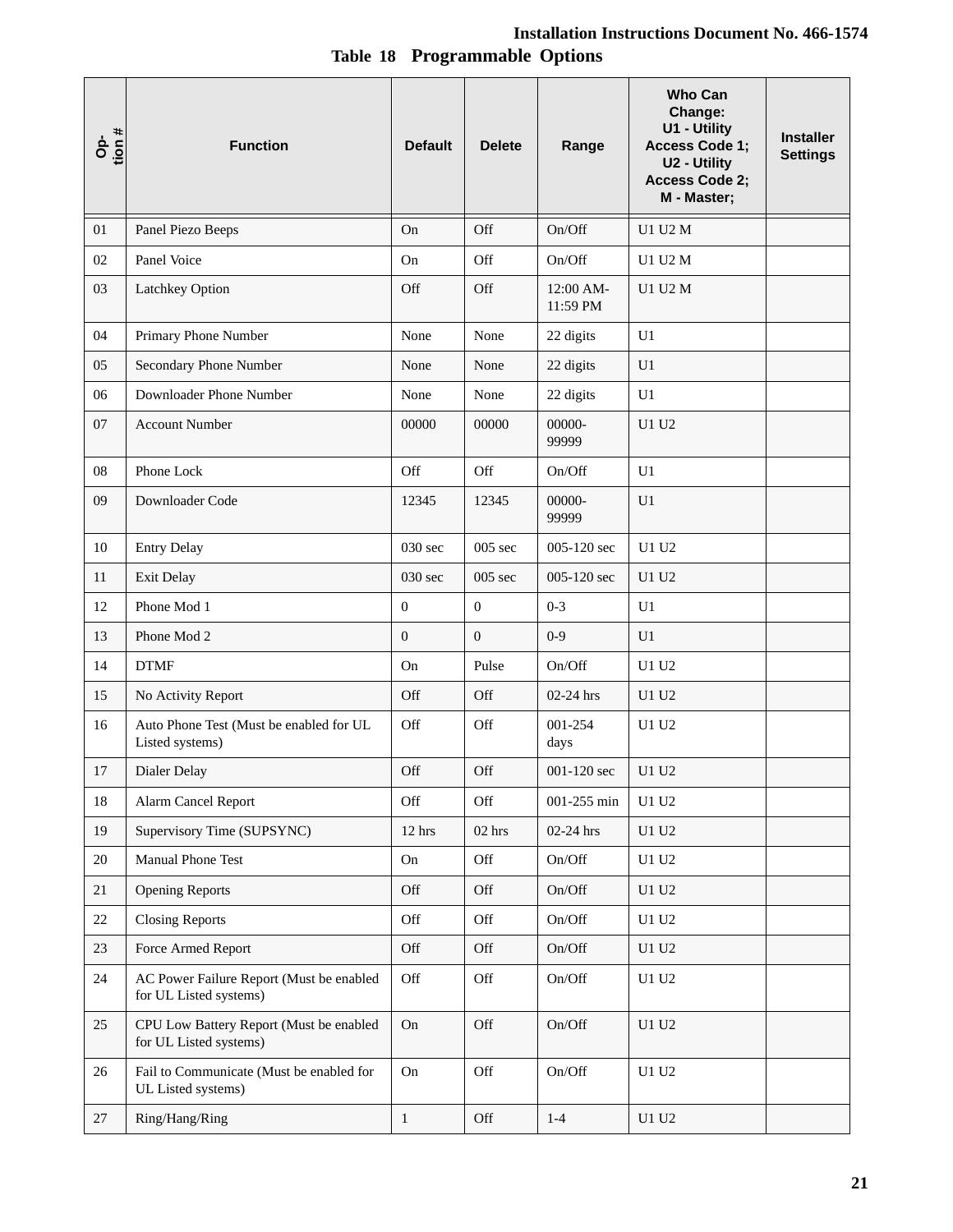**Table 18 Programmable Options**

| Option # | Function | Default | Delete | Range | Who Can Change: U1 - Utility Access Code 1; U2 - Utility Access Code 2; M - Master; | Installer Settings |
|---|---|---|---|---|---|---|
| 01 | Panel Piezo Beeps | On | Off | On/Off | U1 U2 M | |
| 02 | Panel Voice | On | Off | On/Off | U1 U2 M | |
| 03 | Latchkey Option | Off | Off | 12:00 AM-11:59 PM | U1 U2 M | |
| 04 | Primary Phone Number | None | None | 22 digits | U1 | |
| 05 | Secondary Phone Number | None | None | 22 digits | U1 | |
| 06 | Downloader Phone Number | None | None | 22 digits | U1 | |
| 07 | Account Number | 00000 | 00000 | 00000-99999 | U1 U2 | |
| 08 | Phone Lock | Off | Off | On/Off | U1 | |
| 09 | Downloader Code | 12345 | 12345 | 00000-99999 | U1 | |
| 10 | Entry Delay | 030 sec | 005 sec | 005-120 sec | U1 U2 | |
| 11 | Exit Delay | 030 sec | 005 sec | 005-120 sec | U1 U2 | |
| 12 | Phone Mod 1 | 0 | 0 | 0-3 | U1 | |
| 13 | Phone Mod 2 | 0 | 0 | 0-9 | U1 | |
| 14 | DTMF | On | Pulse | On/Off | U1 U2 | |
| 15 | No Activity Report | Off | Off | 02-24 hrs | U1 U2 | |
| 16 | Auto Phone Test (Must be enabled for UL Listed systems) | Off | Off | 001-254 days | U1 U2 | |
| 17 | Dialer Delay | Off | Off | 001-120 sec | U1 U2 | |
| 18 | Alarm Cancel Report | Off | Off | 001-255 min | U1 U2 | |
| 19 | Supervisory Time (SUPSYNC) | 12 hrs | 02 hrs | 02-24 hrs | U1 U2 | |
| 20 | Manual Phone Test | On | Off | On/Off | U1 U2 | |
| 21 | Opening Reports | Off | Off | On/Off | U1 U2 | |
| 22 | Closing Reports | Off | Off | On/Off | U1 U2 | |
| 23 | Force Armed Report | Off | Off | On/Off | U1 U2 | |
| 24 | AC Power Failure Report (Must be enabled for UL Listed systems) | Off | Off | On/Off | U1 U2 | |
| 25 | CPU Low Battery Report (Must be enabled for UL Listed systems) | On | Off | On/Off | U1 U2 | |
| 26 | Fail to Communicate (Must be enabled for UL Listed systems) | On | Off | On/Off | U1 U2 | |
| 27 | Ring/Hang/Ring | 1 | Off | 1-4 | U1 U2 | |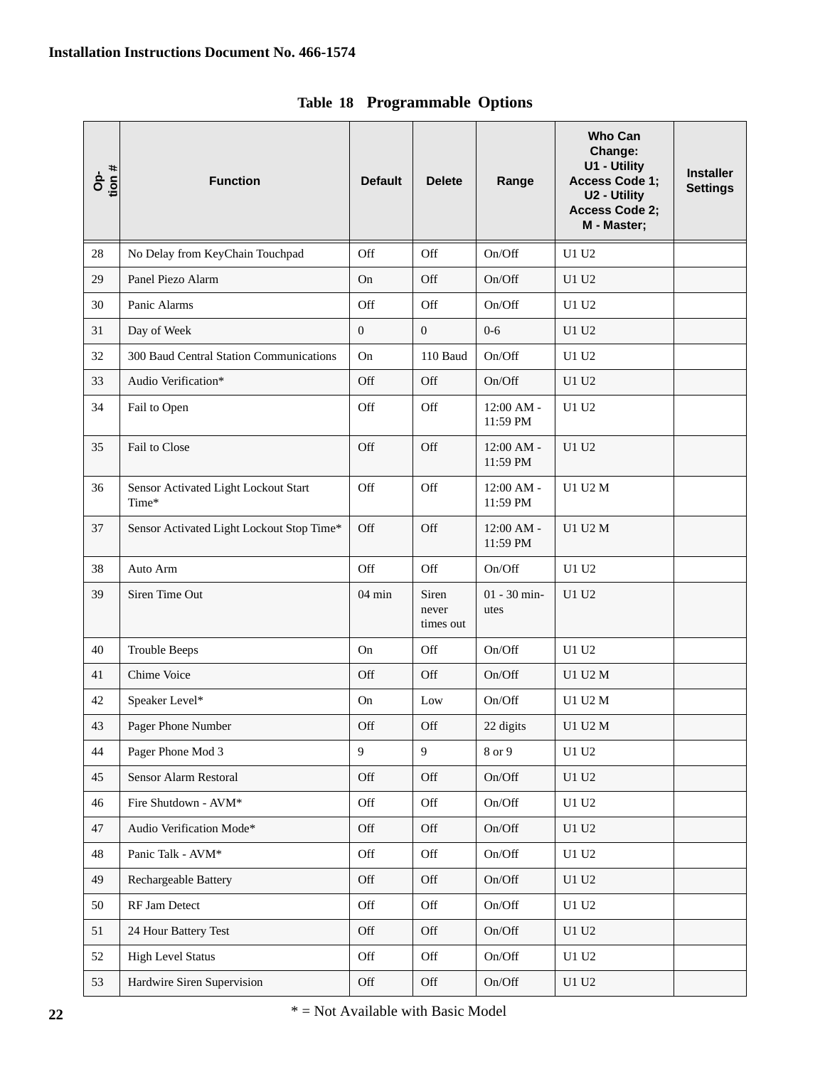**Table 18 Programmable Options**

| Option # | Function | Default | Delete | Range | Who Can Change: U1 - Utility Access Code 1; U2 - Utility Access Code 2; M - Master; | Installer Settings |
|---|---|---|---|---|---|---|
| 28 | No Delay from KeyChain Touchpad | Off | Off | On/Off | U1 U2 | |
| 29 | Panel Piezo Alarm | On | Off | On/Off | U1 U2 | |
| 30 | Panic Alarms | Off | Off | On/Off | U1 U2 | |
| 31 | Day of Week | 0 | 0 | 0-6 | U1 U2 | |
| 32 | 300 Baud Central Station Communications | On | 110 Baud | On/Off | U1 U2 | |
| 33 | Audio Verification* | Off | Off | On/Off | U1 U2 | |
| 34 | Fail to Open | Off | Off | 12:00 AM - 11:59 PM | U1 U2 | |
| 35 | Fail to Close | Off | Off | 12:00 AM - 11:59 PM | U1 U2 | |
| 36 | Sensor Activated Light Lockout Start Time* | Off | Off | 12:00 AM - 11:59 PM | U1 U2 M | |
| 37 | Sensor Activated Light Lockout Stop Time* | Off | Off | 12:00 AM - 11:59 PM | U1 U2 M | |
| 38 | Auto Arm | Off | Off | On/Off | U1 U2 | |
| 39 | Siren Time Out | 04 min | Siren never times out | 01 - 30 minutes | U1 U2 | |
| 40 | Trouble Beeps | On | Off | On/Off | U1 U2 | |
| 41 | Chime Voice | Off | Off | On/Off | U1 U2 M | |
| 42 | Speaker Level* | On | Low | On/Off | U1 U2 M | |
| 43 | Pager Phone Number | Off | Off | 22 digits | U1 U2 M | |
| 44 | Pager Phone Mod 3 | 9 | 9 | 8 or 9 | U1 U2 | |
| 45 | Sensor Alarm Restoral | Off | Off | On/Off | U1 U2 | |
| 46 | Fire Shutdown - AVM* | Off | Off | On/Off | U1 U2 | |
| 47 | Audio Verification Mode* | Off | Off | On/Off | U1 U2 | |
| 48 | Panic Talk - AVM* | Off | Off | On/Off | U1 U2 | |
| 49 | Rechargeable Battery | Off | Off | On/Off | U1 U2 | |
| 50 | RF Jam Detect | Off | Off | On/Off | U1 U2 | |
| 51 | 24 Hour Battery Test | Off | Off | On/Off | U1 U2 | |
| 52 | High Level Status | Off | Off | On/Off | U1 U2 | |
| 53 | Hardwire Siren Supervision | Off | Off | On/Off | U1 U2 | |

* = Not Available with Basic Model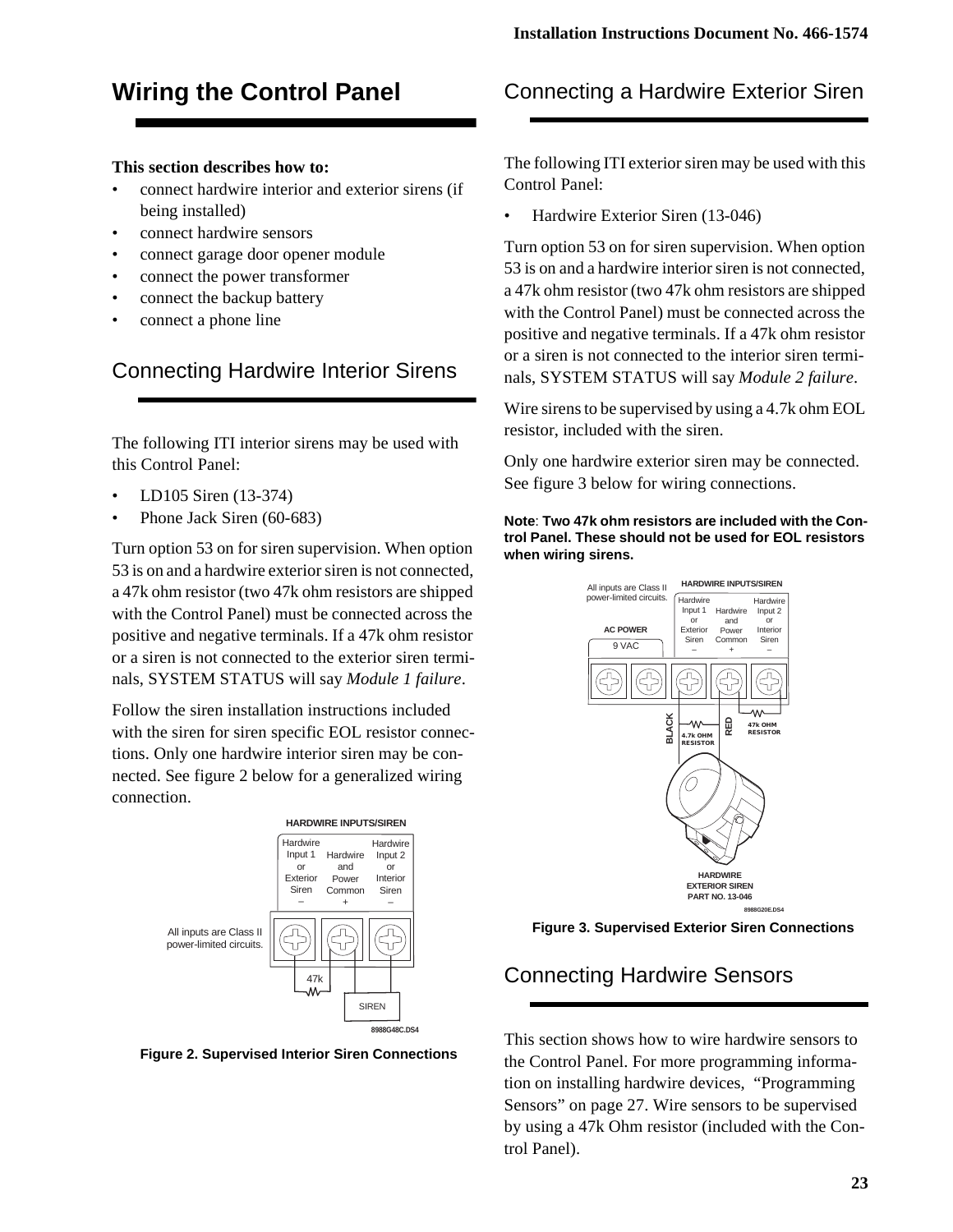# Wiring the Control Panel

**This section describes how to:**

- connect hardwire interior and exterior sirens (if being installed)
- connect hardwire sensors
- connect garage door opener module
- connect the power transformer
- connect the backup battery
- connect a phone line

## Connecting Hardwire Interior Sirens

The following ITI interior sirens may be used with this Control Panel:

- LD105 Siren (13-374)
- Phone Jack Siren (60-683)

Turn option 53 on for siren supervision. When option 53 is on and a hardwire exterior siren is not connected, a 47k ohm resistor (two 47k ohm resistors are shipped with the Control Panel) must be connected across the positive and negative terminals. If a 47k ohm resistor or a siren is not connected to the exterior siren terminals, SYSTEM STATUS will say *Module 1 failure*.

Follow the siren installation instructions included with the siren for siren specific EOL resistor connections. Only one hardwire interior siren may be connected. See figure 2 below for a generalized wiring connection.

**Figure 2. Supervised Interior Siren Connections**

## Connecting a Hardwire Exterior Siren

The following ITI exterior siren may be used with this Control Panel:

- Hardwire Exterior Siren (13-046)

Turn option 53 on for siren supervision. When option 53 is on and a hardwire interior siren is not connected, a 47k ohm resistor (two 47k ohm resistors are shipped with the Control Panel) must be connected across the positive and negative terminals. If a 47k ohm resistor or a siren is not connected to the interior siren terminals, SYSTEM STATUS will say *Module 2 failure*.

Wire sirens to be supervised by using a 4.7k ohm EOL resistor, included with the siren.

Only one hardwire exterior siren may be connected. See figure 3 below for wiring connections.

**Note**: **Two 47k ohm resistors are included with the Control Panel. These should not be used for EOL resistors when wiring sirens.**

**Figure 3. Supervised Exterior Siren Connections**

## Connecting Hardwire Sensors

This section shows how to wire hardwire sensors to the Control Panel. For more programming information on installing hardwire devices, "Programming Sensors" on page 27. Wire sensors to be supervised by using a 47k Ohm resistor (included with the Control Panel).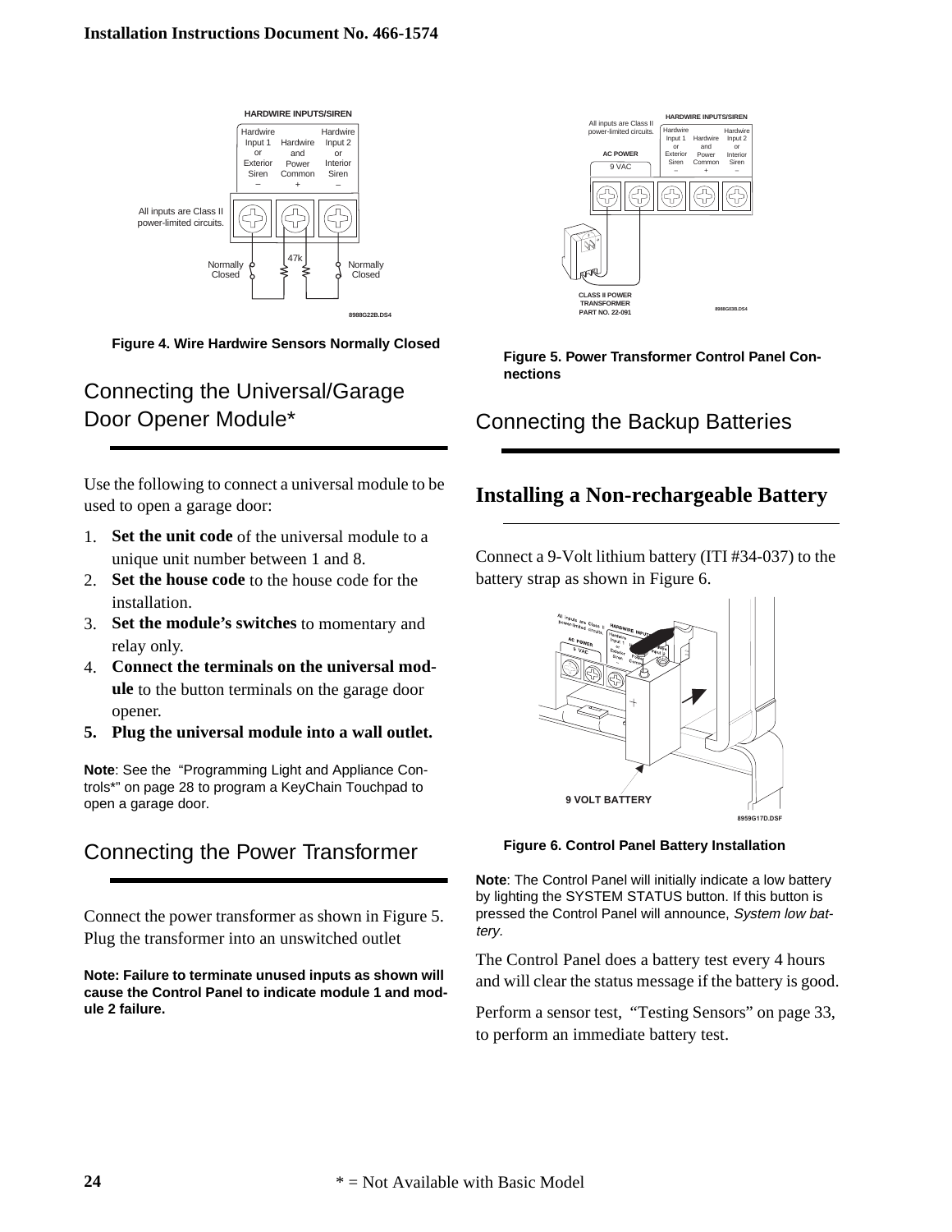Figure 4. Wire Hardwire Sensors Normally Closed

## Connecting the Universal/Garage Door Opener Module*

Use the following to connect a universal module to be used to open a garage door:

1. **Set the unit code** of the universal module to a unique unit number between 1 and 8.
2. **Set the house code** to the house code for the installation.
3. **Set the module's switches** to momentary and relay only.
4. **Connect the terminals on the universal module** to the button terminals on the garage door opener.
5. **Plug the universal module into a wall outlet.**

**Note**: See the "Programming Light and Appliance Controls*" on page 28 to program a KeyChain Touchpad to open a garage door.

## Connecting the Power Transformer

Connect the power transformer as shown in Figure 5. Plug the transformer into an unswitched outlet

**Note: Failure to terminate unused inputs as shown will cause the Control Panel to indicate module 1 and module 2 failure.**

Figure 5. Power Transformer Control Panel Connections

## Connecting the Backup Batteries

### Installing a Non-rechargeable Battery

Connect a 9-Volt lithium battery (ITI #34-037) to the battery strap as shown in Figure 6.

Figure 6. Control Panel Battery Installation

**Note**: The Control Panel will initially indicate a low battery by lighting the SYSTEM STATUS button. If this button is pressed the Control Panel will announce, *System low battery*.

The Control Panel does a battery test every 4 hours and will clear the status message if the battery is good.

Perform a sensor test, "Testing Sensors" on page 33, to perform an immediate battery test.

* = Not Available with Basic Model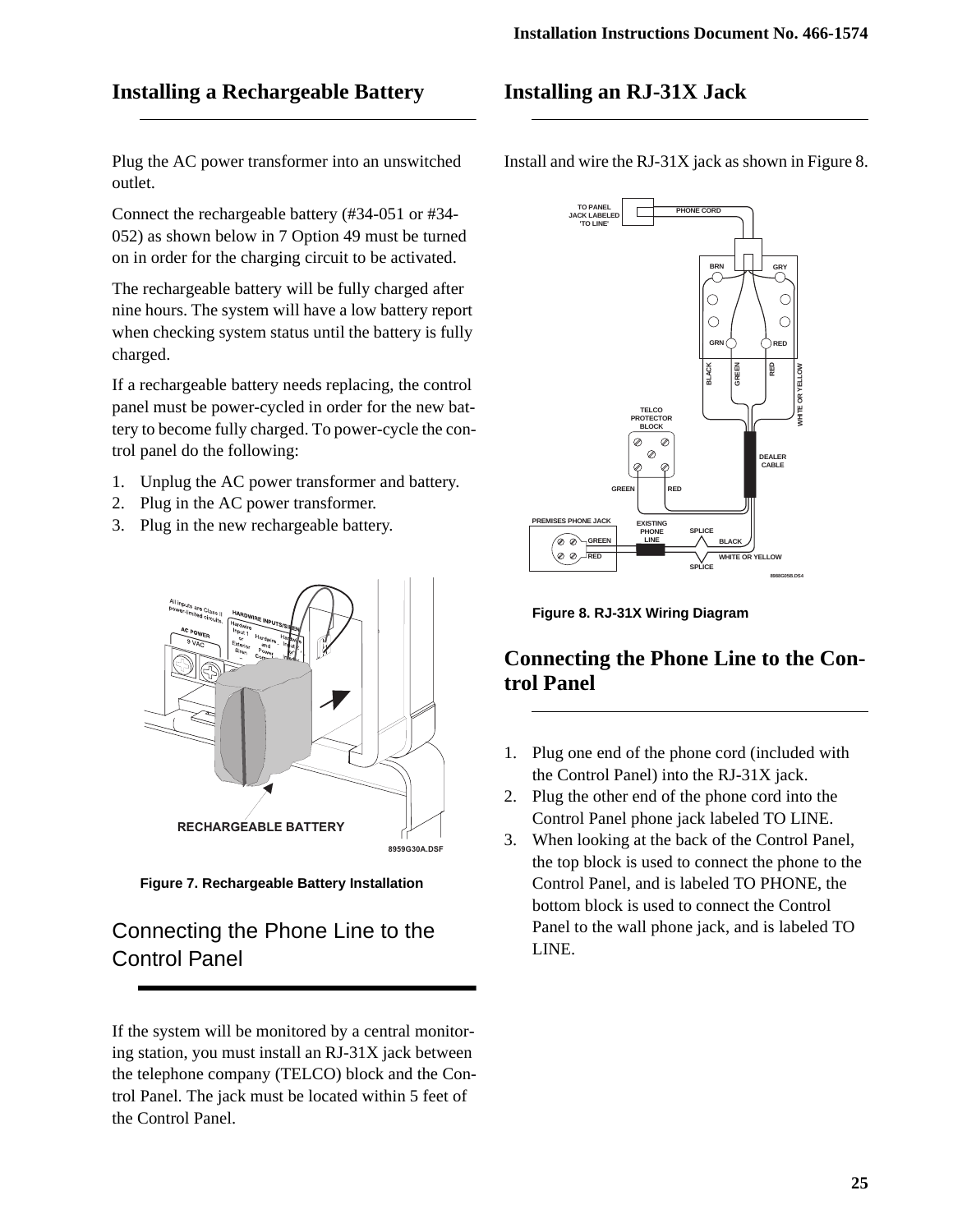## Installing a Rechargeable Battery

Plug the AC power transformer into an unswitched outlet.

Connect the rechargeable battery (#34-051 or #34-052) as shown below in 7 Option 49 must be turned on in order for the charging circuit to be activated.

The rechargeable battery will be fully charged after nine hours. The system will have a low battery report when checking system status until the battery is fully charged.

If a rechargeable battery needs replacing, the control panel must be power-cycled in order for the new battery to become fully charged. To power-cycle the control panel do the following:

1. Unplug the AC power transformer and battery.
2. Plug in the AC power transformer.
3. Plug in the new rechargeable battery.

**Figure 7. Rechargeable Battery Installation**

## Connecting the Phone Line to the Control Panel

If the system will be monitored by a central monitoring station, you must install an RJ-31X jack between the telephone company (TELCO) block and the Control Panel. The jack must be located within 5 feet of the Control Panel.

## Installing an RJ-31X Jack

Install and wire the RJ-31X jack as shown in Figure 8.

**Figure 8. RJ-31X Wiring Diagram**

## Connecting the Phone Line to the Control Panel

1. Plug one end of the phone cord (included with the Control Panel) into the RJ-31X jack.
2. Plug the other end of the phone cord into the Control Panel phone jack labeled TO LINE.
3. When looking at the back of the Control Panel, the top block is used to connect the phone to the Control Panel, and is labeled TO PHONE, the bottom block is used to connect the Control Panel to the wall phone jack, and is labeled TO LINE.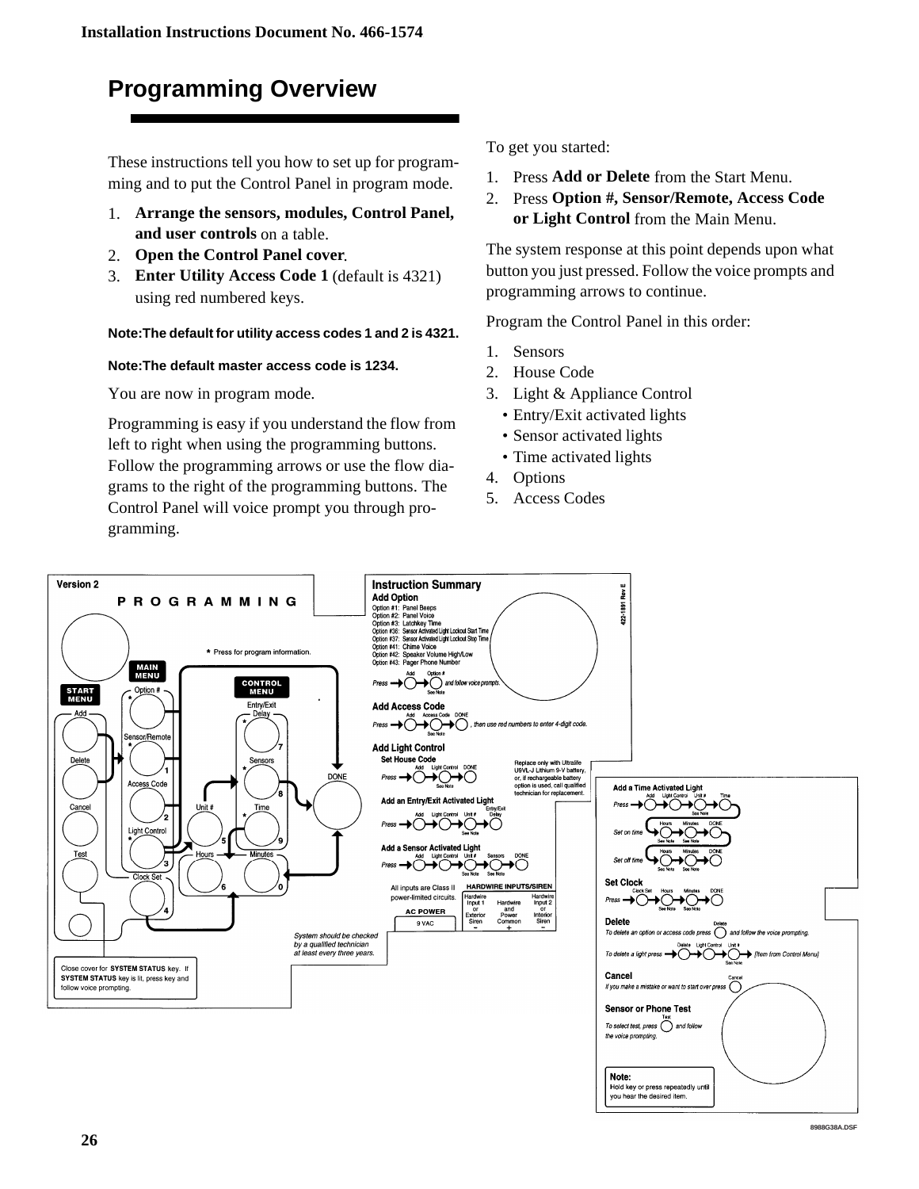# Programming Overview

These instructions tell you how to set up for programming and to put the Control Panel in program mode.

1. **Arrange the sensors, modules, Control Panel, and user controls** on a table.
2. **Open the Control Panel cover**.
3. **Enter Utility Access Code 1** (default is 4321) using red numbered keys.

**Note:The default for utility access codes 1 and 2 is 4321.**

**Note:The default master access code is 1234.**

You are now in program mode.

Programming is easy if you understand the flow from left to right when using the programming buttons. Follow the programming arrows or use the flow diagrams to the right of the programming buttons. The Control Panel will voice prompt you through programming.

To get you started:

1. Press **Add or Delete** from the Start Menu.
2. Press **Option #, Sensor/Remote, Access Code or Light Control** from the Main Menu.

The system response at this point depends upon what button you just pressed. Follow the voice prompts and programming arrows to continue.

Program the Control Panel in this order:

1. Sensors
2. House Code
3. Light & Appliance Control
   - Entry/Exit activated lights
   - Sensor activated lights
   - Time activated lights
4. Options
5. Access Codes

**Version 2**

**PROGRAMMING**

\* Press for program information.

**START MENU**: Add, Delete, Cancel, Test

**MAIN MENU**: Option # (*), Sensor/Remote (* 1), Access Code (2), Light Control (* 3), Clock Set (4)

**CONTROL MENU**: Entry/Exit Delay (* 7), Sensors (* 8), Time (* 9), Minutes (0), Unit # (5), Hours (6)

DONE

Close cover for **SYSTEM STATUS** key. If **SYSTEM STATUS** key is lit, press key and follow voice prompting.

System should be checked by a qualified technician at least every three years.

**Instruction Summary**

**Add Option**

Option #1: Panel Beeps
Option #2: Panel Voice
Option #3: Latchkey Time
Option #36: Sensor Activated Light Lockout Start Time
Option #37: Sensor Activated Light Lockout Stop Time
Option #41: Chime Voice
Option #42: Speaker Volume High/Low
Option #43: Pager Phone Number

*Press* → Add → Option # *and follow voice prompts.* (See Note)

**Add Access Code**

*Press* → Add → Access Code → DONE *, then use red numbers to enter 4-digit code.* (See Note)

**Add Light Control**

**Set House Code**

*Press* → Add → Light Control → DONE (See Note)

Replace only with Ultralife U9VL-J Lithium 9-V battery, or, if rechargeable battery option is used, call qualified technician for replacement.

**Add an Entry/Exit Activated Light**

*Press* → Add → Light Control → Unit # → Entry/Exit Delay (See Note)

**Add a Sensor Activated Light**

*Press* → Add → Light Control → Unit # → Sensors → DONE (See Note)

All inputs are Class II power-limited circuits.

| HARDWIRE INPUTS/SIREN | | |
|---|---|---|
| Hardwire Input 1 or Exterior Siren | Hardwire and Power Common | Hardwire Input 2 or Interior Siren |
| − | + | − |

**AC POWER**: 9 VAC

422-1891 Rev E

**Add a Time Activated Light**

*Press* → Add → Light Control → Unit # → Time (See Note)

*Set on time* → Hours → Minutes → DONE (See Note)

*Set off time* → Hours → Minutes → DONE (See Note)

**Set Clock**

*Press* → Clock Set → Hours → Minutes → DONE (See Note)

**Delete**

*To delete an option or access code press* Delete *and follow the voice prompting.*

*To delete a light press* → Delete → Light Control → Unit # → *[Item from Control Menu]* (See Note)

**Cancel**

*If you make a mistake or want to start over press* Cancel

**Sensor or Phone Test**

*To select test, press* Test *and follow the voice prompting.*

**Note:**
Hold key or press repeatedly until you hear the desired item.

8988G38A.DSF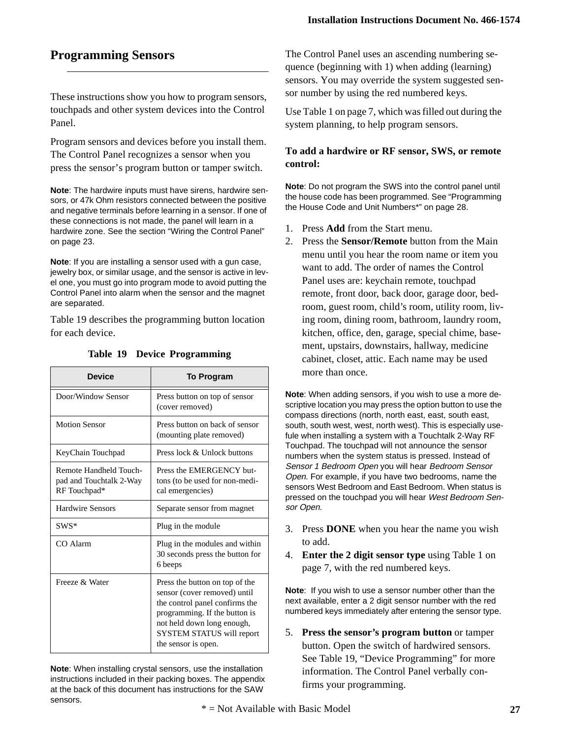## Programming Sensors

These instructions show you how to program sensors, touchpads and other system devices into the Control Panel.

Program sensors and devices before you install them. The Control Panel recognizes a sensor when you press the sensor's program button or tamper switch.

**Note**: The hardwire inputs must have sirens, hardwire sensors, or 47k Ohm resistors connected between the positive and negative terminals before learning in a sensor. If one of these connections is not made, the panel will learn in a hardwire zone. See the section "Wiring the Control Panel" on page 23.

**Note**: If you are installing a sensor used with a gun case, jewelry box, or similar usage, and the sensor is active in level one, you must go into program mode to avoid putting the Control Panel into alarm when the sensor and the magnet are separated.

Table 19 describes the programming button location for each device.

**Table 19 Device Programming**

| Device | To Program |
| --- | --- |
| Door/Window Sensor | Press button on top of sensor (cover removed) |
| Motion Sensor | Press button on back of sensor (mounting plate removed) |
| KeyChain Touchpad | Press lock & Unlock buttons |
| Remote Handheld Touchpad and Touchtalk 2-Way RF Touchpad* | Press the EMERGENCY buttons (to be used for non-medical emergencies) |
| Hardwire Sensors | Separate sensor from magnet |
| SWS* | Plug in the module |
| CO Alarm | Plug in the modules and within 30 seconds press the button for 6 beeps |
| Freeze & Water | Press the button on top of the sensor (cover removed) until the control panel confirms the programming. If the button is not held down long enough, SYSTEM STATUS will report the sensor is open. |

**Note**: When installing crystal sensors, use the installation instructions included in their packing boxes. The appendix at the back of this document has instructions for the SAW sensors.

The Control Panel uses an ascending numbering sequence (beginning with 1) when adding (learning) sensors. You may override the system suggested sensor number by using the red numbered keys.

Use Table 1 on page 7, which was filled out during the system planning, to help program sensors.

**To add a hardwire or RF sensor, SWS, or remote control:**

**Note**: Do not program the SWS into the control panel until the house code has been programmed. See "Programming the House Code and Unit Numbers*" on page 28.

1. Press **Add** from the Start menu.
2. Press the **Sensor/Remote** button from the Main menu until you hear the room name or item you want to add. The order of names the Control Panel uses are: keychain remote, touchpad remote, front door, back door, garage door, bedroom, guest room, child's room, utility room, living room, dining room, bathroom, laundry room, kitchen, office, den, garage, special chime, basement, upstairs, downstairs, hallway, medicine cabinet, closet, attic. Each name may be used more than once.

**Note**: When adding sensors, if you wish to use a more descriptive location you may press the option button to use the compass directions (north, north east, east, south east, south, south west, west, north west). This is especially usefule when installing a system with a Touchtalk 2-Way RF Touchpad. The touchpad will not announce the sensor numbers when the system status is pressed. Instead of *Sensor 1 Bedroom Open* you will hear *Bedroom Sensor Open*. For example, if you have two bedrooms, name the sensors West Bedroom and East Bedroom. When status is pressed on the touchpad you will hear *West Bedroom Sensor Open*.

3. Press **DONE** when you hear the name you wish to add.
4. **Enter the 2 digit sensor type** using Table 1 on page 7, with the red numbered keys.

**Note**: If you wish to use a sensor number other than the next available, enter a 2 digit sensor number with the red numbered keys immediately after entering the sensor type.

5. **Press the sensor's program button** or tamper button. Open the switch of hardwired sensors. See Table 19, "Device Programming" for more information. The Control Panel verbally confirms your programming.

* = Not Available with Basic Model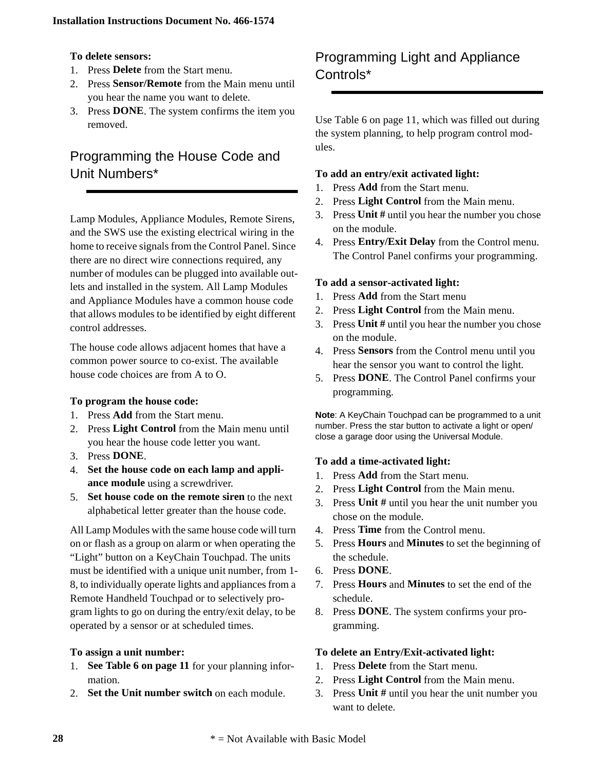**To delete sensors:**

1. Press **Delete** from the Start menu.
2. Press **Sensor/Remote** from the Main menu until you hear the name you want to delete.
3. Press **DONE**. The system confirms the item you removed.

## Programming the House Code and Unit Numbers*

Lamp Modules, Appliance Modules, Remote Sirens, and the SWS use the existing electrical wiring in the home to receive signals from the Control Panel. Since there are no direct wire connections required, any number of modules can be plugged into available outlets and installed in the system. All Lamp Modules and Appliance Modules have a common house code that allows modules to be identified by eight different control addresses.

The house code allows adjacent homes that have a common power source to co-exist. The available house code choices are from A to O.

**To program the house code:**

1. Press **Add** from the Start menu.
2. Press **Light Control** from the Main menu until you hear the house code letter you want.
3. Press **DONE**.
4. **Set the house code on each lamp and appliance module** using a screwdriver.
5. **Set house code on the remote siren** to the next alphabetical letter greater than the house code.

All Lamp Modules with the same house code will turn on or flash as a group on alarm or when operating the "Light" button on a KeyChain Touchpad. The units must be identified with a unique unit number, from 1-8, to individually operate lights and appliances from a Remote Handheld Touchpad or to selectively program lights to go on during the entry/exit delay, to be operated by a sensor or at scheduled times.

**To assign a unit number:**

1. **See Table 6 on page 11** for your planning information.
2. **Set the Unit number switch** on each module.

## Programming Light and Appliance Controls*

Use Table 6 on page 11, which was filled out during the system planning, to help program control modules.

**To add an entry/exit activated light:**

1. Press **Add** from the Start menu.
2. Press **Light Control** from the Main menu.
3. Press **Unit #** until you hear the number you chose on the module.
4. Press **Entry/Exit Delay** from the Control menu. The Control Panel confirms your programming.

**To add a sensor-activated light:**

1. Press **Add** from the Start menu
2. Press **Light Control** from the Main menu.
3. Press **Unit #** until you hear the number you chose on the module.
4. Press **Sensors** from the Control menu until you hear the sensor you want to control the light.
5. Press **DONE**. The Control Panel confirms your programming.

**Note**: A KeyChain Touchpad can be programmed to a unit number. Press the star button to activate a light or open/close a garage door using the Universal Module.

**To add a time-activated light:**

1. Press **Add** from the Start menu.
2. Press **Light Control** from the Main menu.
3. Press **Unit #** until you hear the unit number you chose on the module.
4. Press **Time** from the Control menu.
5. Press **Hours** and **Minutes** to set the beginning of the schedule.
6. Press **DONE**.
7. Press **Hours** and **Minutes** to set the end of the schedule.
8. Press **DONE**. The system confirms your programming.

**To delete an Entry/Exit-activated light:**

1. Press **Delete** from the Start menu.
2. Press **Light Control** from the Main menu.
3. Press **Unit #** until you hear the unit number you want to delete.

* = Not Available with Basic Model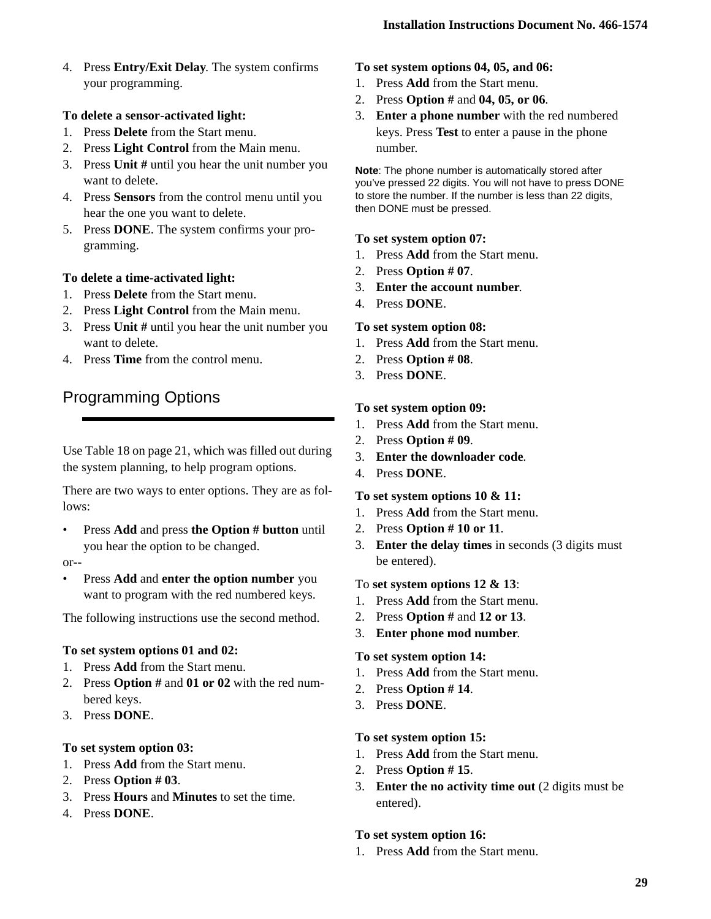4. Press **Entry/Exit Delay**. The system confirms your programming.

**To delete a sensor-activated light:**

1. Press **Delete** from the Start menu.
2. Press **Light Control** from the Main menu.
3. Press **Unit #** until you hear the unit number you want to delete.
4. Press **Sensors** from the control menu until you hear the one you want to delete.
5. Press **DONE**. The system confirms your programming.

**To delete a time-activated light:**

1. Press **Delete** from the Start menu.
2. Press **Light Control** from the Main menu.
3. Press **Unit #** until you hear the unit number you want to delete.
4. Press **Time** from the control menu.

## Programming Options

Use Table 18 on page 21, which was filled out during the system planning, to help program options.

There are two ways to enter options. They are as follows:

- Press **Add** and press **the Option # button** until you hear the option to be changed.

or--

- Press **Add** and **enter the option number** you want to program with the red numbered keys.

The following instructions use the second method.

**To set system options 01 and 02:**

1. Press **Add** from the Start menu.
2. Press **Option #** and **01 or 02** with the red numbered keys.
3. Press **DONE**.

**To set system option 03:**

1. Press **Add** from the Start menu.
2. Press **Option # 03**.
3. Press **Hours** and **Minutes** to set the time.
4. Press **DONE**.

**To set system options 04, 05, and 06:**

1. Press **Add** from the Start menu.
2. Press **Option #** and **04, 05, or 06**.
3. **Enter a phone number** with the red numbered keys. Press **Test** to enter a pause in the phone number.

**Note**: The phone number is automatically stored after you've pressed 22 digits. You will not have to press DONE to store the number. If the number is less than 22 digits, then DONE must be pressed.

**To set system option 07:**

1. Press **Add** from the Start menu.
2. Press **Option # 07**.
3. **Enter the account number**.
4. Press **DONE**.

**To set system option 08:**

1. Press **Add** from the Start menu.
2. Press **Option # 08**.
3. Press **DONE**.

**To set system option 09:**

1. Press **Add** from the Start menu.
2. Press **Option # 09**.
3. **Enter the downloader code**.
4. Press **DONE**.

**To set system options 10 & 11:**

1. Press **Add** from the Start menu.
2. Press **Option # 10 or 11**.
3. **Enter the delay times** in seconds (3 digits must be entered).

To **set system options 12 & 13**:

1. Press **Add** from the Start menu.
2. Press **Option #** and **12 or 13**.
3. **Enter phone mod number**.

**To set system option 14:**

1. Press **Add** from the Start menu.
2. Press **Option # 14**.
3. Press **DONE**.

**To set system option 15:**

1. Press **Add** from the Start menu.
2. Press **Option # 15**.
3. **Enter the no activity time out** (2 digits must be entered).

**To set system option 16:**

1. Press **Add** from the Start menu.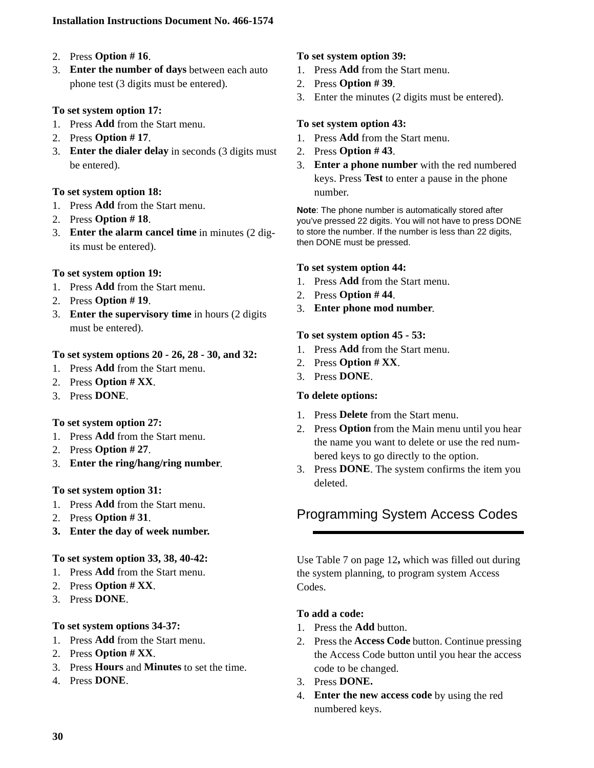2. Press **Option # 16**.
3. **Enter the number of days** between each auto phone test (3 digits must be entered).

**To set system option 17:**

1. Press **Add** from the Start menu.
2. Press **Option # 17**.
3. **Enter the dialer delay** in seconds (3 digits must be entered).

**To set system option 18:**

1. Press **Add** from the Start menu.
2. Press **Option # 18**.
3. **Enter the alarm cancel time** in minutes (2 digits must be entered).

**To set system option 19:**

1. Press **Add** from the Start menu.
2. Press **Option # 19**.
3. **Enter the supervisory time** in hours (2 digits must be entered).

**To set system options 20 - 26, 28 - 30, and 32:**

1. Press **Add** from the Start menu.
2. Press **Option # XX**.
3. Press **DONE**.

**To set system option 27:**

1. Press **Add** from the Start menu.
2. Press **Option # 27**.
3. **Enter the ring/hang/ring number**.

**To set system option 31:**

1. Press **Add** from the Start menu.
2. Press **Option # 31**.
3. **Enter the day of week number.**

**To set system option 33, 38, 40-42:**

1. Press **Add** from the Start menu.
2. Press **Option # XX**.
3. Press **DONE**.

**To set system options 34-37:**

1. Press **Add** from the Start menu.
2. Press **Option # XX**.
3. Press **Hours** and **Minutes** to set the time.
4. Press **DONE**.

**To set system option 39:**

1. Press **Add** from the Start menu.
2. Press **Option # 39**.
3. Enter the minutes (2 digits must be entered).

**To set system option 43:**

1. Press **Add** from the Start menu.
2. Press **Option # 43**.
3. **Enter a phone number** with the red numbered keys. Press **Test** to enter a pause in the phone number.

**Note**: The phone number is automatically stored after you've pressed 22 digits. You will not have to press DONE to store the number. If the number is less than 22 digits, then DONE must be pressed.

**To set system option 44:**

1. Press **Add** from the Start menu.
2. Press **Option # 44**.
3. **Enter phone mod number**.

**To set system option 45 - 53:**

1. Press **Add** from the Start menu.
2. Press **Option # XX**.
3. Press **DONE**.

**To delete options:**

1. Press **Delete** from the Start menu.
2. Press **Option** from the Main menu until you hear the name you want to delete or use the red numbered keys to go directly to the option.
3. Press **DONE**. The system confirms the item you deleted.

## Programming System Access Codes

Use Table 7 on page 12**,** which was filled out during the system planning, to program system Access Codes.

**To add a code:**

1. Press the **Add** button.
2. Press the **Access Code** button. Continue pressing the Access Code button until you hear the access code to be changed.
3. Press **DONE.**
4. **Enter the new access code** by using the red numbered keys.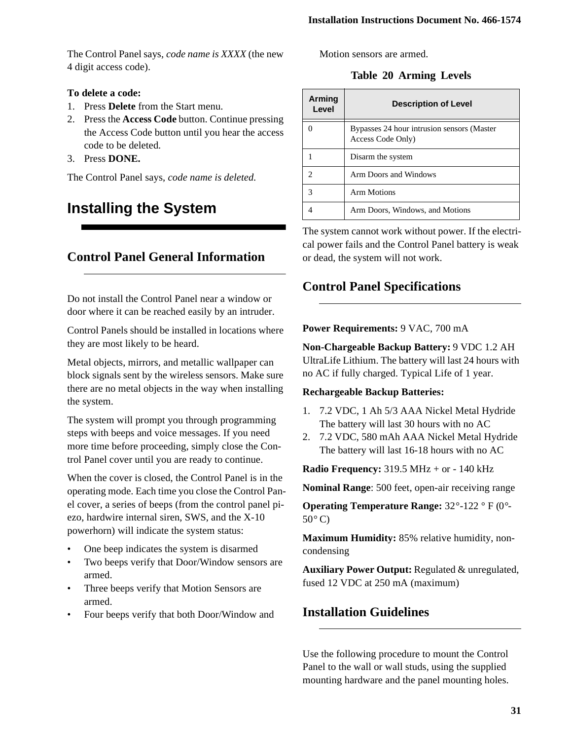The Control Panel says, *code name is XXXX* (the new 4 digit access code).

**To delete a code:**

1. Press **Delete** from the Start menu.
2. Press the **Access Code** button. Continue pressing the Access Code button until you hear the access code to be deleted.
3. Press **DONE.**

The Control Panel says, *code name is deleted.*

# Installing the System

## Control Panel General Information

Do not install the Control Panel near a window or door where it can be reached easily by an intruder.

Control Panels should be installed in locations where they are most likely to be heard.

Metal objects, mirrors, and metallic wallpaper can block signals sent by the wireless sensors. Make sure there are no metal objects in the way when installing the system.

The system will prompt you through programming steps with beeps and voice messages. If you need more time before proceeding, simply close the Control Panel cover until you are ready to continue.

When the cover is closed, the Control Panel is in the operating mode. Each time you close the Control Panel cover, a series of beeps (from the control panel piezo, hardwire internal siren, SWS, and the X-10 powerhorn) will indicate the system status:

- One beep indicates the system is disarmed
- Two beeps verify that Door/Window sensors are armed.
- Three beeps verify that Motion Sensors are armed.
- Four beeps verify that both Door/Window and Motion sensors are armed.

**Table 20 Arming Levels**

| Arming Level | Description of Level |
|---|---|
| 0 | Bypasses 24 hour intrusion sensors (Master Access Code Only) |
| 1 | Disarm the system |
| 2 | Arm Doors and Windows |
| 3 | Arm Motions |
| 4 | Arm Doors, Windows, and Motions |

The system cannot work without power. If the electrical power fails and the Control Panel battery is weak or dead, the system will not work.

## Control Panel Specifications

**Power Requirements:** 9 VAC, 700 mA

**Non-Chargeable Backup Battery:** 9 VDC 1.2 AH UltraLife Lithium. The battery will last 24 hours with no AC if fully charged. Typical Life of 1 year.

**Rechargeable Backup Batteries:**

1. 7.2 VDC, 1 Ah 5/3 AAA Nickel Metal Hydride The battery will last 30 hours with no AC
2. 7.2 VDC, 580 mAh AAA Nickel Metal Hydride The battery will last 16-18 hours with no AC

**Radio Frequency:** 319.5 MHz + or - 140 kHz

**Nominal Range**: 500 feet, open-air receiving range

**Operating Temperature Range:** 32°-122 ° F (0°-50° C)

**Maximum Humidity:** 85% relative humidity, non-condensing

**Auxiliary Power Output:** Regulated & unregulated, fused 12 VDC at 250 mA (maximum)

## Installation Guidelines

Use the following procedure to mount the Control Panel to the wall or wall studs, using the supplied mounting hardware and the panel mounting holes.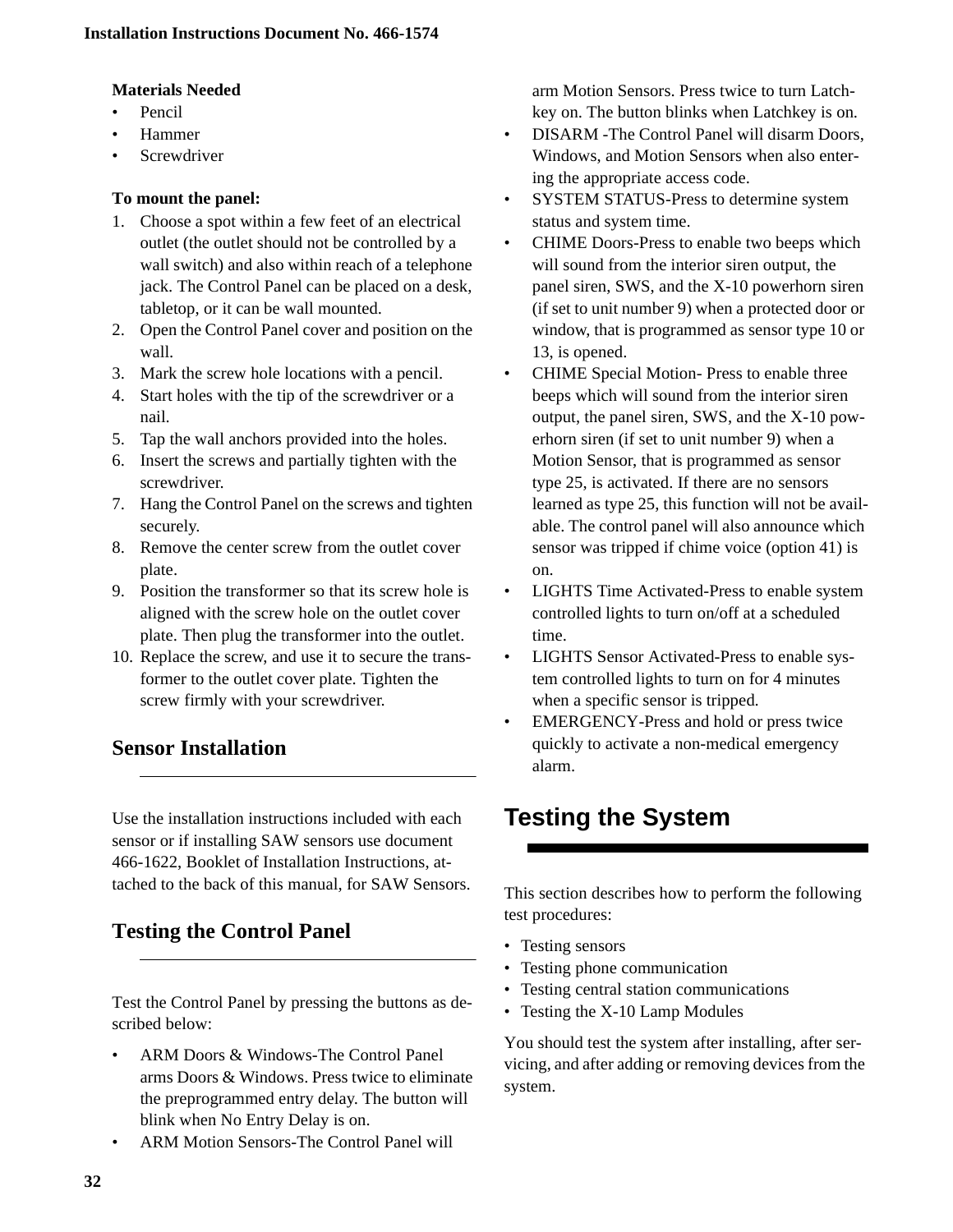**Materials Needed**

- Pencil
- Hammer
- Screwdriver

**To mount the panel:**

1. Choose a spot within a few feet of an electrical outlet (the outlet should not be controlled by a wall switch) and also within reach of a telephone jack. The Control Panel can be placed on a desk, tabletop, or it can be wall mounted.
2. Open the Control Panel cover and position on the wall.
3. Mark the screw hole locations with a pencil.
4. Start holes with the tip of the screwdriver or a nail.
5. Tap the wall anchors provided into the holes.
6. Insert the screws and partially tighten with the screwdriver.
7. Hang the Control Panel on the screws and tighten securely.
8. Remove the center screw from the outlet cover plate.
9. Position the transformer so that its screw hole is aligned with the screw hole on the outlet cover plate. Then plug the transformer into the outlet.
10. Replace the screw, and use it to secure the transformer to the outlet cover plate. Tighten the screw firmly with your screwdriver.

## Sensor Installation

Use the installation instructions included with each sensor or if installing SAW sensors use document 466-1622, Booklet of Installation Instructions, attached to the back of this manual, for SAW Sensors.

## Testing the Control Panel

Test the Control Panel by pressing the buttons as described below:

- ARM Doors & Windows-The Control Panel arms Doors & Windows. Press twice to eliminate the preprogrammed entry delay. The button will blink when No Entry Delay is on.
- ARM Motion Sensors-The Control Panel will arm Motion Sensors. Press twice to turn Latchkey on. The button blinks when Latchkey is on.
- DISARM -The Control Panel will disarm Doors, Windows, and Motion Sensors when also entering the appropriate access code.
- SYSTEM STATUS-Press to determine system status and system time.
- CHIME Doors-Press to enable two beeps which will sound from the interior siren output, the panel siren, SWS, and the X-10 powerhorn siren (if set to unit number 9) when a protected door or window, that is programmed as sensor type 10 or 13, is opened.
- CHIME Special Motion- Press to enable three beeps which will sound from the interior siren output, the panel siren, SWS, and the X-10 powerhorn siren (if set to unit number 9) when a Motion Sensor, that is programmed as sensor type 25, is activated. If there are no sensors learned as type 25, this function will not be available. The control panel will also announce which sensor was tripped if chime voice (option 41) is on.
- LIGHTS Time Activated-Press to enable system controlled lights to turn on/off at a scheduled time.
- LIGHTS Sensor Activated-Press to enable system controlled lights to turn on for 4 minutes when a specific sensor is tripped.
- EMERGENCY-Press and hold or press twice quickly to activate a non-medical emergency alarm.

# Testing the System

This section describes how to perform the following test procedures:

- Testing sensors
- Testing phone communication
- Testing central station communications
- Testing the X-10 Lamp Modules

You should test the system after installing, after servicing, and after adding or removing devices from the system.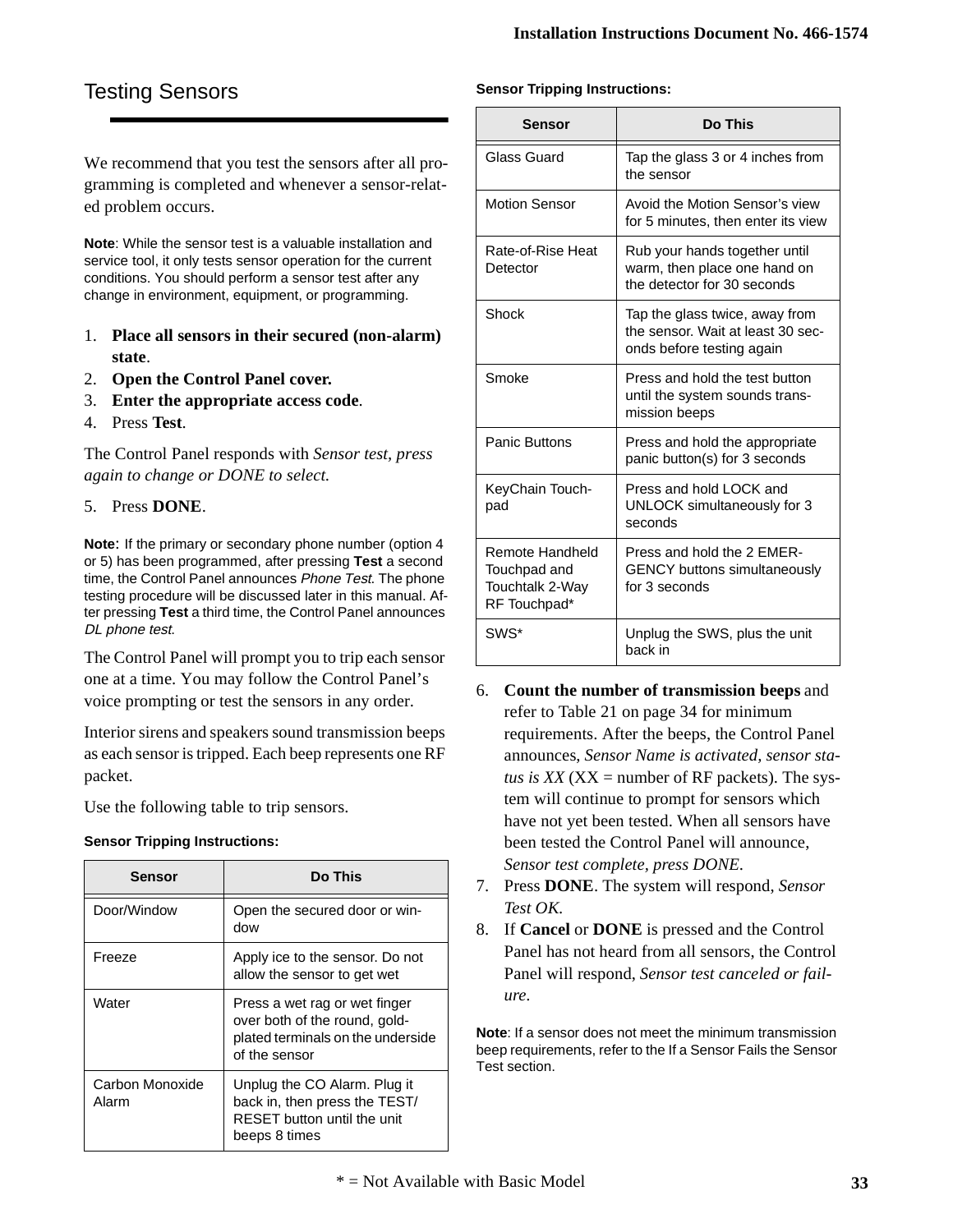# Testing Sensors

We recommend that you test the sensors after all programming is completed and whenever a sensor-related problem occurs.

**Note**: While the sensor test is a valuable installation and service tool, it only tests sensor operation for the current conditions. You should perform a sensor test after any change in environment, equipment, or programming.

1. **Place all sensors in their secured (non-alarm) state**.
2. **Open the Control Panel cover.**
3. **Enter the appropriate access code**.
4. Press **Test**.

The Control Panel responds with *Sensor test, press again to change or DONE to select.*

5. Press **DONE**.

**Note:** If the primary or secondary phone number (option 4 or 5) has been programmed, after pressing **Test** a second time, the Control Panel announces *Phone Test*. The phone testing procedure will be discussed later in this manual. After pressing **Test** a third time, the Control Panel announces *DL phone test*.

The Control Panel will prompt you to trip each sensor one at a time. You may follow the Control Panel's voice prompting or test the sensors in any order.

Interior sirens and speakers sound transmission beeps as each sensor is tripped. Each beep represents one RF packet.

Use the following table to trip sensors.

**Sensor Tripping Instructions:**

| Sensor | Do This |
|---|---|
| Door/Window | Open the secured door or window |
| Freeze | Apply ice to the sensor. Do not allow the sensor to get wet |
| Water | Press a wet rag or wet finger over both of the round, gold-plated terminals on the underside of the sensor |
| Carbon Monoxide Alarm | Unplug the CO Alarm. Plug it back in, then press the TEST/RESET button until the unit beeps 8 times |
| Glass Guard | Tap the glass 3 or 4 inches from the sensor |
| Motion Sensor | Avoid the Motion Sensor's view for 5 minutes, then enter its view |
| Rate-of-Rise Heat Detector | Rub your hands together until warm, then place one hand on the detector for 30 seconds |
| Shock | Tap the glass twice, away from the sensor. Wait at least 30 seconds before testing again |
| Smoke | Press and hold the test button until the system sounds transmission beeps |
| Panic Buttons | Press and hold the appropriate panic button(s) for 3 seconds |
| KeyChain Touchpad | Press and hold LOCK and UNLOCK simultaneously for 3 seconds |
| Remote Handheld Touchpad and Touchtalk 2-Way RF Touchpad* | Press and hold the 2 EMERGENCY buttons simultaneously for 3 seconds |
| SWS* | Unplug the SWS, plus the unit back in |

6. **Count the number of transmission beeps** and refer to Table 21 on page 34 for minimum requirements. After the beeps, the Control Panel announces, *Sensor Name is activated, sensor status is XX* (XX = number of RF packets). The system will continue to prompt for sensors which have not yet been tested. When all sensors have been tested the Control Panel will announce, *Sensor test complete, press DONE*.
7. Press **DONE**. The system will respond, *Sensor Test OK*.
8. If **Cancel** or **DONE** is pressed and the Control Panel has not heard from all sensors, the Control Panel will respond, *Sensor test canceled or failure*.

**Note**: If a sensor does not meet the minimum transmission beep requirements, refer to the If a Sensor Fails the Sensor Test section.

\* = Not Available with Basic Model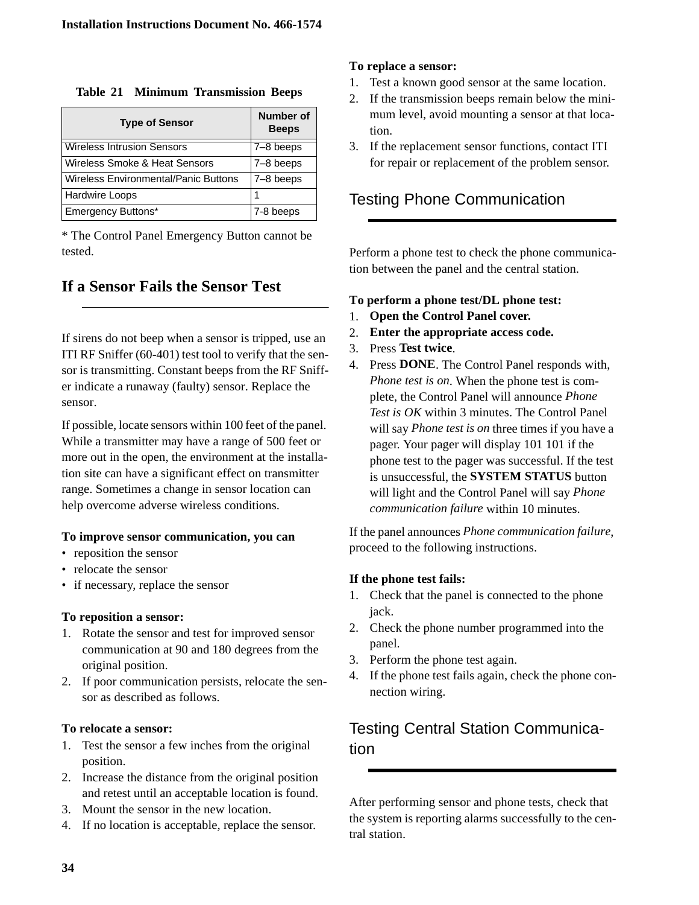**Table 21 Minimum Transmission Beeps**

| Type of Sensor | Number of Beeps |
|---|---|
| Wireless Intrusion Sensors | 7–8 beeps |
| Wireless Smoke & Heat Sensors | 7–8 beeps |
| Wireless Environmental/Panic Buttons | 7–8 beeps |
| Hardwire Loops | 1 |
| Emergency Buttons* | 7-8 beeps |

* The Control Panel Emergency Button cannot be tested.

## If a Sensor Fails the Sensor Test

If sirens do not beep when a sensor is tripped, use an ITI RF Sniffer (60-401) test tool to verify that the sensor is transmitting. Constant beeps from the RF Sniffer indicate a runaway (faulty) sensor. Replace the sensor.

If possible, locate sensors within 100 feet of the panel. While a transmitter may have a range of 500 feet or more out in the open, the environment at the installation site can have a significant effect on transmitter range. Sometimes a change in sensor location can help overcome adverse wireless conditions.

**To improve sensor communication, you can**

- reposition the sensor
- relocate the sensor
- if necessary, replace the sensor

**To reposition a sensor:**

1. Rotate the sensor and test for improved sensor communication at 90 and 180 degrees from the original position.
2. If poor communication persists, relocate the sensor as described as follows.

**To relocate a sensor:**

1. Test the sensor a few inches from the original position.
2. Increase the distance from the original position and retest until an acceptable location is found.
3. Mount the sensor in the new location.
4. If no location is acceptable, replace the sensor.

**To replace a sensor:**

1. Test a known good sensor at the same location.
2. If the transmission beeps remain below the minimum level, avoid mounting a sensor at that location.
3. If the replacement sensor functions, contact ITI for repair or replacement of the problem sensor.

## Testing Phone Communication

Perform a phone test to check the phone communication between the panel and the central station.

**To perform a phone test/DL phone test:**

1. **Open the Control Panel cover.**
2. **Enter the appropriate access code.**
3. Press **Test twice**.
4. Press **DONE**. The Control Panel responds with, *Phone test is on*. When the phone test is complete, the Control Panel will announce *Phone Test is OK* within 3 minutes. The Control Panel will say *Phone test is on* three times if you have a pager. Your pager will display 101 101 if the phone test to the pager was successful. If the test is unsuccessful, the **SYSTEM STATUS** button will light and the Control Panel will say *Phone communication failure* within 10 minutes.

If the panel announces *Phone communication failure*, proceed to the following instructions.

**If the phone test fails:**

1. Check that the panel is connected to the phone jack.
2. Check the phone number programmed into the panel.
3. Perform the phone test again.
4. If the phone test fails again, check the phone connection wiring.

## Testing Central Station Communication

After performing sensor and phone tests, check that the system is reporting alarms successfully to the central station.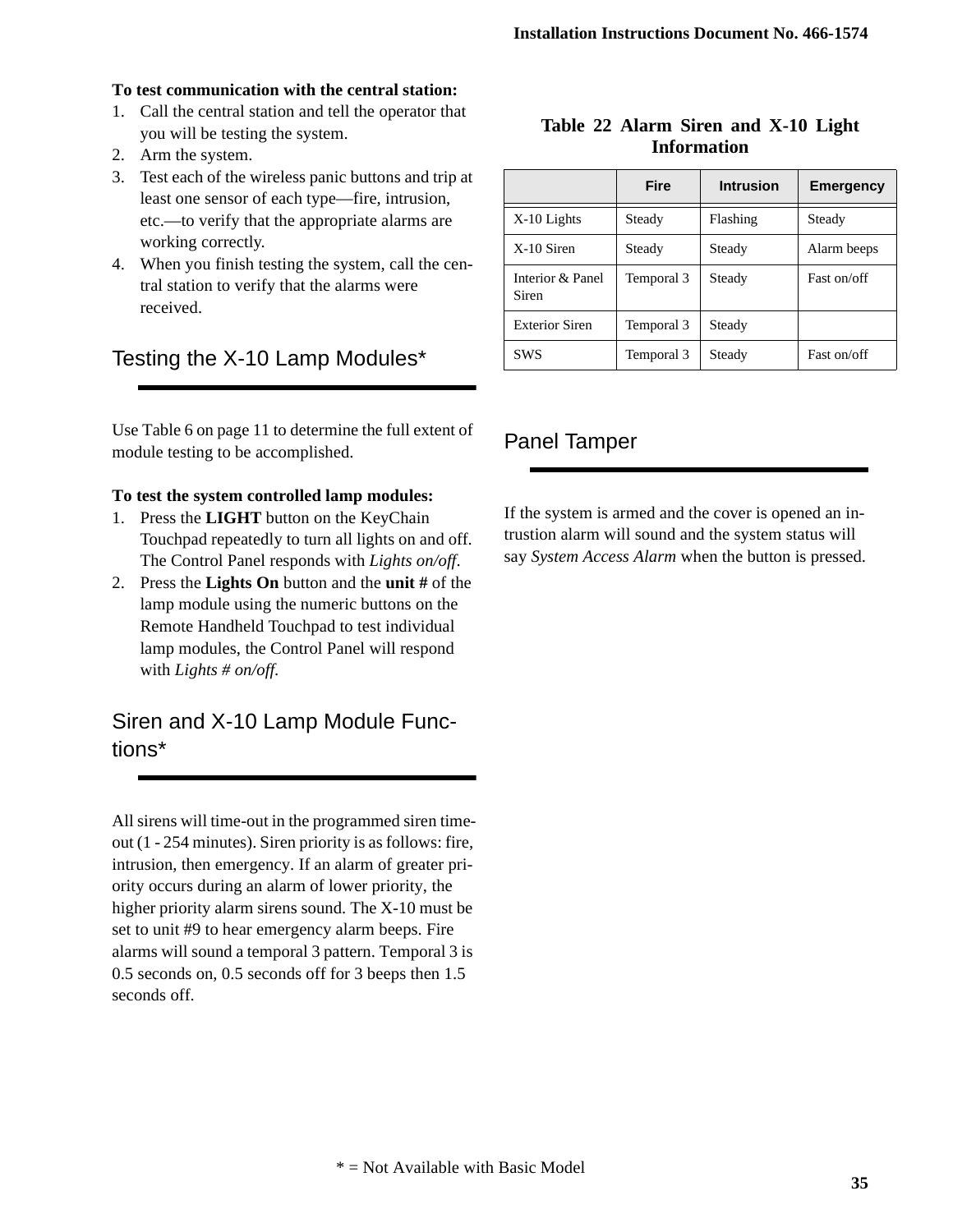**To test communication with the central station:**

1. Call the central station and tell the operator that you will be testing the system.
2. Arm the system.
3. Test each of the wireless panic buttons and trip at least one sensor of each type—fire, intrusion, etc.—to verify that the appropriate alarms are working correctly.
4. When you finish testing the system, call the central station to verify that the alarms were received.

## Testing the X-10 Lamp Modules*

Use Table 6 on page 11 to determine the full extent of module testing to be accomplished.

**To test the system controlled lamp modules:**

1. Press the **LIGHT** button on the KeyChain Touchpad repeatedly to turn all lights on and off. The Control Panel responds with *Lights on/off*.
2. Press the **Lights On** button and the **unit #** of the lamp module using the numeric buttons on the Remote Handheld Touchpad to test individual lamp modules, the Control Panel will respond with *Lights # on/off*.

## Siren and X-10 Lamp Module Functions*

All sirens will time-out in the programmed siren time-out (1 - 254 minutes). Siren priority is as follows: fire, intrusion, then emergency. If an alarm of greater priority occurs during an alarm of lower priority, the higher priority alarm sirens sound. The X-10 must be set to unit #9 to hear emergency alarm beeps. Fire alarms will sound a temporal 3 pattern. Temporal 3 is 0.5 seconds on, 0.5 seconds off for 3 beeps then 1.5 seconds off.

**Table 22 Alarm Siren and X-10 Light Information**

| | Fire | Intrusion | Emergency |
|---|---|---|---|
| X-10 Lights | Steady | Flashing | Steady |
| X-10 Siren | Steady | Steady | Alarm beeps |
| Interior & Panel Siren | Temporal 3 | Steady | Fast on/off |
| Exterior Siren | Temporal 3 | Steady | |
| SWS | Temporal 3 | Steady | Fast on/off |

## Panel Tamper

If the system is armed and the cover is opened an intrustion alarm will sound and the system status will say *System Access Alarm* when the button is pressed.

* = Not Available with Basic Model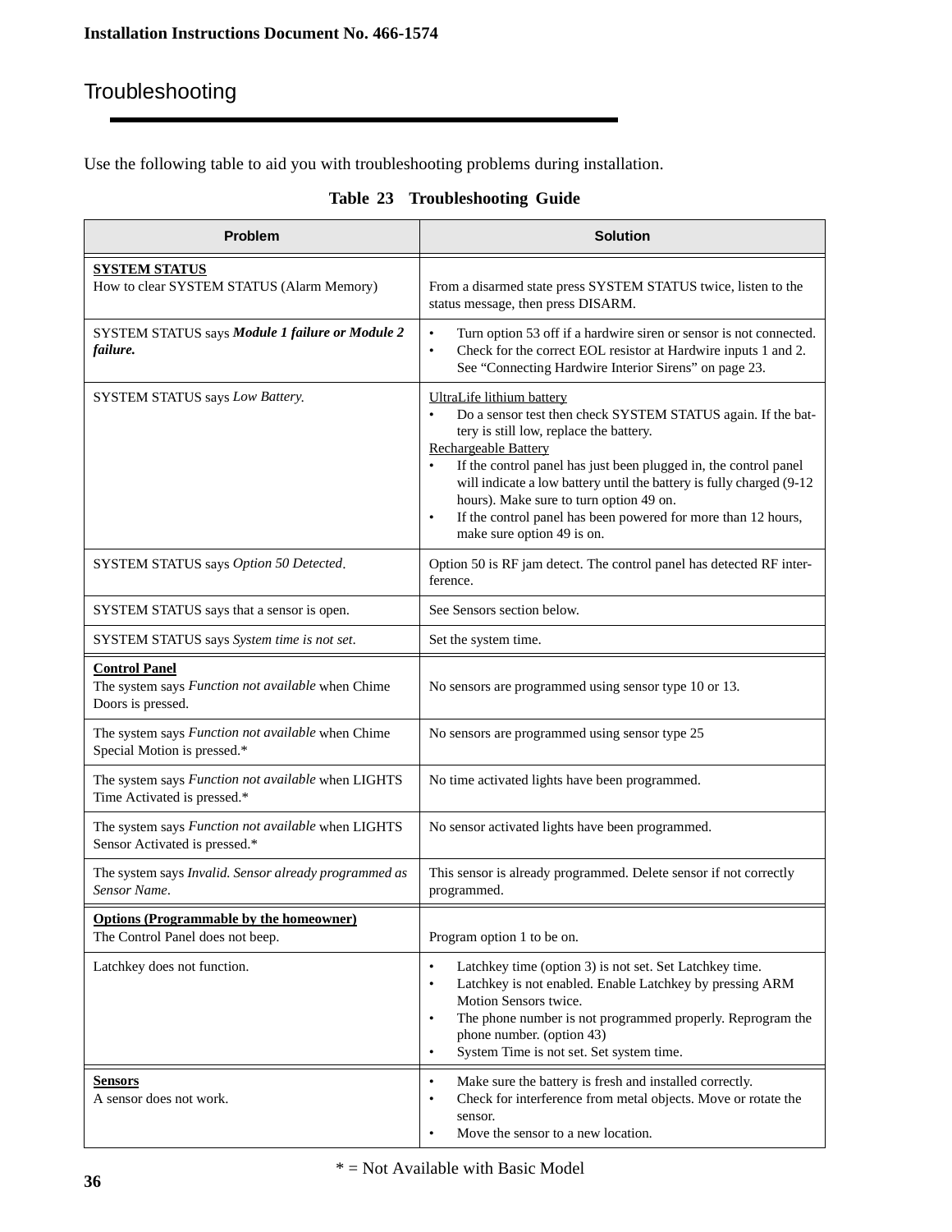# Troubleshooting

Use the following table to aid you with troubleshooting problems during installation.

**Table 23 Troubleshooting Guide**

| Problem | Solution |
|---|---|
| **SYSTEM STATUS**<br>How to clear SYSTEM STATUS (Alarm Memory) | From a disarmed state press SYSTEM STATUS twice, listen to the status message, then press DISARM. |
| SYSTEM STATUS says ***Module 1 failure or Module 2 failure.*** | • Turn option 53 off if a hardwire siren or sensor is not connected.<br>• Check for the correct EOL resistor at Hardwire inputs 1 and 2. See “Connecting Hardwire Interior Sirens” on page 23. |
| SYSTEM STATUS says *Low Battery.* | UltraLife lithium battery<br>• Do a sensor test then check SYSTEM STATUS again. If the battery is still low, replace the battery.<br>Rechargeable Battery<br>• If the control panel has just been plugged in, the control panel will indicate a low battery until the battery is fully charged (9-12 hours). Make sure to turn option 49 on.<br>• If the control panel has been powered for more than 12 hours, make sure option 49 is on. |
| SYSTEM STATUS says *Option 50 Detected*. | Option 50 is RF jam detect. The control panel has detected RF interference. |
| SYSTEM STATUS says that a sensor is open. | See Sensors section below. |
| SYSTEM STATUS says *System time is not set*. | Set the system time. |
| **Control Panel**<br>The system says *Function not available* when Chime Doors is pressed. | No sensors are programmed using sensor type 10 or 13. |
| The system says *Function not available* when Chime Special Motion is pressed.* | No sensors are programmed using sensor type 25 |
| The system says *Function not available* when LIGHTS Time Activated is pressed.* | No time activated lights have been programmed. |
| The system says *Function not available* when LIGHTS Sensor Activated is pressed.* | No sensor activated lights have been programmed. |
| The system says *Invalid. Sensor already programmed as Sensor Name*. | This sensor is already programmed. Delete sensor if not correctly programmed. |
| **Options (Programmable by the homeowner)**<br>The Control Panel does not beep. | Program option 1 to be on. |
| Latchkey does not function. | • Latchkey time (option 3) is not set. Set Latchkey time.<br>• Latchkey is not enabled. Enable Latchkey by pressing ARM Motion Sensors twice.<br>• The phone number is not programmed properly. Reprogram the phone number. (option 43)<br>• System Time is not set. Set system time. |
| **Sensors**<br>A sensor does not work. | • Make sure the battery is fresh and installed correctly.<br>• Check for interference from metal objects. Move or rotate the sensor.<br>• Move the sensor to a new location. |

* = Not Available with Basic Model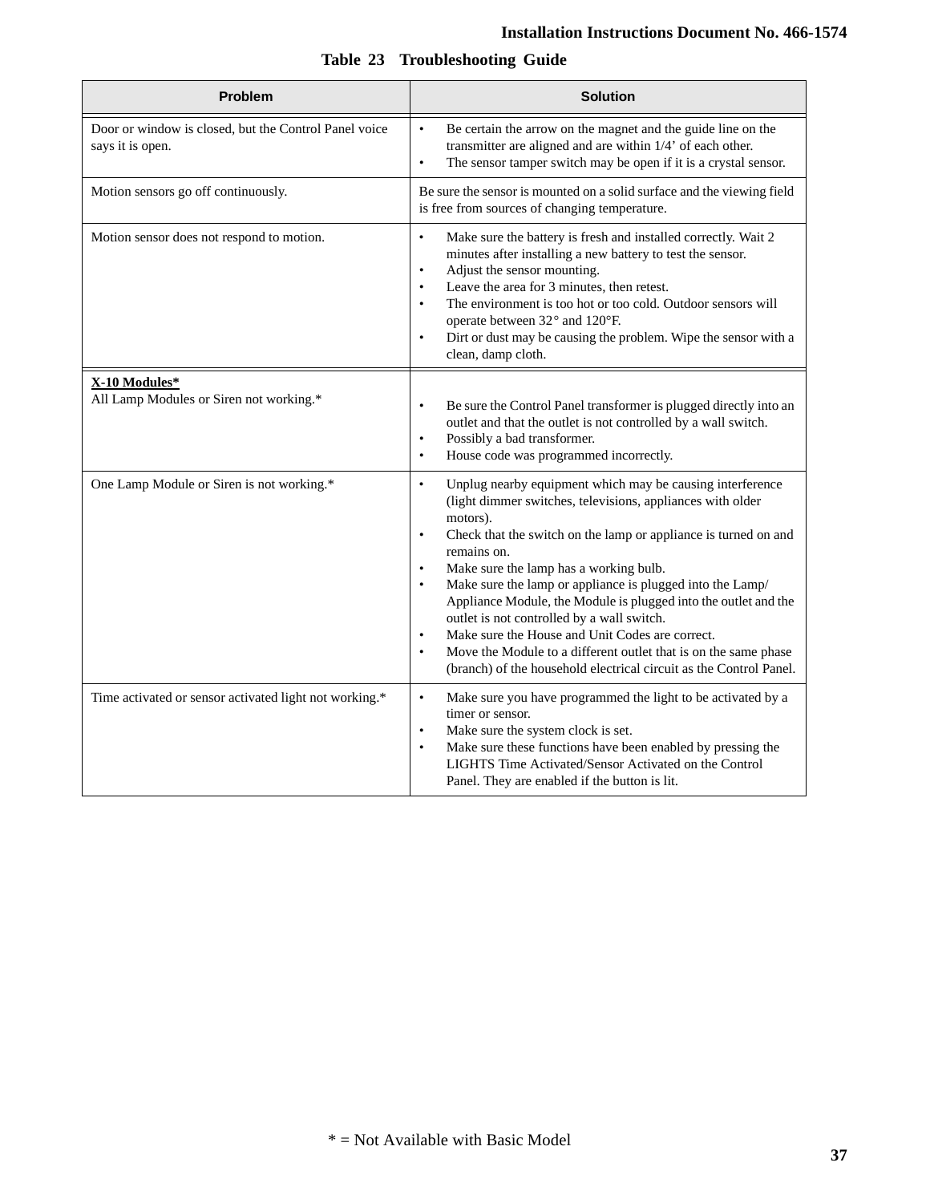**Table 23 Troubleshooting Guide**

| Problem | Solution |
|---|---|
| Door or window is closed, but the Control Panel voice says it is open. | • Be certain the arrow on the magnet and the guide line on the transmitter are aligned and are within 1/4' of each other.<br>• The sensor tamper switch may be open if it is a crystal sensor. |
| Motion sensors go off continuously. | Be sure the sensor is mounted on a solid surface and the viewing field is free from sources of changing temperature. |
| Motion sensor does not respond to motion. | • Make sure the battery is fresh and installed correctly. Wait 2 minutes after installing a new battery to test the sensor.<br>• Adjust the sensor mounting.<br>• Leave the area for 3 minutes, then retest.<br>• The environment is too hot or too cold. Outdoor sensors will operate between 32° and 120°F.<br>• Dirt or dust may be causing the problem. Wipe the sensor with a clean, damp cloth. |
| **X-10 Modules***<br>All Lamp Modules or Siren not working.* | • Be sure the Control Panel transformer is plugged directly into an outlet and that the outlet is not controlled by a wall switch.<br>• Possibly a bad transformer.<br>• House code was programmed incorrectly. |
| One Lamp Module or Siren is not working.* | • Unplug nearby equipment which may be causing interference (light dimmer switches, televisions, appliances with older motors).<br>• Check that the switch on the lamp or appliance is turned on and remains on.<br>• Make sure the lamp has a working bulb.<br>• Make sure the lamp or appliance is plugged into the Lamp/ Appliance Module, the Module is plugged into the outlet and the outlet is not controlled by a wall switch.<br>• Make sure the House and Unit Codes are correct.<br>• Move the Module to a different outlet that is on the same phase (branch) of the household electrical circuit as the Control Panel. |
| Time activated or sensor activated light not working.* | • Make sure you have programmed the light to be activated by a timer or sensor.<br>• Make sure the system clock is set.<br>• Make sure these functions have been enabled by pressing the LIGHTS Time Activated/Sensor Activated on the Control Panel. They are enabled if the button is lit. |

* = Not Available with Basic Model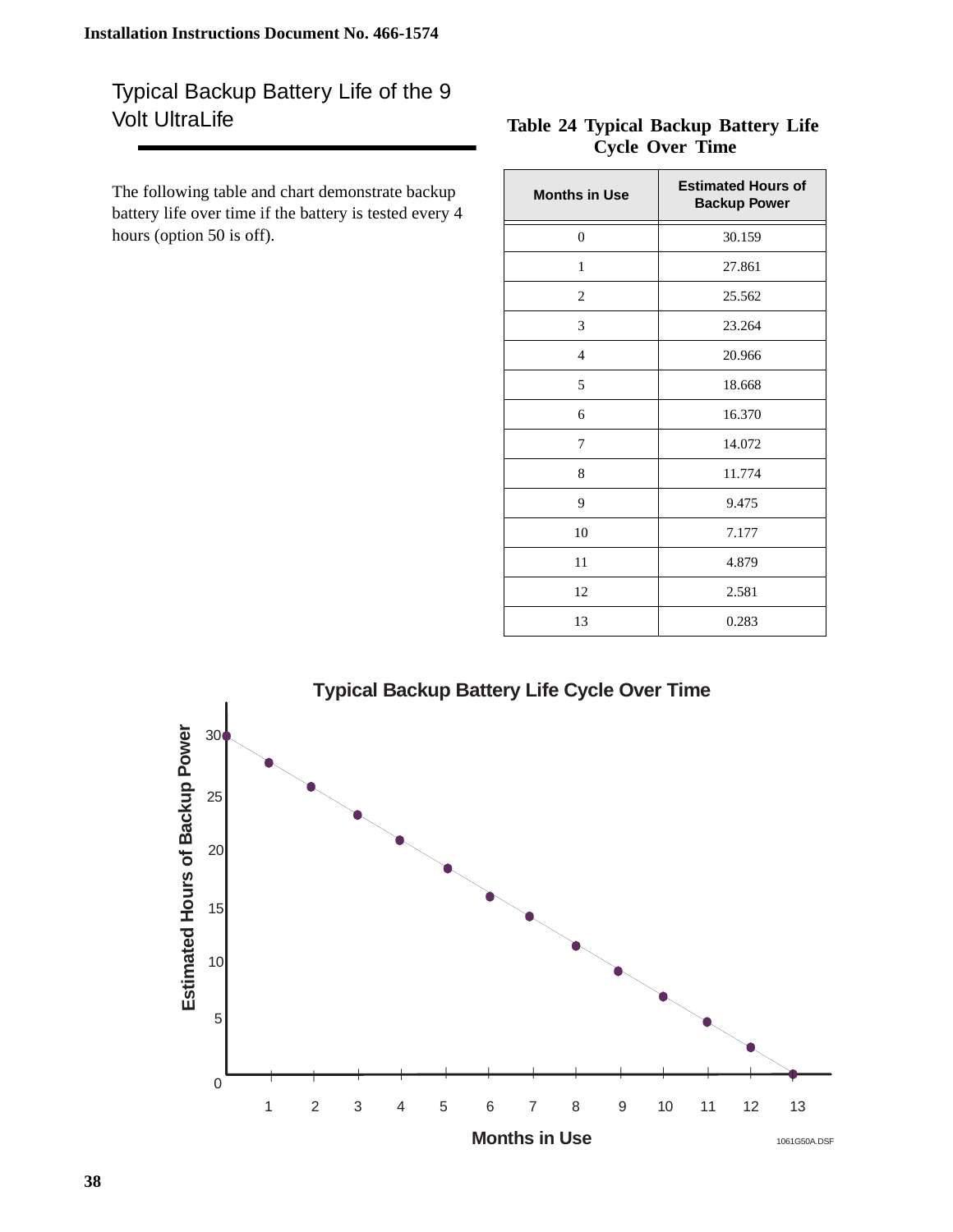## Typical Backup Battery Life of the 9 Volt UltraLife

The following table and chart demonstrate backup battery life over time if the battery is tested every 4 hours (option 50 is off).

**Table 24 Typical Backup Battery Life Cycle Over Time**

| Months in Use | Estimated Hours of Backup Power |
|---|---|
| 0 | 30.159 |
| 1 | 27.861 |
| 2 | 25.562 |
| 3 | 23.264 |
| 4 | 20.966 |
| 5 | 18.668 |
| 6 | 16.370 |
| 7 | 14.072 |
| 8 | 11.774 |
| 9 | 9.475 |
| 10 | 7.177 |
| 11 | 4.879 |
| 12 | 2.581 |
| 13 | 0.283 |

**Typical Backup Battery Life Cycle Over Time**

(Chart: Estimated Hours of Backup Power (0–30) vs. Months in Use (1–13))

1061G50A.DSF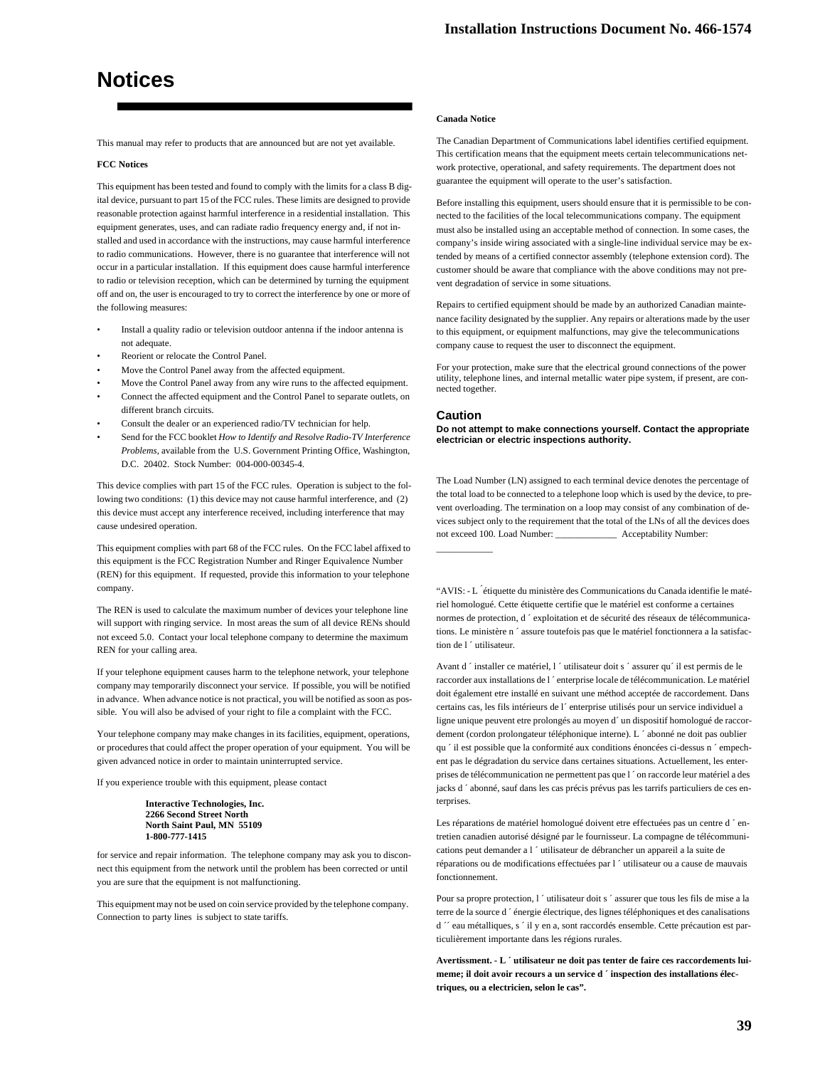# Notices

This manual may refer to products that are announced but are not yet available.

**FCC Notices**

This equipment has been tested and found to comply with the limits for a class B digital device, pursuant to part 15 of the FCC rules. These limits are designed to provide reasonable protection against harmful interference in a residential installation. This equipment generates, uses, and can radiate radio frequency energy and, if not installed and used in accordance with the instructions, may cause harmful interference to radio communications. However, there is no guarantee that interference will not occur in a particular installation. If this equipment does cause harmful interference to radio or television reception, which can be determined by turning the equipment off and on, the user is encouraged to try to correct the interference by one or more of the following measures:

- Install a quality radio or television outdoor antenna if the indoor antenna is not adequate.
- Reorient or relocate the Control Panel.
- Move the Control Panel away from the affected equipment.
- Move the Control Panel away from any wire runs to the affected equipment.
- Connect the affected equipment and the Control Panel to separate outlets, on different branch circuits.
- Consult the dealer or an experienced radio/TV technician for help.
- Send for the FCC booklet *How to Identify and Resolve Radio-TV Interference Problems*, available from the U.S. Government Printing Office, Washington, D.C. 20402. Stock Number: 004-000-00345-4.

This device complies with part 15 of the FCC rules. Operation is subject to the following two conditions: (1) this device may not cause harmful interference, and (2) this device must accept any interference received, including interference that may cause undesired operation.

This equipment complies with part 68 of the FCC rules. On the FCC label affixed to this equipment is the FCC Registration Number and Ringer Equivalence Number (REN) for this equipment. If requested, provide this information to your telephone company.

The REN is used to calculate the maximum number of devices your telephone line will support with ringing service. In most areas the sum of all device RENs should not exceed 5.0. Contact your local telephone company to determine the maximum REN for your calling area.

If your telephone equipment causes harm to the telephone network, your telephone company may temporarily disconnect your service. If possible, you will be notified in advance. When advance notice is not practical, you will be notified as soon as possible. You will also be advised of your right to file a complaint with the FCC.

Your telephone company may make changes in its facilities, equipment, operations, or procedures that could affect the proper operation of your equipment. You will be given advanced notice in order to maintain uninterrupted service.

If you experience trouble with this equipment, please contact

**Interactive Technologies, Inc.**
**2266 Second Street North**
**North Saint Paul, MN 55109**
**1-800-777-1415**

for service and repair information. The telephone company may ask you to disconnect this equipment from the network until the problem has been corrected or until you are sure that the equipment is not malfunctioning.

This equipment may not be used on coin service provided by the telephone company. Connection to party lines is subject to state tariffs.

**Canada Notice**

The Canadian Department of Communications label identifies certified equipment. This certification means that the equipment meets certain telecommunications network protective, operational, and safety requirements. The department does not guarantee the equipment will operate to the user's satisfaction.

Before installing this equipment, users should ensure that it is permissible to be connected to the facilities of the local telecommunications company. The equipment must also be installed using an acceptable method of connection. In some cases, the company's inside wiring associated with a single-line individual service may be extended by means of a certified connector assembly (telephone extension cord). The customer should be aware that compliance with the above conditions may not prevent degradation of service in some situations.

Repairs to certified equipment should be made by an authorized Canadian maintenance facility designated by the supplier. Any repairs or alterations made by the user to this equipment, or equipment malfunctions, may give the telecommunications company cause to request the user to disconnect the equipment.

For your protection, make sure that the electrical ground connections of the power utility, telephone lines, and internal metallic water pipe system, if present, are connected together.

### Caution

**Do not attempt to make connections yourself. Contact the appropriate electrician or electric inspections authority.**

The Load Number (LN) assigned to each terminal device denotes the percentage of the total load to be connected to a telephone loop which is used by the device, to prevent overloading. The termination on a loop may consist of any combination of devices subject only to the requirement that the total of the LNs of all the devices does not exceed 100. Load Number: _____________ Acceptability Number: ___________

"AVIS: - L ´étiquette du ministère des Communications du Canada identifie le matériel homologué. Cette étiquette certifie que le matériel est conforme a certaines normes de protection, d ´ exploitation et de sécurité des réseaux de télécommunications. Le ministère n ´ assure toutefois pas que le matériel fonctionnera a la satisfaction de l ´ utilisateur.

Avant d ´ installer ce matériel, l ´ utilisateur doit s ´ assurer qu´ il est permis de le raccorder aux installations de l ´ enterprise locale de télécommunication. Le matériel doit également etre installé en suivant une méthod acceptée de raccordement. Dans certains cas, les fils intérieurs de l´ enterprise utilisés pour un service individuel a ligne unique peuvent etre prolongés au moyen d´ un dispositif homologué de raccordement (cordon prolongateur téléphonique interne). L ´ abonné ne doit pas oublier qu ´ il est possible que la conformité aux conditions énoncées ci-dessus n ´ empechent pas le dégradation du service dans certaines situations. Actuellement, les enterprises de télécommunication ne permettent pas que l ´ on raccorde leur matériel a des jacks d ´ abonné, sauf dans les cas précis prévus pas les tarrifs particuliers de ces enterprises.

Les réparations de matériel homologué doivent etre effectuées pas un centre d ´ entretien canadien autorisé désigné par le fournisseur. La compagne de télécommunications peut demander a l ´ utilisateur de débrancher un appareil a la suite de réparations ou de modifications effectuées par l ´ utilisateur ou a cause de mauvais fonctionnement.

Pour sa propre protection, l ´ utilisateur doit s ´ assurer que tous les fils de mise a la terre de la source d ´ énergie électrique, des lignes téléphoniques et des canalisations d ´´ eau métalliques, s ´ il y en a, sont raccordés ensemble. Cette précaution est particulièrement importante dans les régions rurales.

**Avertissment. - L ´ utilisateur ne doit pas tenter de faire ces raccordements luimeme; il doit avoir recours a un service d ´ inspection des installations électriques, ou a electricien, selon le cas".**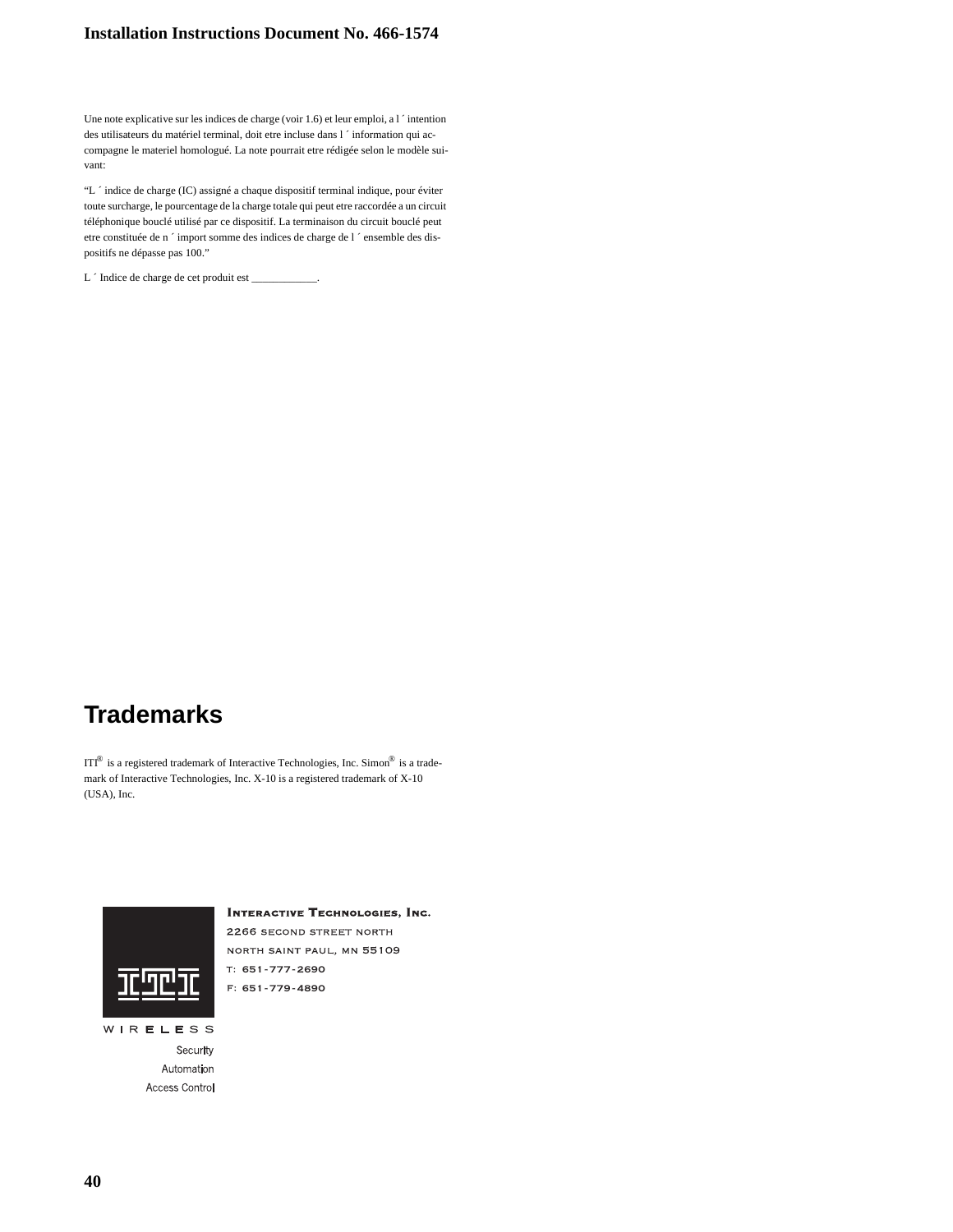Une note explicative sur les indices de charge (voir 1.6) et leur emploi, a l ´ intention des utilisateurs du matériel terminal, doit etre incluse dans l ´ information qui accompagne le materiel homologué. La note pourrait etre rédigée selon le modèle suivant:

"L ´ indice de charge (IC) assigné a chaque dispositif terminal indique, pour éviter toute surcharge, le pourcentage de la charge totale qui peut etre raccordée a un circuit téléphonique bouclé utilisé par ce dispositif. La terminaison du circuit bouclé peut etre constituée de n ´ import somme des indices de charge de l ´ ensemble des dispositifs ne dépasse pas 100."

L ´ Indice de charge de cet produit est ____________.

# Trademarks

ITI® is a registered trademark of Interactive Technologies, Inc. Simon® is a trademark of Interactive Technologies, Inc. X-10 is a registered trademark of X-10 (USA), Inc.

**Interactive Technologies, Inc.**
2266 second street north
north saint paul, mn 55109
T: 651-777-2690
F: 651-779-4890

WIRELESS
Security
Automation
Access Control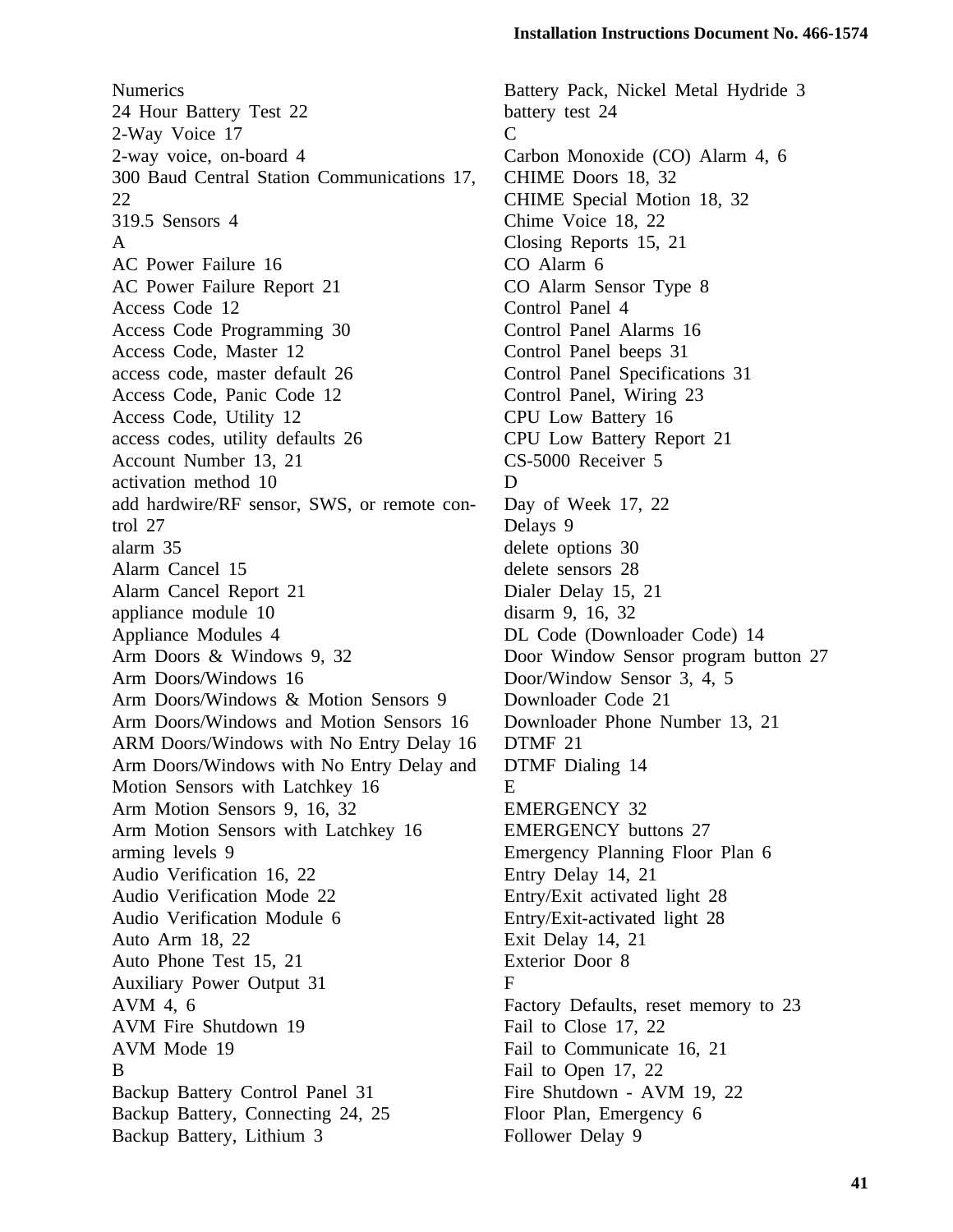Numerics

24 Hour Battery Test 22
2-Way Voice 17
2-way voice, on-board 4
300 Baud Central Station Communications 17, 22
319.5 Sensors 4

A

AC Power Failure 16
AC Power Failure Report 21
Access Code 12
Access Code Programming 30
Access Code, Master 12
access code, master default 26
Access Code, Panic Code 12
Access Code, Utility 12
access codes, utility defaults 26
Account Number 13, 21
activation method 10
add hardwire/RF sensor, SWS, or remote control 27
alarm 35
Alarm Cancel 15
Alarm Cancel Report 21
appliance module 10
Appliance Modules 4
Arm Doors & Windows 9, 32
Arm Doors/Windows 16
Arm Doors/Windows & Motion Sensors 9
Arm Doors/Windows and Motion Sensors 16
ARM Doors/Windows with No Entry Delay 16
Arm Doors/Windows with No Entry Delay and Motion Sensors with Latchkey 16
Arm Motion Sensors 9, 16, 32
Arm Motion Sensors with Latchkey 16
arming levels 9
Audio Verification 16, 22
Audio Verification Mode 22
Audio Verification Module 6
Auto Arm 18, 22
Auto Phone Test 15, 21
Auxiliary Power Output 31
AVM 4, 6
AVM Fire Shutdown 19
AVM Mode 19

B

Backup Battery Control Panel 31
Backup Battery, Connecting 24, 25
Backup Battery, Lithium 3
Battery Pack, Nickel Metal Hydride 3
battery test 24

C

Carbon Monoxide (CO) Alarm 4, 6
CHIME Doors 18, 32
CHIME Special Motion 18, 32
Chime Voice 18, 22
Closing Reports 15, 21
CO Alarm 6
CO Alarm Sensor Type 8
Control Panel 4
Control Panel Alarms 16
Control Panel beeps 31
Control Panel Specifications 31
Control Panel, Wiring 23
CPU Low Battery 16
CPU Low Battery Report 21
CS-5000 Receiver 5

D

Day of Week 17, 22
Delays 9
delete options 30
delete sensors 28
Dialer Delay 15, 21
disarm 9, 16, 32
DL Code (Downloader Code) 14
Door Window Sensor program button 27
Door/Window Sensor 3, 4, 5
Downloader Code 21
Downloader Phone Number 13, 21
DTMF 21
DTMF Dialing 14

E

EMERGENCY 32
EMERGENCY buttons 27
Emergency Planning Floor Plan 6
Entry Delay 14, 21
Entry/Exit activated light 28
Entry/Exit-activated light 28
Exit Delay 14, 21
Exterior Door 8

F

Factory Defaults, reset memory to 23
Fail to Close 17, 22
Fail to Communicate 16, 21
Fail to Open 17, 22
Fire Shutdown - AVM 19, 22
Floor Plan, Emergency 6
Follower Delay 9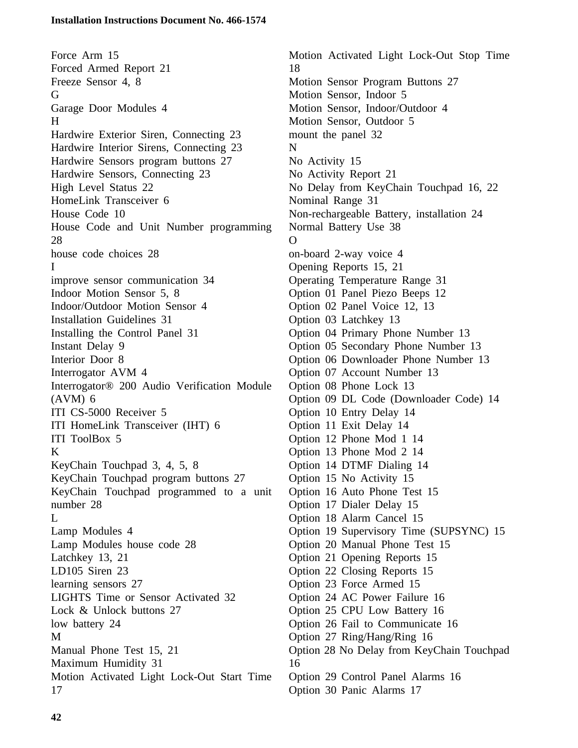Force Arm 15
Forced Armed Report 21
Freeze Sensor 4, 8
G
Garage Door Modules 4
H
Hardwire Exterior Siren, Connecting 23
Hardwire Interior Sirens, Connecting 23
Hardwire Sensors program buttons 27
Hardwire Sensors, Connecting 23
High Level Status 22
HomeLink Transceiver 6
House Code 10
House Code and Unit Number programming 28
house code choices 28
I
improve sensor communication 34
Indoor Motion Sensor 5, 8
Indoor/Outdoor Motion Sensor 4
Installation Guidelines 31
Installing the Control Panel 31
Instant Delay 9
Interior Door 8
Interrogator AVM 4
Interrogator® 200 Audio Verification Module (AVM) 6
ITI CS-5000 Receiver 5
ITI HomeLink Transceiver (IHT) 6
ITI ToolBox 5
K
KeyChain Touchpad 3, 4, 5, 8
KeyChain Touchpad program buttons 27
KeyChain Touchpad programmed to a unit number 28
L
Lamp Modules 4
Lamp Modules house code 28
Latchkey 13, 21
LD105 Siren 23
learning sensors 27
LIGHTS Time or Sensor Activated 32
Lock & Unlock buttons 27
low battery 24
M
Manual Phone Test 15, 21
Maximum Humidity 31
Motion Activated Light Lock-Out Start Time 17
Motion Activated Light Lock-Out Stop Time 18
Motion Sensor Program Buttons 27
Motion Sensor, Indoor 5
Motion Sensor, Indoor/Outdoor 4
Motion Sensor, Outdoor 5
mount the panel 32
N
No Activity 15
No Activity Report 21
No Delay from KeyChain Touchpad 16, 22
Nominal Range 31
Non-rechargeable Battery, installation 24
Normal Battery Use 38
O
on-board 2-way voice 4
Opening Reports 15, 21
Operating Temperature Range 31
Option 01 Panel Piezo Beeps 12
Option 02 Panel Voice 12, 13
Option 03 Latchkey 13
Option 04 Primary Phone Number 13
Option 05 Secondary Phone Number 13
Option 06 Downloader Phone Number 13
Option 07 Account Number 13
Option 08 Phone Lock 13
Option 09 DL Code (Downloader Code) 14
Option 10 Entry Delay 14
Option 11 Exit Delay 14
Option 12 Phone Mod 1 14
Option 13 Phone Mod 2 14
Option 14 DTMF Dialing 14
Option 15 No Activity 15
Option 16 Auto Phone Test 15
Option 17 Dialer Delay 15
Option 18 Alarm Cancel 15
Option 19 Supervisory Time (SUPSYNC) 15
Option 20 Manual Phone Test 15
Option 21 Opening Reports 15
Option 22 Closing Reports 15
Option 23 Force Armed 15
Option 24 AC Power Failure 16
Option 25 CPU Low Battery 16
Option 26 Fail to Communicate 16
Option 27 Ring/Hang/Ring 16
Option 28 No Delay from KeyChain Touchpad 16
Option 29 Control Panel Alarms 16
Option 30 Panic Alarms 17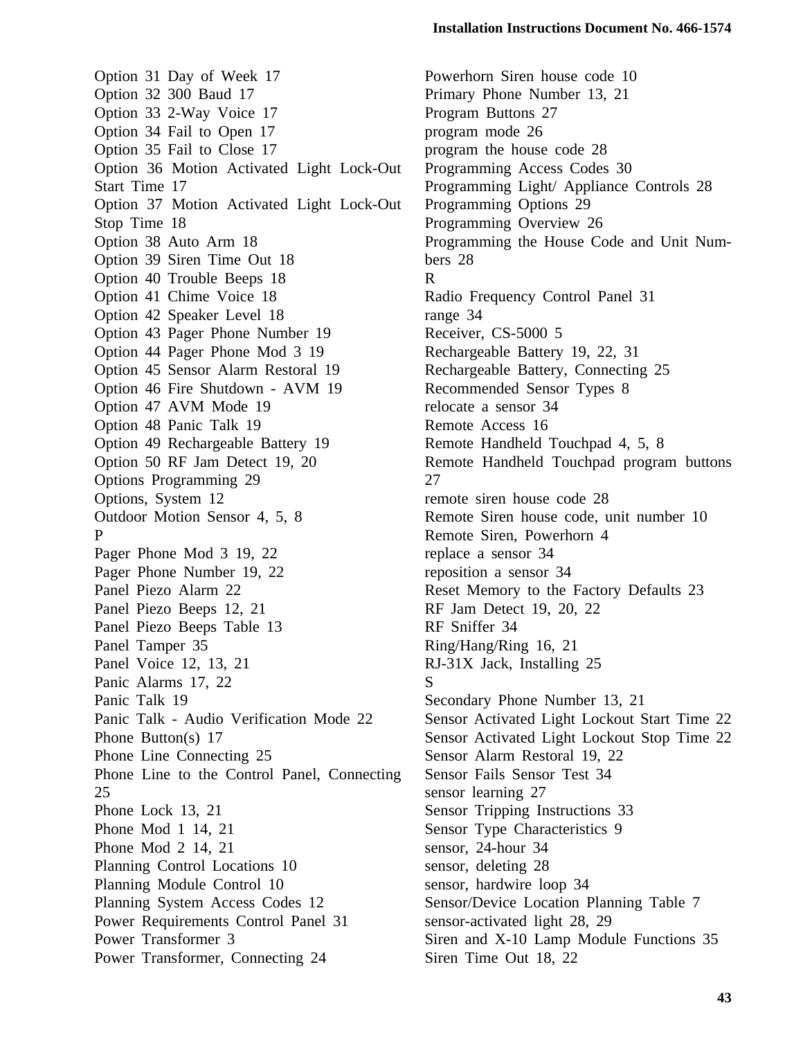Option 31 Day of Week 17
Option 32 300 Baud 17
Option 33 2-Way Voice 17
Option 34 Fail to Open 17
Option 35 Fail to Close 17
Option 36 Motion Activated Light Lock-Out Start Time 17
Option 37 Motion Activated Light Lock-Out Stop Time 18
Option 38 Auto Arm 18
Option 39 Siren Time Out 18
Option 40 Trouble Beeps 18
Option 41 Chime Voice 18
Option 42 Speaker Level 18
Option 43 Pager Phone Number 19
Option 44 Pager Phone Mod 3 19
Option 45 Sensor Alarm Restoral 19
Option 46 Fire Shutdown - AVM 19
Option 47 AVM Mode 19
Option 48 Panic Talk 19
Option 49 Rechargeable Battery 19
Option 50 RF Jam Detect 19, 20
Options Programming 29
Options, System 12
Outdoor Motion Sensor 4, 5, 8
P
Pager Phone Mod 3 19, 22
Pager Phone Number 19, 22
Panel Piezo Alarm 22
Panel Piezo Beeps 12, 21
Panel Piezo Beeps Table 13
Panel Tamper 35
Panel Voice 12, 13, 21
Panic Alarms 17, 22
Panic Talk 19
Panic Talk - Audio Verification Mode 22
Phone Button(s) 17
Phone Line Connecting 25
Phone Line to the Control Panel, Connecting 25
Phone Lock 13, 21
Phone Mod 1 14, 21
Phone Mod 2 14, 21
Planning Control Locations 10
Planning Module Control 10
Planning System Access Codes 12
Power Requirements Control Panel 31
Power Transformer 3
Power Transformer, Connecting 24
Powerhorn Siren house code 10
Primary Phone Number 13, 21
Program Buttons 27
program mode 26
program the house code 28
Programming Access Codes 30
Programming Light/ Appliance Controls 28
Programming Options 29
Programming Overview 26
Programming the House Code and Unit Numbers 28
R
Radio Frequency Control Panel 31
range 34
Receiver, CS-5000 5
Rechargeable Battery 19, 22, 31
Rechargeable Battery, Connecting 25
Recommended Sensor Types 8
relocate a sensor 34
Remote Access 16
Remote Handheld Touchpad 4, 5, 8
Remote Handheld Touchpad program buttons 27
remote siren house code 28
Remote Siren house code, unit number 10
Remote Siren, Powerhorn 4
replace a sensor 34
reposition a sensor 34
Reset Memory to the Factory Defaults 23
RF Jam Detect 19, 20, 22
RF Sniffer 34
Ring/Hang/Ring 16, 21
RJ-31X Jack, Installing 25
S
Secondary Phone Number 13, 21
Sensor Activated Light Lockout Start Time 22
Sensor Activated Light Lockout Stop Time 22
Sensor Alarm Restoral 19, 22
Sensor Fails Sensor Test 34
sensor learning 27
Sensor Tripping Instructions 33
Sensor Type Characteristics 9
sensor, 24-hour 34
sensor, deleting 28
sensor, hardwire loop 34
Sensor/Device Location Planning Table 7
sensor-activated light 28, 29
Siren and X-10 Lamp Module Functions 35
Siren Time Out 18, 22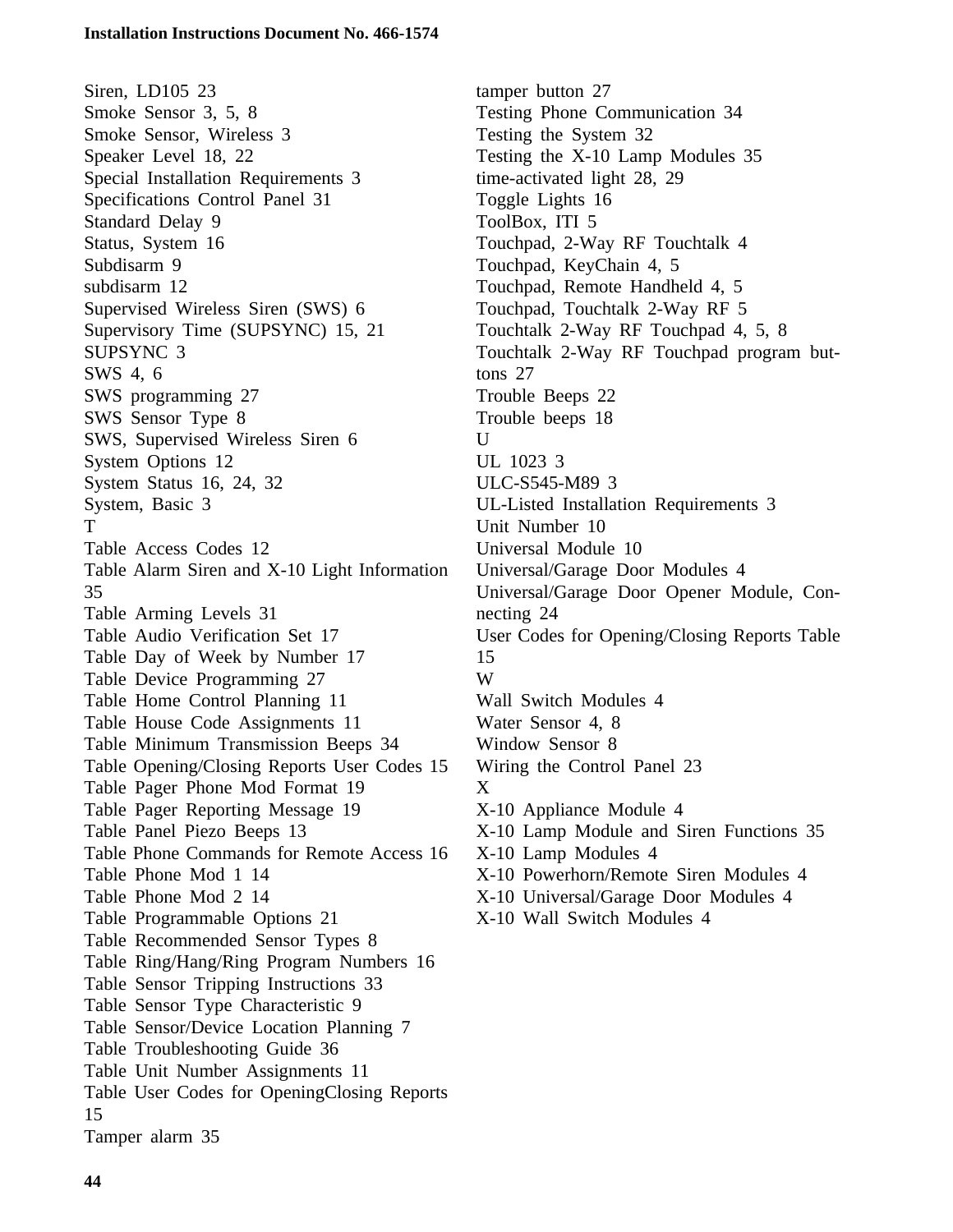Siren, LD105 23
Smoke Sensor 3, 5, 8
Smoke Sensor, Wireless 3
Speaker Level 18, 22
Special Installation Requirements 3
Specifications Control Panel 31
Standard Delay 9
Status, System 16
Subdisarm 9
subdisarm 12
Supervised Wireless Siren (SWS) 6
Supervisory Time (SUPSYNC) 15, 21
SUPSYNC 3
SWS 4, 6
SWS programming 27
SWS Sensor Type 8
SWS, Supervised Wireless Siren 6
System Options 12
System Status 16, 24, 32
System, Basic 3
T
Table Access Codes 12
Table Alarm Siren and X-10 Light Information 35
Table Arming Levels 31
Table Audio Verification Set 17
Table Day of Week by Number 17
Table Device Programming 27
Table Home Control Planning 11
Table House Code Assignments 11
Table Minimum Transmission Beeps 34
Table Opening/Closing Reports User Codes 15
Table Pager Phone Mod Format 19
Table Pager Reporting Message 19
Table Panel Piezo Beeps 13
Table Phone Commands for Remote Access 16
Table Phone Mod 1 14
Table Phone Mod 2 14
Table Programmable Options 21
Table Recommended Sensor Types 8
Table Ring/Hang/Ring Program Numbers 16
Table Sensor Tripping Instructions 33
Table Sensor Type Characteristic 9
Table Sensor/Device Location Planning 7
Table Troubleshooting Guide 36
Table Unit Number Assignments 11
Table User Codes for OpeningClosing Reports 15
Tamper alarm 35
tamper button 27
Testing Phone Communication 34
Testing the System 32
Testing the X-10 Lamp Modules 35
time-activated light 28, 29
Toggle Lights 16
ToolBox, ITI 5
Touchpad, 2-Way RF Touchtalk 4
Touchpad, KeyChain 4, 5
Touchpad, Remote Handheld 4, 5
Touchpad, Touchtalk 2-Way RF 5
Touchtalk 2-Way RF Touchpad 4, 5, 8
Touchtalk 2-Way RF Touchpad program buttons 27
Trouble Beeps 22
Trouble beeps 18
U
UL 1023 3
ULC-S545-M89 3
UL-Listed Installation Requirements 3
Unit Number 10
Universal Module 10
Universal/Garage Door Modules 4
Universal/Garage Door Opener Module, Connecting 24
User Codes for Opening/Closing Reports Table 15
W
Wall Switch Modules 4
Water Sensor 4, 8
Window Sensor 8
Wiring the Control Panel 23
X
X-10 Appliance Module 4
X-10 Lamp Module and Siren Functions 35
X-10 Lamp Modules 4
X-10 Powerhorn/Remote Siren Modules 4
X-10 Universal/Garage Door Modules 4
X-10 Wall Switch Modules 4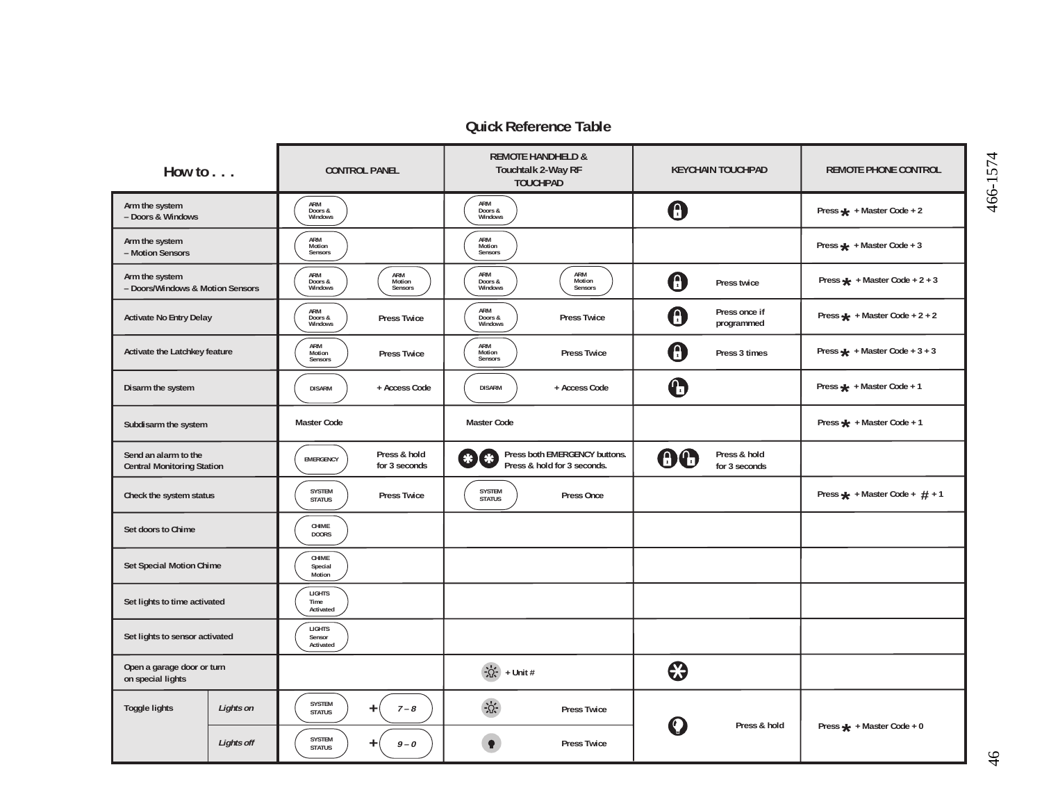## Quick Reference Table

| How to . . . | | CONTROL PANEL | | REMOTE HANDHELD & Touchtalk 2-Way RF TOUCHPAD | | KEYCHAIN TOUCHPAD | | REMOTE PHONE CONTROL |
|---|---|---|---|---|---|---|---|---|
| Arm the system – Doors & Windows | | ARM Doors & Windows | | ARM Doors & Windows | | (lock) | | Press * + Master Code + 2 |
| Arm the system – Motion Sensors | | ARM Motion Sensors | | ARM Motion Sensors | | | | Press * + Master Code + 3 |
| Arm the system – Doors/Windows & Motion Sensors | | ARM Doors & Windows | ARM Motion Sensors | ARM Doors & Windows | ARM Motion Sensors | (lock) | Press twice | Press * + Master Code + 2 + 3 |
| Activate No Entry Delay | | ARM Doors & Windows | Press Twice | ARM Doors & Windows | Press Twice | (lock) | Press once if programmed | Press * + Master Code + 2 + 2 |
| Activate the Latchkey feature | | ARM Motion Sensors | Press Twice | ARM Motion Sensors | Press Twice | (lock) | Press 3 times | Press * + Master Code + 3 + 3 |
| Disarm the system | | DISARM | + Access Code | DISARM | + Access Code | (unlock) | | Press * + Master Code + 1 |
| Subdisarm the system | | Master Code | | Master Code | | | | Press * + Master Code + 1 |
| Send an alarm to the Central Monitoring Station | | EMERGENCY | Press & hold for 3 seconds | (emergency) (emergency) | Press both EMERGENCY buttons. Press & hold for 3 seconds. | (lock) (unlock) | Press & hold for 3 seconds | |
| Check the system status | | SYSTEM STATUS | Press Twice | SYSTEM STATUS | Press Once | | | Press * + Master Code + # + 1 |
| Set doors to Chime | | CHIME DOORS | | | | | | |
| Set Special Motion Chime | | CHIME Special Motion | | | | | | |
| Set lights to time activated | | LIGHTS Time Activated | | | | | | |
| Set lights to sensor activated | | LIGHTS Sensor Activated | | | | | | |
| Open a garage door or turn on special lights | | | | (light) + Unit # | | (star) | | |
| Toggle lights | *Lights on* | SYSTEM STATUS | + *7 – 8* | (light) | Press Twice | (light) | Press & hold | Press * + Master Code + 0 |
| | *Lights off* | SYSTEM STATUS | + *9 – 0* | (light off) | Press Twice | | | |

466-1574